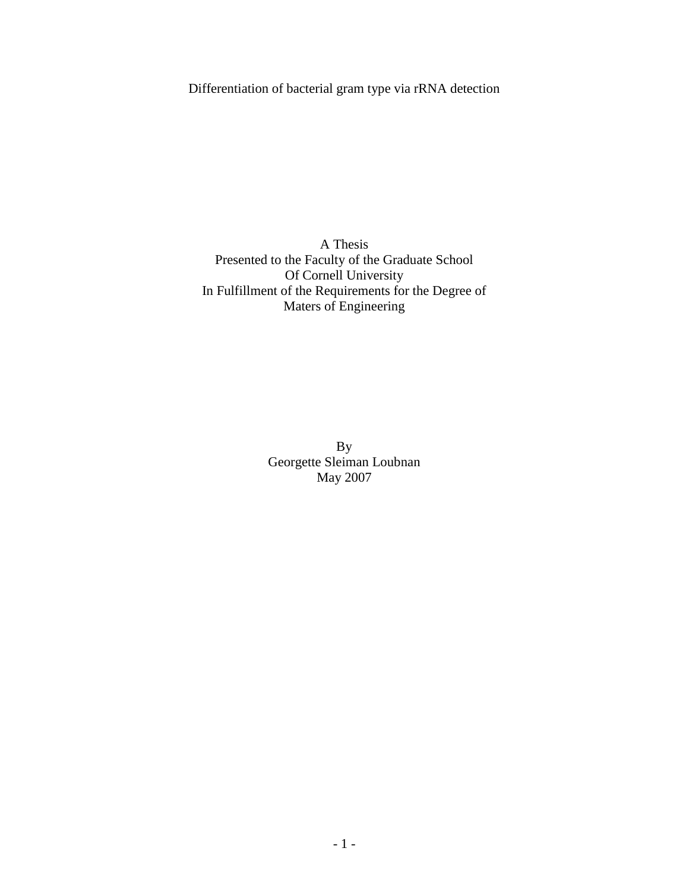# Differentiation of bacterial gram type via rRNA detection

A Thesis
Presented to the Faculty of the Graduate School
Of Cornell University
In Fulfillment of the Requirements for the Degree of
Maters of Engineering

By
Georgette Sleiman Loubnan
May 2007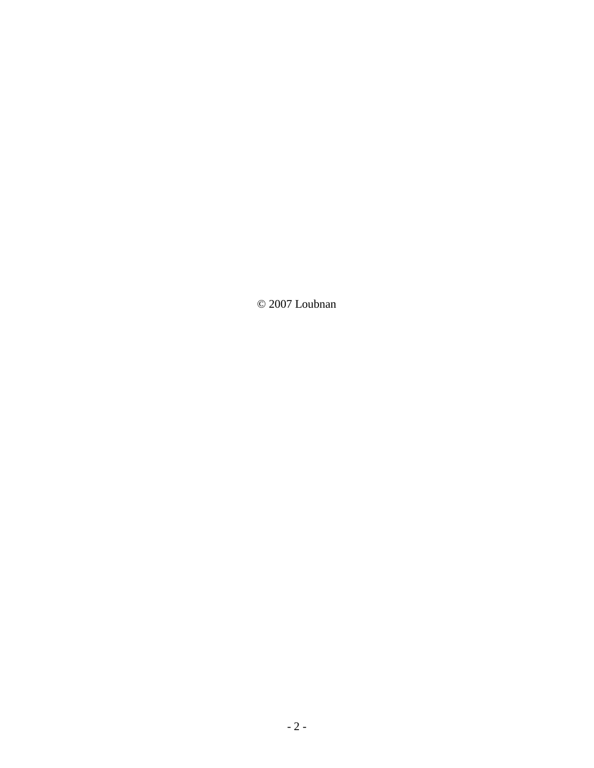© 2007 Loubnan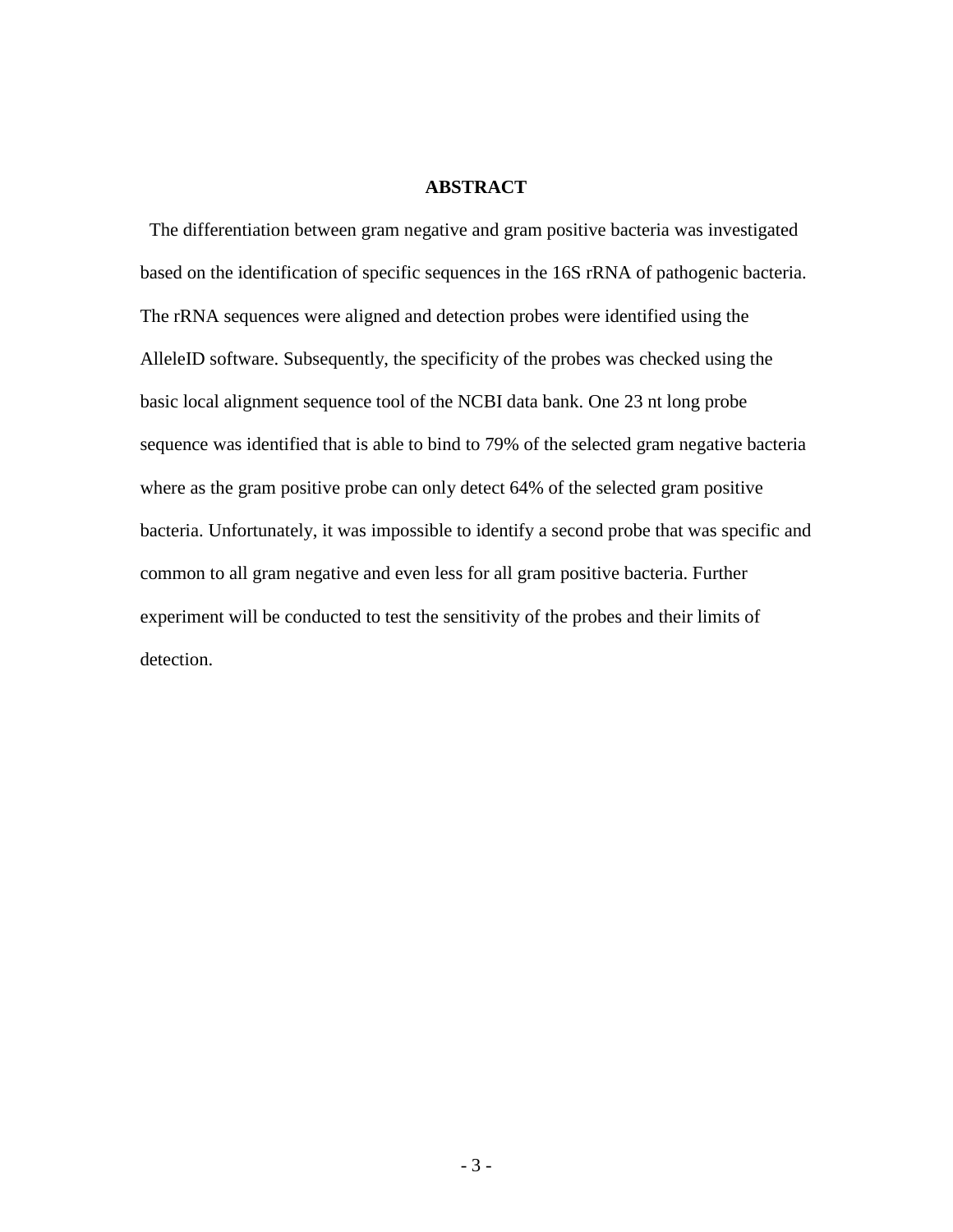# ABSTRACT

The differentiation between gram negative and gram positive bacteria was investigated based on the identification of specific sequences in the 16S rRNA of pathogenic bacteria. The rRNA sequences were aligned and detection probes were identified using the AlleleID software. Subsequently, the specificity of the probes was checked using the basic local alignment sequence tool of the NCBI data bank. One 23 nt long probe sequence was identified that is able to bind to 79% of the selected gram negative bacteria where as the gram positive probe can only detect 64% of the selected gram positive bacteria. Unfortunately, it was impossible to identify a second probe that was specific and common to all gram negative and even less for all gram positive bacteria. Further experiment will be conducted to test the sensitivity of the probes and their limits of detection.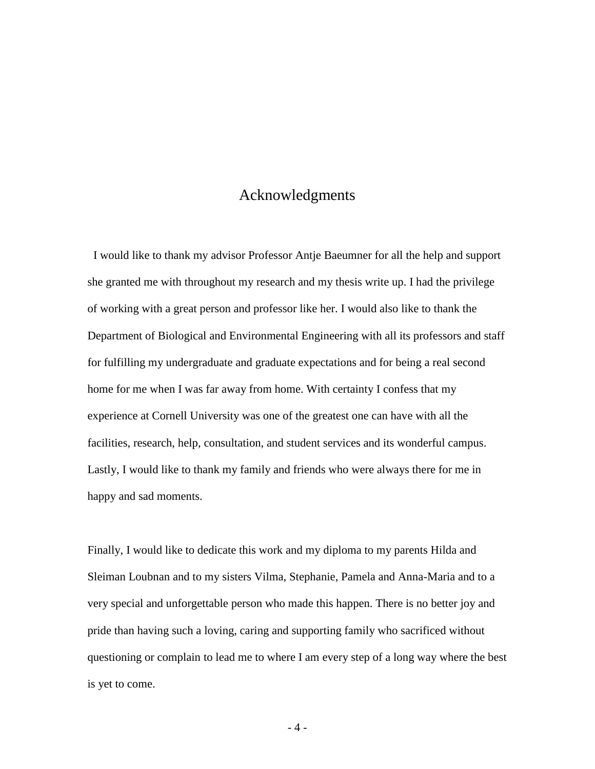# Acknowledgments

I would like to thank my advisor Professor Antje Baeumner for all the help and support she granted me with throughout my research and my thesis write up. I had the privilege of working with a great person and professor like her. I would also like to thank the Department of Biological and Environmental Engineering with all its professors and staff for fulfilling my undergraduate and graduate expectations and for being a real second home for me when I was far away from home. With certainty I confess that my experience at Cornell University was one of the greatest one can have with all the facilities, research, help, consultation, and student services and its wonderful campus. Lastly, I would like to thank my family and friends who were always there for me in happy and sad moments.

Finally, I would like to dedicate this work and my diploma to my parents Hilda and Sleiman Loubnan and to my sisters Vilma, Stephanie, Pamela and Anna-Maria and to a very special and unforgettable person who made this happen. There is no better joy and pride than having such a loving, caring and supporting family who sacrificed without questioning or complain to lead me to where I am every step of a long way where the best is yet to come.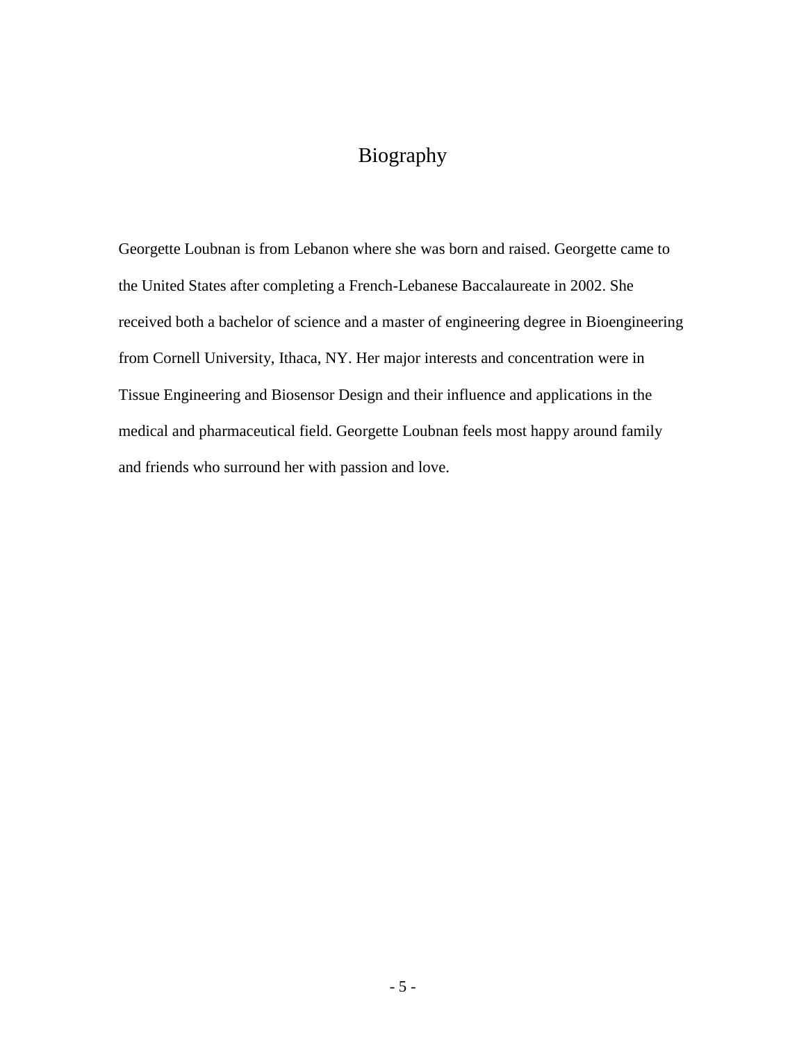# Biography

Georgette Loubnan is from Lebanon where she was born and raised. Georgette came to the United States after completing a French-Lebanese Baccalaureate in 2002. She received both a bachelor of science and a master of engineering degree in Bioengineering from Cornell University, Ithaca, NY. Her major interests and concentration were in Tissue Engineering and Biosensor Design and their influence and applications in the medical and pharmaceutical field. Georgette Loubnan feels most happy around family and friends who surround her with passion and love.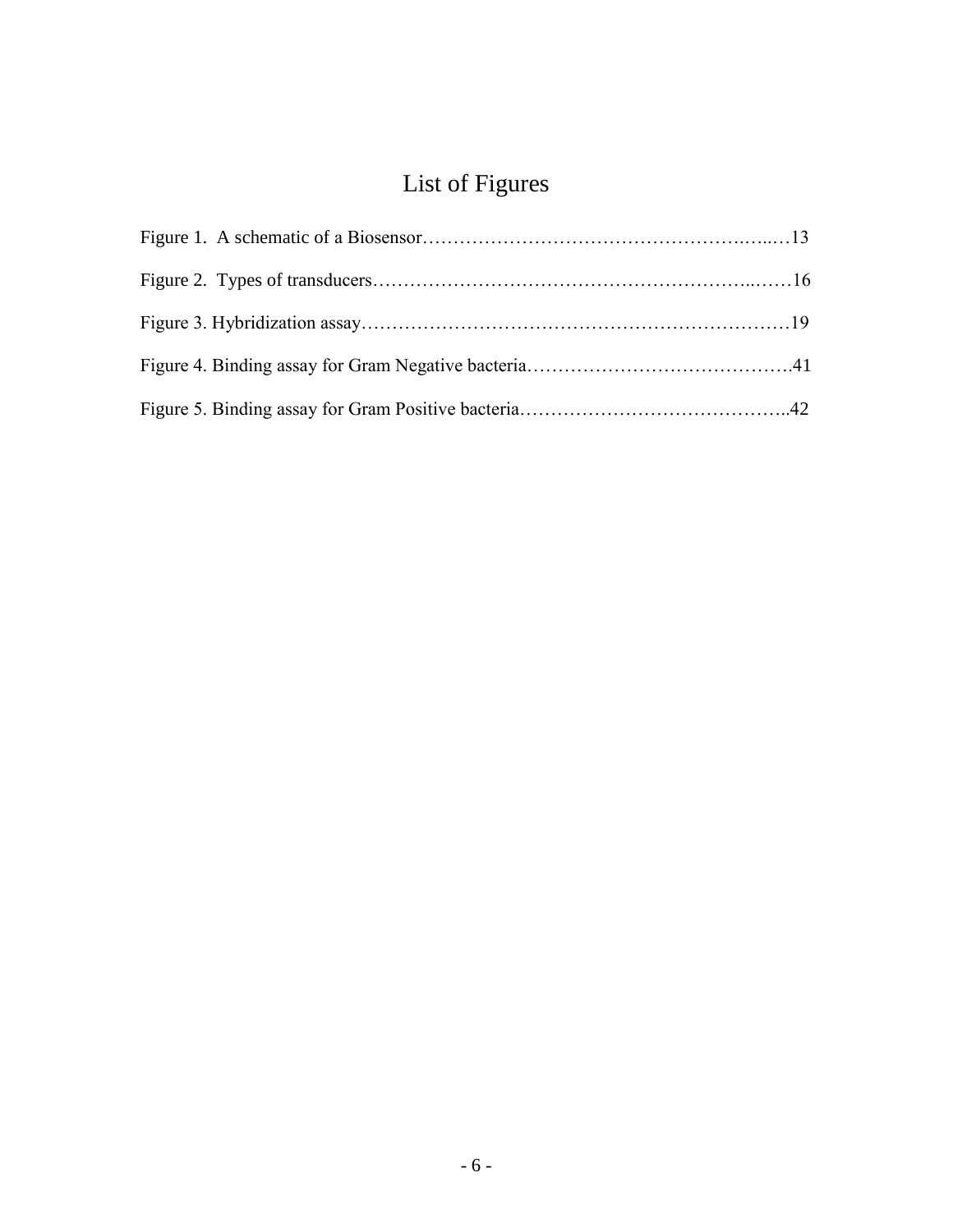# List of Figures

Figure 1. A schematic of a Biosensor……………………………………………………13

Figure 2. Types of transducers…………………………………………………………16

Figure 3. Hybridization assay……………………………………………………………19

Figure 4. Binding assay for Gram Negative bacteria……………………………………41

Figure 5. Binding assay for Gram Positive bacteria……………………………………..42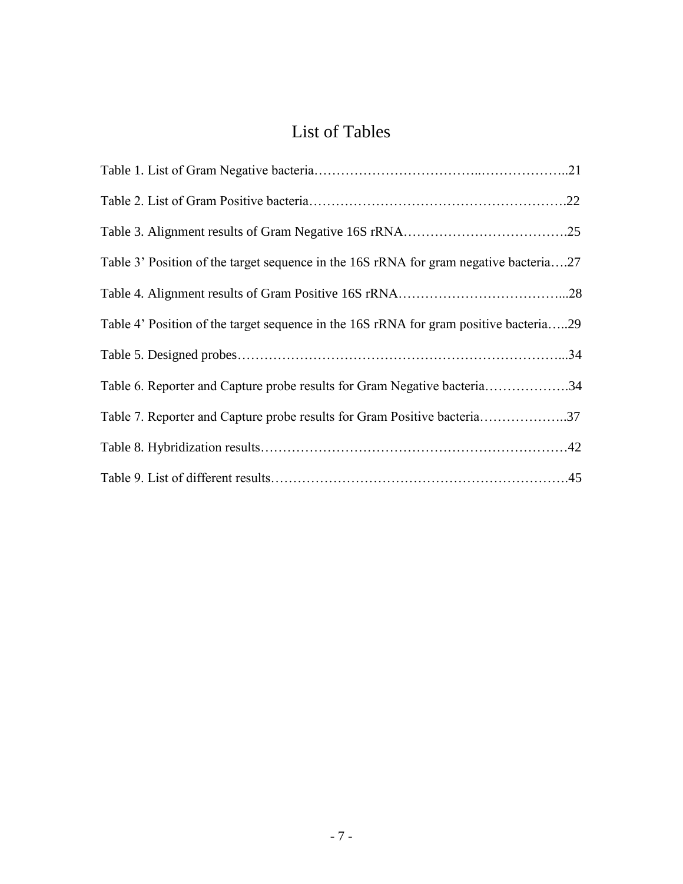# List of Tables

Table 1. List of Gram Negative bacteria……………………………..………………..21

Table 2. List of Gram Positive bacteria……………………………………………….22

Table 3. Alignment results of Gram Negative 16S rRNA……………………………….25

Table 3' Position of the target sequence in the 16S rRNA for gram negative bacteria….27

Table 4. Alignment results of Gram Positive 16S rRNA………………………………...28

Table 4' Position of the target sequence in the 16S rRNA for gram positive bacteria…..29

Table 5. Designed probes……………………………………………………………...34

Table 6. Reporter and Capture probe results for Gram Negative bacteria……………….34

Table 7. Reporter and Capture probe results for Gram Positive bacteria………………..37

Table 8. Hybridization results…………………………………………………………42

Table 9. List of different results……………………………………………………….45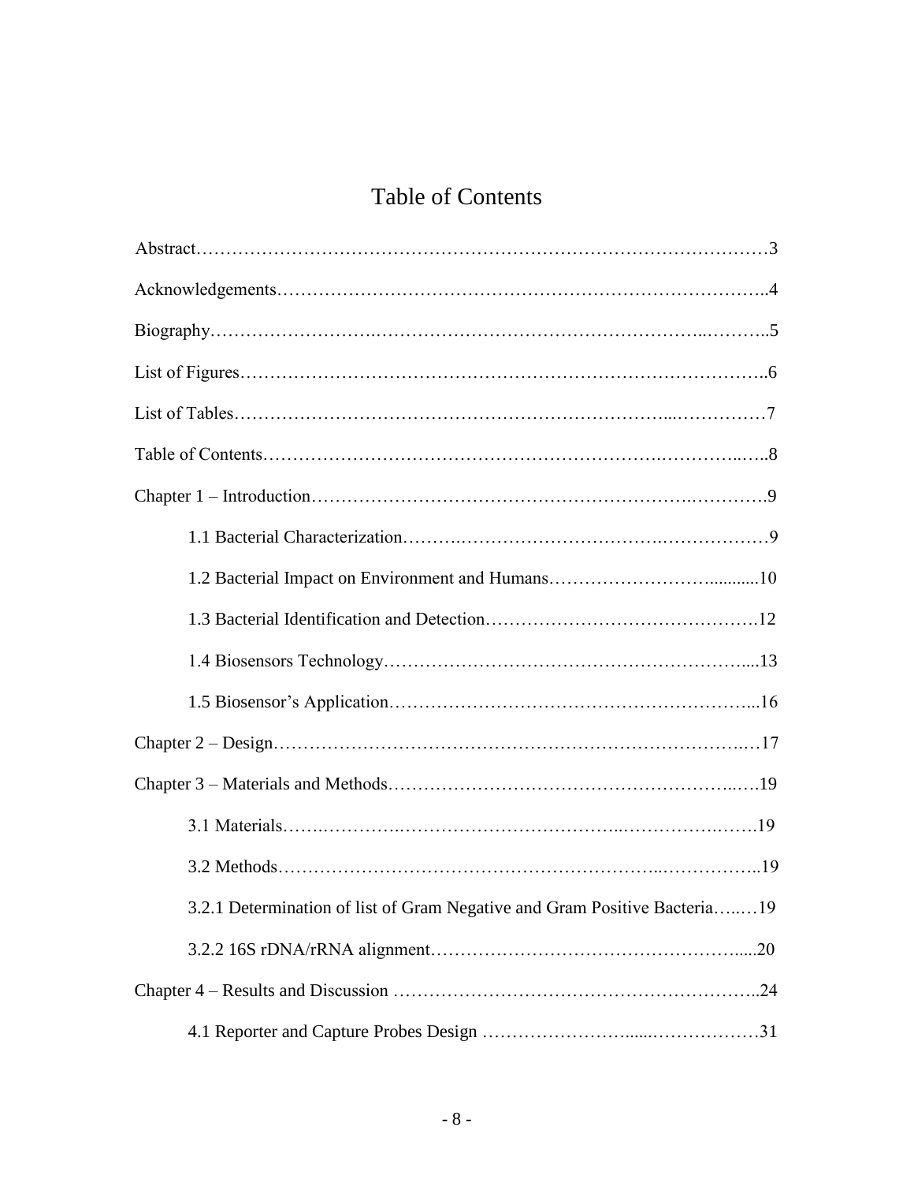# Table of Contents

Abstract……………………………………………………………………………………3

Acknowledgements………………………………………………………………………..4

Biography……………………………………………………………………..………..5

List of Figures……………………………………………………………………………..6

List of Tables………………………………………………………………...……………7

Table of Contents…………………………………………………………………...…..8

Chapter 1 – Introduction…………………………………………………………………9

  1.1 Bacterial Characterization…………………………………………………………9

  1.2 Bacterial Impact on Environment and Humans……………………….........10

  1.3 Bacterial Identification and Detection……………………………………….12

  1.4 Biosensors Technology……………………………………………………....13

  1.5 Biosensor's Application……………………………………………………...16

Chapter 2 – Design…………………………………………………………………..…17

Chapter 3 – Materials and Methods……………………………………………….….19

  3.1 Materials…….…………..……………………………..……………….…….19

  3.2 Methods……………………………………………………...……………..19

  3.2.1 Determination of list of Gram Negative and Gram Positive Bacteria…..…19

  3.2.2 16S rDNA/rRNA alignment………………………………………….....20

Chapter 4 – Results and Discussion …………………………………………………..24

  4.1 Reporter and Capture Probes Design …………………......………………31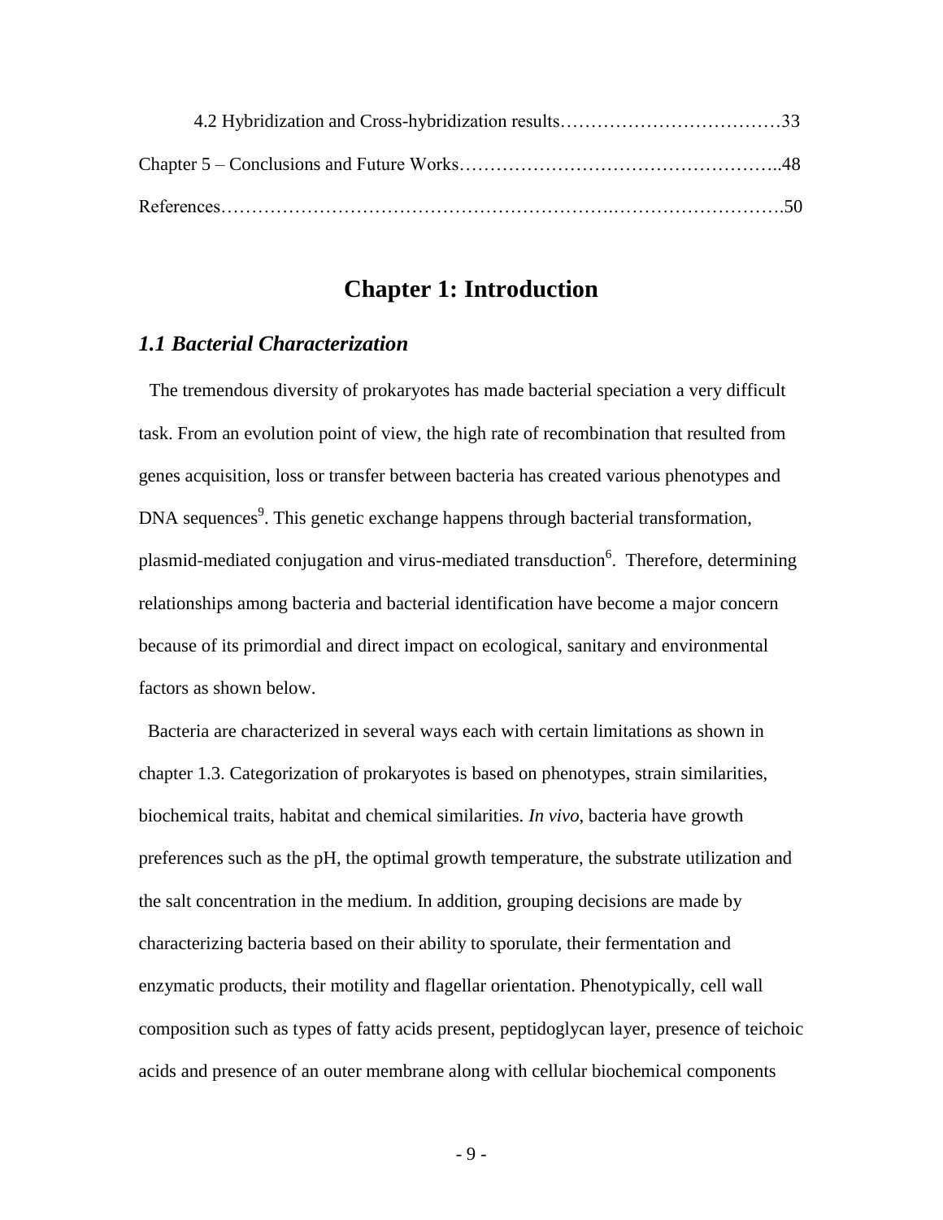4.2 Hybridization and Cross-hybridization results……………………………33

Chapter 5 – Conclusions and Future Works…………………………………………..48

References…………………………………………………….……………………….50

# Chapter 1: Introduction

## *1.1 Bacterial Characterization*

The tremendous diversity of prokaryotes has made bacterial speciation a very difficult task. From an evolution point of view, the high rate of recombination that resulted from genes acquisition, loss or transfer between bacteria has created various phenotypes and DNA sequences[9]. This genetic exchange happens through bacterial transformation, plasmid-mediated conjugation and virus-mediated transduction[6]. Therefore, determining relationships among bacteria and bacterial identification have become a major concern because of its primordial and direct impact on ecological, sanitary and environmental factors as shown below.

Bacteria are characterized in several ways each with certain limitations as shown in chapter 1.3. Categorization of prokaryotes is based on phenotypes, strain similarities, biochemical traits, habitat and chemical similarities. *In vivo*, bacteria have growth preferences such as the pH, the optimal growth temperature, the substrate utilization and the salt concentration in the medium. In addition, grouping decisions are made by characterizing bacteria based on their ability to sporulate, their fermentation and enzymatic products, their motility and flagellar orientation. Phenotypically, cell wall composition such as types of fatty acids present, peptidoglycan layer, presence of teichoic acids and presence of an outer membrane along with cellular biochemical components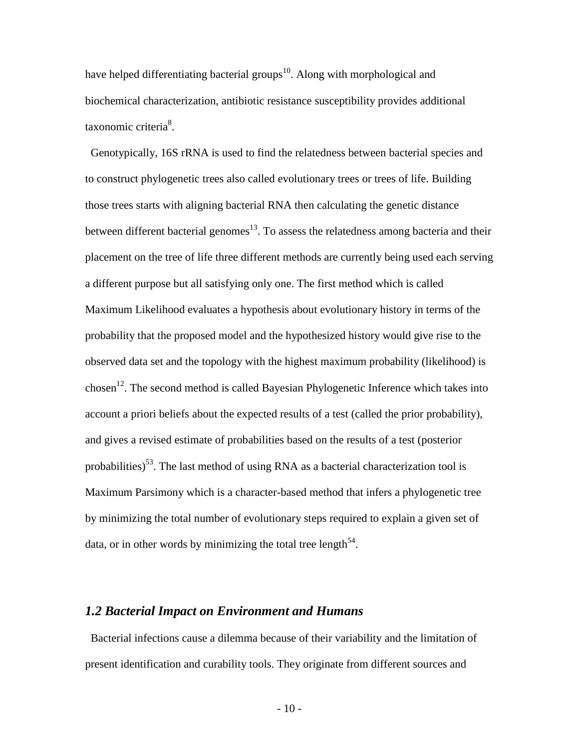have helped differentiating bacterial groups[10]. Along with morphological and biochemical characterization, antibiotic resistance susceptibility provides additional taxonomic criteria[8].

Genotypically, 16S rRNA is used to find the relatedness between bacterial species and to construct phylogenetic trees also called evolutionary trees or trees of life. Building those trees starts with aligning bacterial RNA then calculating the genetic distance between different bacterial genomes[13]. To assess the relatedness among bacteria and their placement on the tree of life three different methods are currently being used each serving a different purpose but all satisfying only one. The first method which is called Maximum Likelihood evaluates a hypothesis about evolutionary history in terms of the probability that the proposed model and the hypothesized history would give rise to the observed data set and the topology with the highest maximum probability (likelihood) is chosen[12]. The second method is called Bayesian Phylogenetic Inference which takes into account a priori beliefs about the expected results of a test (called the prior probability), and gives a revised estimate of probabilities based on the results of a test (posterior probabilities)[53]. The last method of using RNA as a bacterial characterization tool is Maximum Parsimony which is a character-based method that infers a phylogenetic tree by minimizing the total number of evolutionary steps required to explain a given set of data, or in other words by minimizing the total tree length[54].

### *1.2 Bacterial Impact on Environment and Humans*

Bacterial infections cause a dilemma because of their variability and the limitation of present identification and curability tools. They originate from different sources and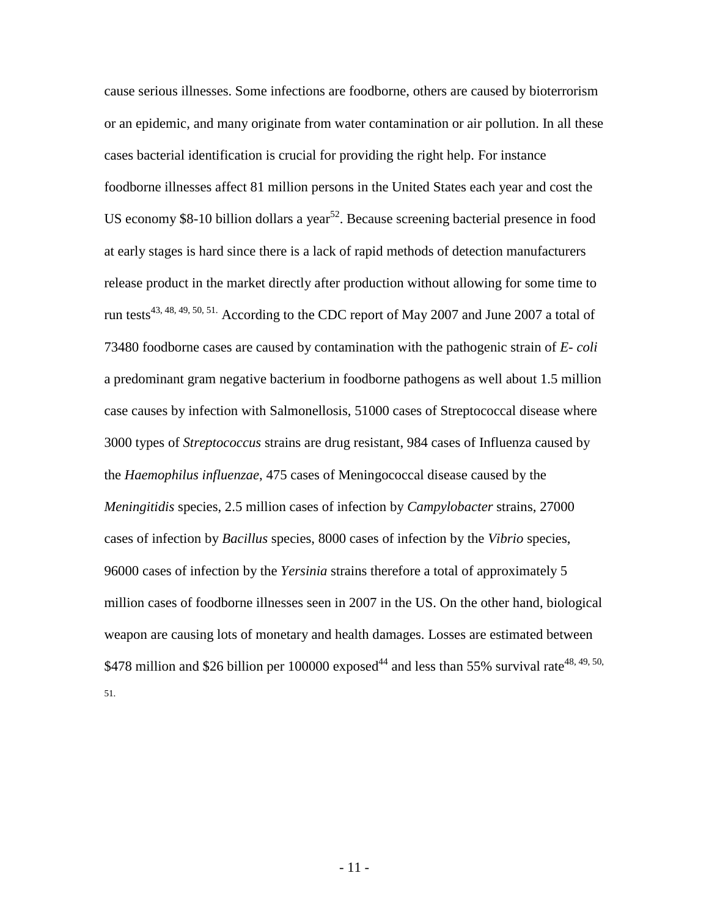cause serious illnesses. Some infections are foodborne, others are caused by bioterrorism or an epidemic, and many originate from water contamination or air pollution. In all these cases bacterial identification is crucial for providing the right help. For instance foodborne illnesses affect 81 million persons in the United States each year and cost the US economy $8-10 billion dollars a year[52]. Because screening bacterial presence in food at early stages is hard since there is a lack of rapid methods of detection manufacturers release product in the market directly after production without allowing for some time to run tests[43, 48, 49, 50, 51.] According to the CDC report of May 2007 and June 2007 a total of 73480 foodborne cases are caused by contamination with the pathogenic strain of *E- coli* a predominant gram negative bacterium in foodborne pathogens as well about 1.5 million case causes by infection with Salmonellosis, 51000 cases of Streptococcal disease where 3000 types of *Streptococcus* strains are drug resistant, 984 cases of Influenza caused by the *Haemophilus influenzae*, 475 cases of Meningococcal disease caused by the *Meningitidis* species, 2.5 million cases of infection by *Campylobacter* strains, 27000 cases of infection by *Bacillus* species, 8000 cases of infection by the *Vibrio* species, 96000 cases of infection by the *Yersinia* strains therefore a total of approximately 5 million cases of foodborne illnesses seen in 2007 in the US. On the other hand, biological weapon are causing lots of monetary and health damages. Losses are estimated between $478 million and $26 billion per 100000 exposed[44] and less than 55% survival rate[48, 49, 50, 51.]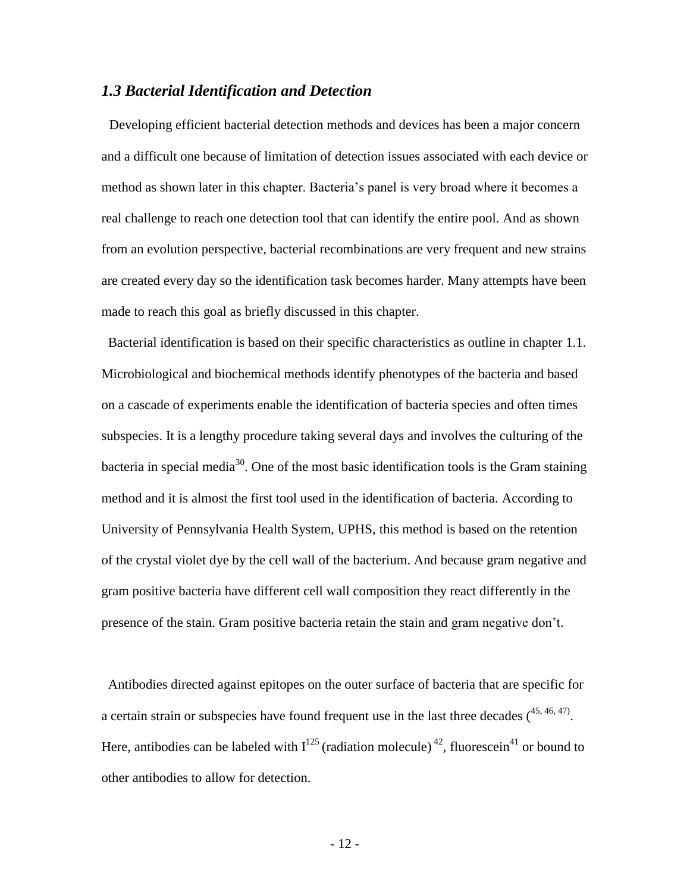### *1.3 Bacterial Identification and Detection*

Developing efficient bacterial detection methods and devices has been a major concern and a difficult one because of limitation of detection issues associated with each device or method as shown later in this chapter. Bacteria's panel is very broad where it becomes a real challenge to reach one detection tool that can identify the entire pool. And as shown from an evolution perspective, bacterial recombinations are very frequent and new strains are created every day so the identification task becomes harder. Many attempts have been made to reach this goal as briefly discussed in this chapter.

Bacterial identification is based on their specific characteristics as outline in chapter 1.1. Microbiological and biochemical methods identify phenotypes of the bacteria and based on a cascade of experiments enable the identification of bacteria species and often times subspecies. It is a lengthy procedure taking several days and involves the culturing of the bacteria in special media[30]. One of the most basic identification tools is the Gram staining method and it is almost the first tool used in the identification of bacteria. According to University of Pennsylvania Health System, UPHS, this method is based on the retention of the crystal violet dye by the cell wall of the bacterium. And because gram negative and gram positive bacteria have different cell wall composition they react differently in the presence of the stain. Gram positive bacteria retain the stain and gram negative don't.

Antibodies directed against epitopes on the outer surface of bacteria that are specific for a certain strain or subspecies have found frequent use in the last three decades ([45, 46, 47]). Here, antibodies can be labeled with $I^{125}$ (radiation molecule) [42], fluorescein[41] or bound to other antibodies to allow for detection.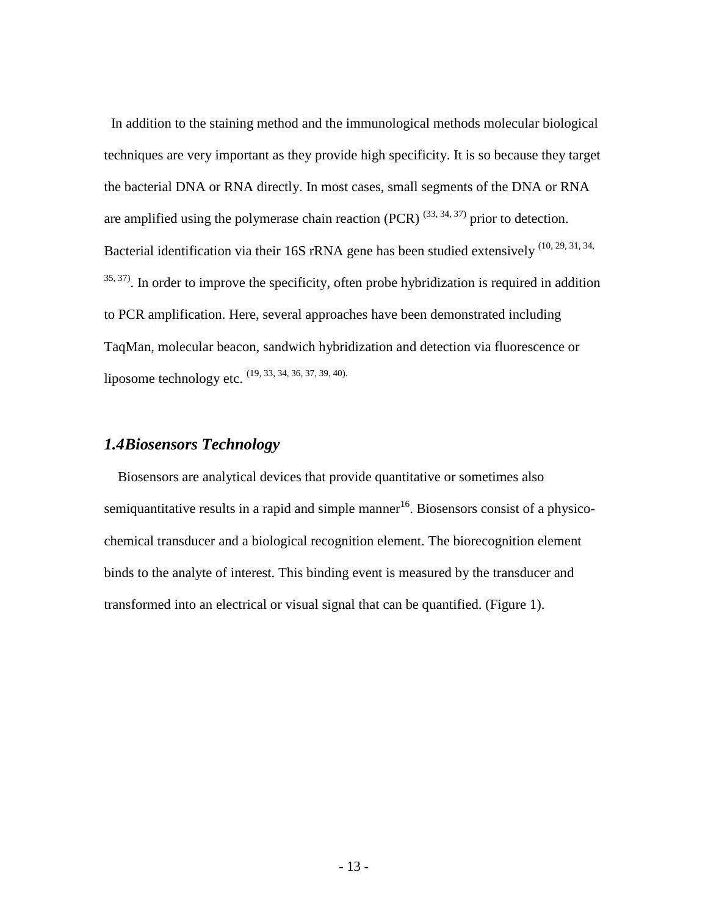In addition to the staining method and the immunological methods molecular biological techniques are very important as they provide high specificity. It is so because they target the bacterial DNA or RNA directly. In most cases, small segments of the DNA or RNA are amplified using the polymerase chain reaction (PCR) [33, 34, 37] prior to detection. Bacterial identification via their 16S rRNA gene has been studied extensively [10, 29, 31, 34, 35, 37]. In order to improve the specificity, often probe hybridization is required in addition to PCR amplification. Here, several approaches have been demonstrated including TaqMan, molecular beacon, sandwich hybridization and detection via fluorescence or liposome technology etc. [19, 33, 34, 36, 37, 39, 40].

## *1.4Biosensors Technology*

Biosensors are analytical devices that provide quantitative or sometimes also semiquantitative results in a rapid and simple manner[16]. Biosensors consist of a physico-chemical transducer and a biological recognition element. The biorecognition element binds to the analyte of interest. This binding event is measured by the transducer and transformed into an electrical or visual signal that can be quantified. (Figure 1).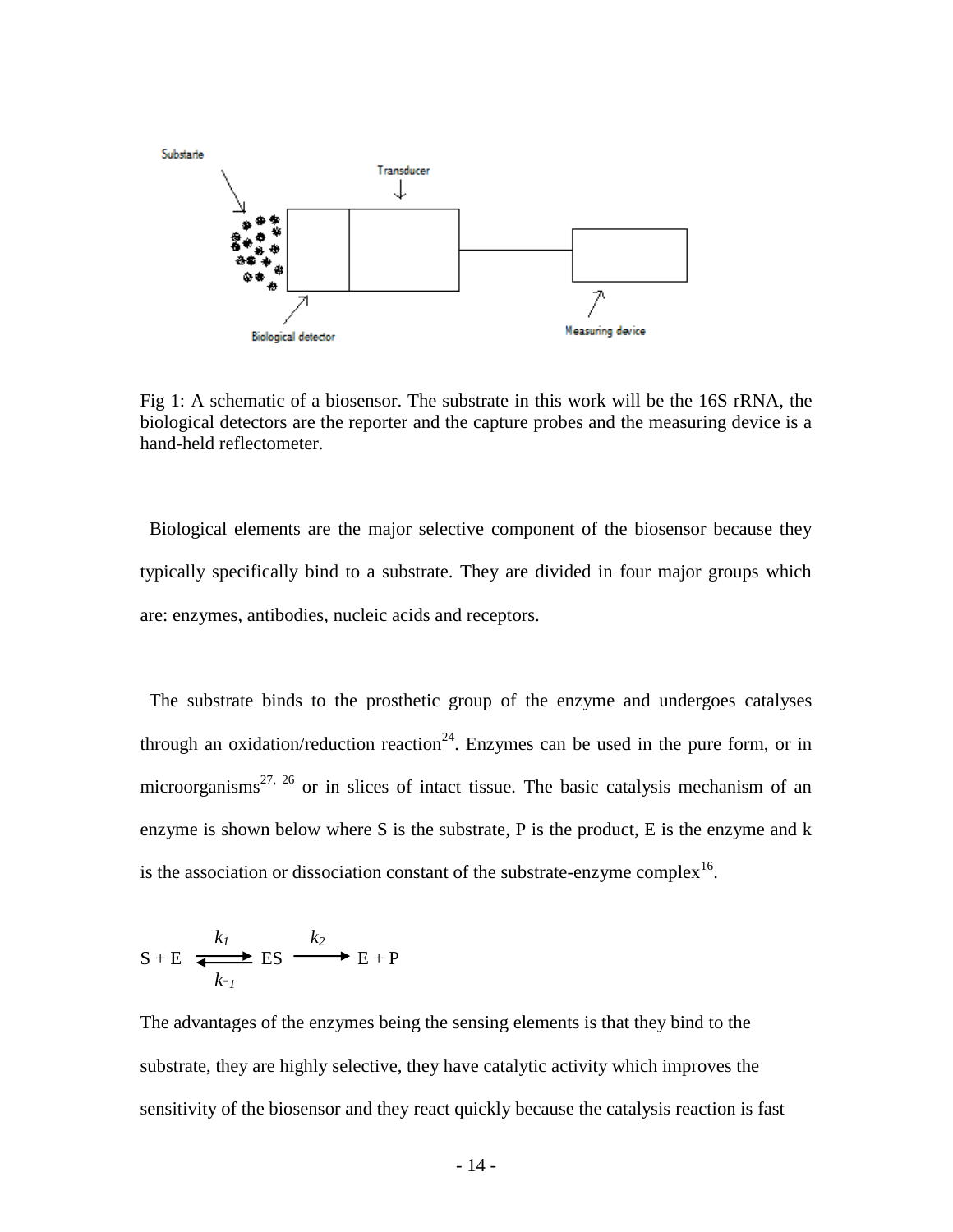Fig 1: A schematic of a biosensor. The substrate in this work will be the 16S rRNA, the biological detectors are the reporter and the capture probes and the measuring device is a hand-held reflectometer.

Biological elements are the major selective component of the biosensor because they typically specifically bind to a substrate. They are divided in four major groups which are: enzymes, antibodies, nucleic acids and receptors.

The substrate binds to the prosthetic group of the enzyme and undergoes catalyses through an oxidation/reduction reaction[24]. Enzymes can be used in the pure form, or in microorganisms[27, 26] or in slices of intact tissue. The basic catalysis mechanism of an enzyme is shown below where S is the substrate, P is the product, E is the enzyme and k is the association or dissociation constant of the substrate-enzyme complex[16].

$$S + E \underset{k_{-1}}{\overset{k_1}{\rightleftharpoons}} ES \xrightarrow{k_2} E + P$$

The advantages of the enzymes being the sensing elements is that they bind to the substrate, they are highly selective, they have catalytic activity which improves the sensitivity of the biosensor and they react quickly because the catalysis reaction is fast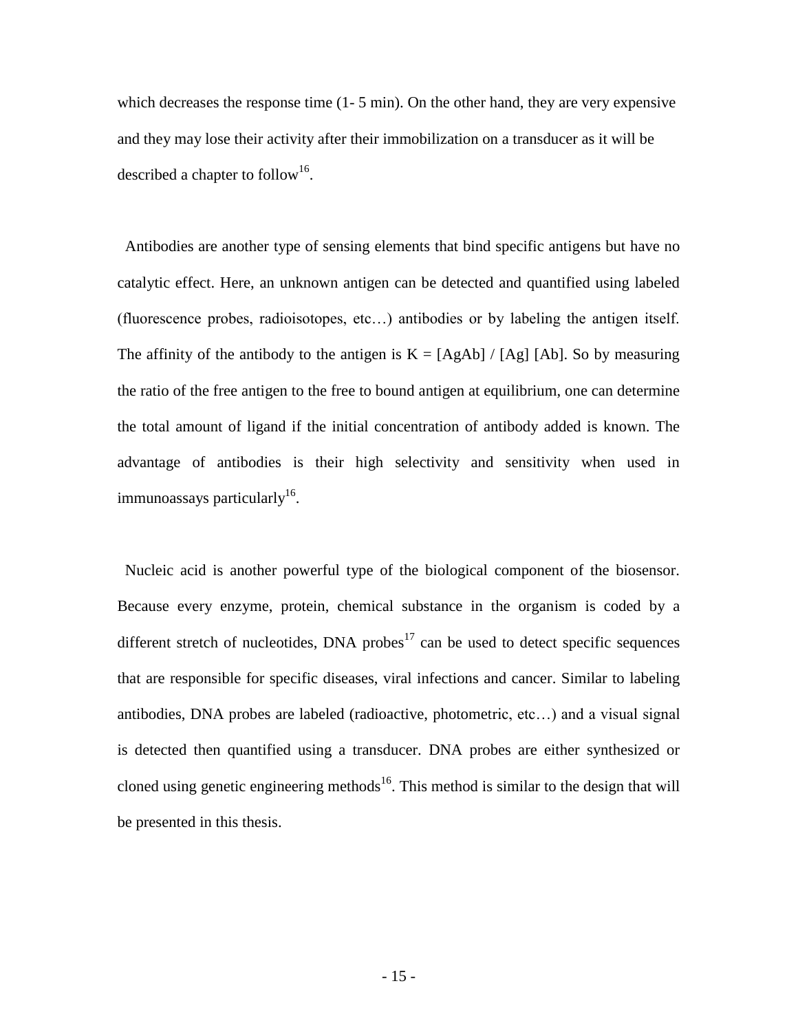which decreases the response time (1- 5 min). On the other hand, they are very expensive and they may lose their activity after their immobilization on a transducer as it will be described a chapter to follow[16].

Antibodies are another type of sensing elements that bind specific antigens but have no catalytic effect. Here, an unknown antigen can be detected and quantified using labeled (fluorescence probes, radioisotopes, etc…) antibodies or by labeling the antigen itself. The affinity of the antibody to the antigen is $K = [AgAb] / [Ag] [Ab]$. So by measuring the ratio of the free antigen to the free to bound antigen at equilibrium, one can determine the total amount of ligand if the initial concentration of antibody added is known. The advantage of antibodies is their high selectivity and sensitivity when used in immunoassays particularly[16].

Nucleic acid is another powerful type of the biological component of the biosensor. Because every enzyme, protein, chemical substance in the organism is coded by a different stretch of nucleotides, DNA probes[17] can be used to detect specific sequences that are responsible for specific diseases, viral infections and cancer. Similar to labeling antibodies, DNA probes are labeled (radioactive, photometric, etc…) and a visual signal is detected then quantified using a transducer. DNA probes are either synthesized or cloned using genetic engineering methods[16]. This method is similar to the design that will be presented in this thesis.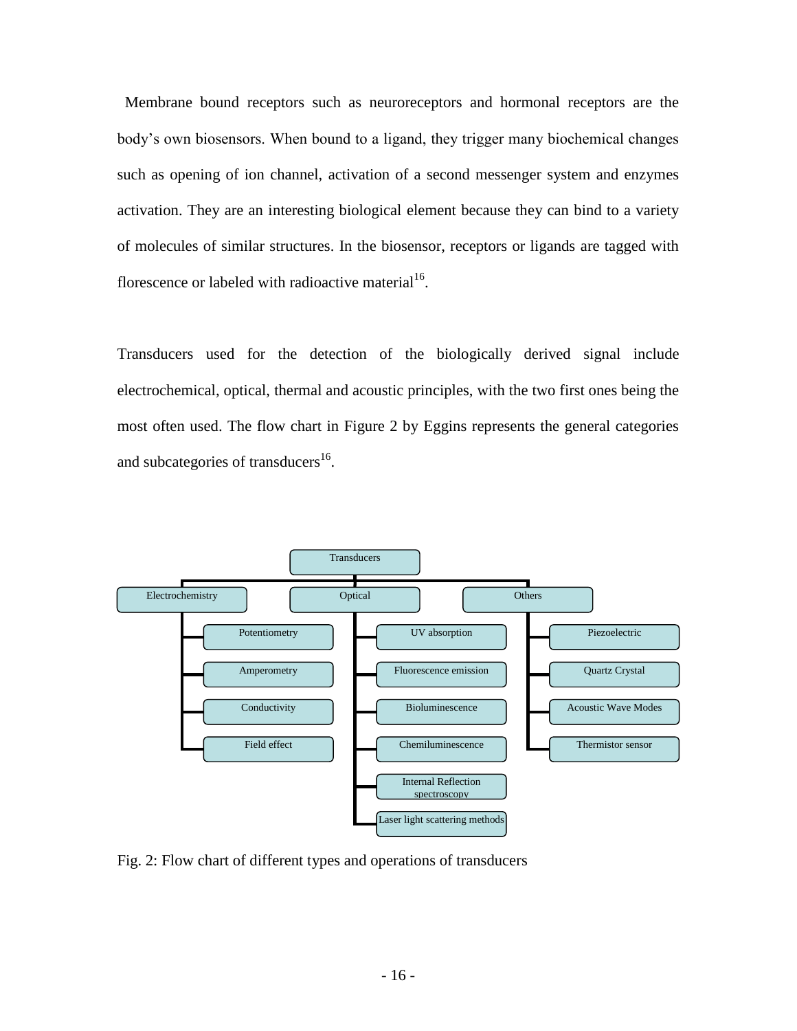Membrane bound receptors such as neuroreceptors and hormonal receptors are the body's own biosensors. When bound to a ligand, they trigger many biochemical changes such as opening of ion channel, activation of a second messenger system and enzymes activation. They are an interesting biological element because they can bind to a variety of molecules of similar structures. In the biosensor, receptors or ligands are tagged with florescence or labeled with radioactive material[16].

Transducers used for the detection of the biologically derived signal include electrochemical, optical, thermal and acoustic principles, with the two first ones being the most often used. The flow chart in Figure 2 by Eggins represents the general categories and subcategories of transducers[16].

- Transducers
  - Electrochemistry
    - Potentiometry
    - Amperometry
    - Conductivity
    - Field effect
  - Optical
    - UV absorption
    - Fluorescence emission
    - Bioluminescence
    - Chemiluminescence
    - Internal Reflection spectroscopy
    - Laser light scattering methods
  - Others
    - Piezoelectric
    - Quartz Crystal
    - Acoustic Wave Modes
    - Thermistor sensor

Fig. 2: Flow chart of different types and operations of transducers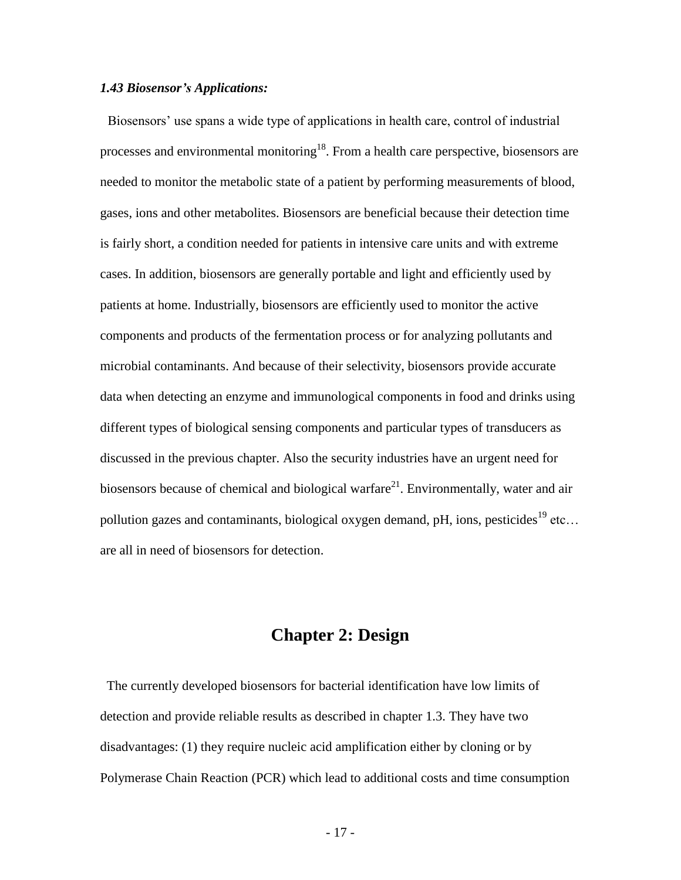### *1.43 Biosensor's Applications:*

Biosensors' use spans a wide type of applications in health care, control of industrial processes and environmental monitoring[18]. From a health care perspective, biosensors are needed to monitor the metabolic state of a patient by performing measurements of blood, gases, ions and other metabolites. Biosensors are beneficial because their detection time is fairly short, a condition needed for patients in intensive care units and with extreme cases. In addition, biosensors are generally portable and light and efficiently used by patients at home. Industrially, biosensors are efficiently used to monitor the active components and products of the fermentation process or for analyzing pollutants and microbial contaminants. And because of their selectivity, biosensors provide accurate data when detecting an enzyme and immunological components in food and drinks using different types of biological sensing components and particular types of transducers as discussed in the previous chapter. Also the security industries have an urgent need for biosensors because of chemical and biological warfare[21]. Environmentally, water and air pollution gazes and contaminants, biological oxygen demand, pH, ions, pesticides[19] etc… are all in need of biosensors for detection.

# Chapter 2: Design

The currently developed biosensors for bacterial identification have low limits of detection and provide reliable results as described in chapter 1.3. They have two disadvantages: (1) they require nucleic acid amplification either by cloning or by Polymerase Chain Reaction (PCR) which lead to additional costs and time consumption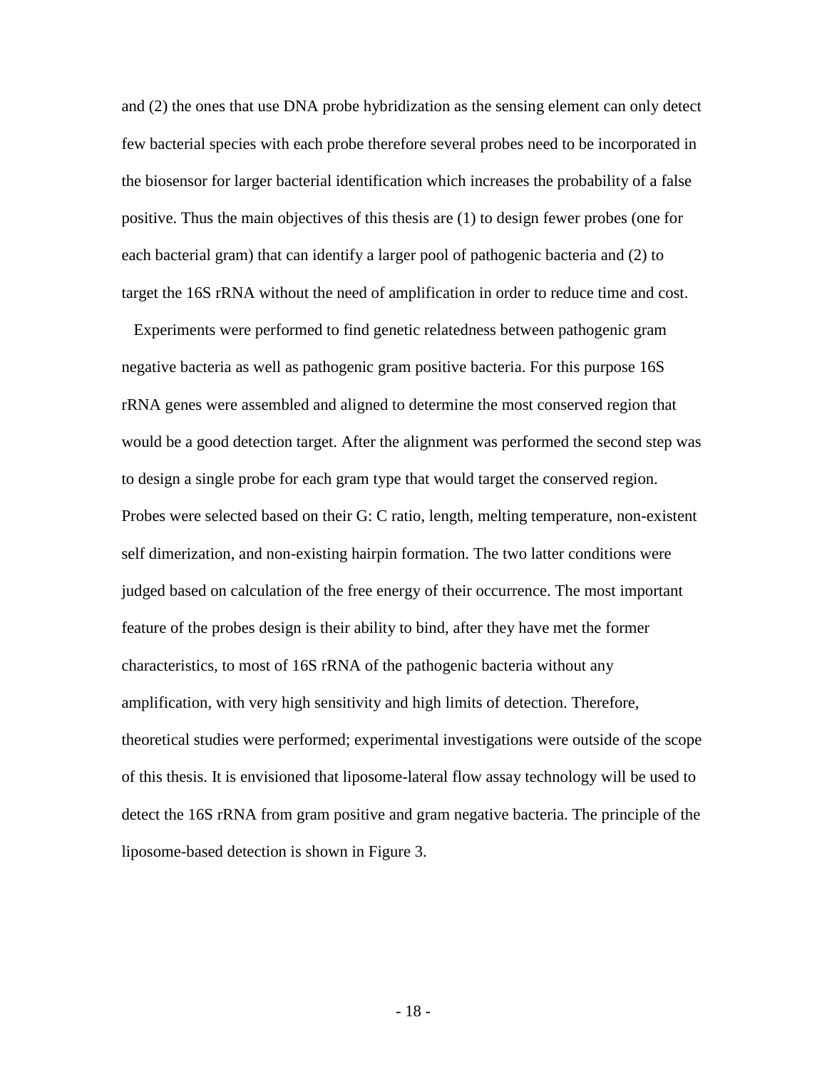and (2) the ones that use DNA probe hybridization as the sensing element can only detect few bacterial species with each probe therefore several probes need to be incorporated in the biosensor for larger bacterial identification which increases the probability of a false positive. Thus the main objectives of this thesis are (1) to design fewer probes (one for each bacterial gram) that can identify a larger pool of pathogenic bacteria and (2) to target the 16S rRNA without the need of amplification in order to reduce time and cost.

Experiments were performed to find genetic relatedness between pathogenic gram negative bacteria as well as pathogenic gram positive bacteria. For this purpose 16S rRNA genes were assembled and aligned to determine the most conserved region that would be a good detection target. After the alignment was performed the second step was to design a single probe for each gram type that would target the conserved region. Probes were selected based on their G: C ratio, length, melting temperature, non-existent self dimerization, and non-existing hairpin formation. The two latter conditions were judged based on calculation of the free energy of their occurrence. The most important feature of the probes design is their ability to bind, after they have met the former characteristics, to most of 16S rRNA of the pathogenic bacteria without any amplification, with very high sensitivity and high limits of detection. Therefore, theoretical studies were performed; experimental investigations were outside of the scope of this thesis. It is envisioned that liposome-lateral flow assay technology will be used to detect the 16S rRNA from gram positive and gram negative bacteria. The principle of the liposome-based detection is shown in Figure 3.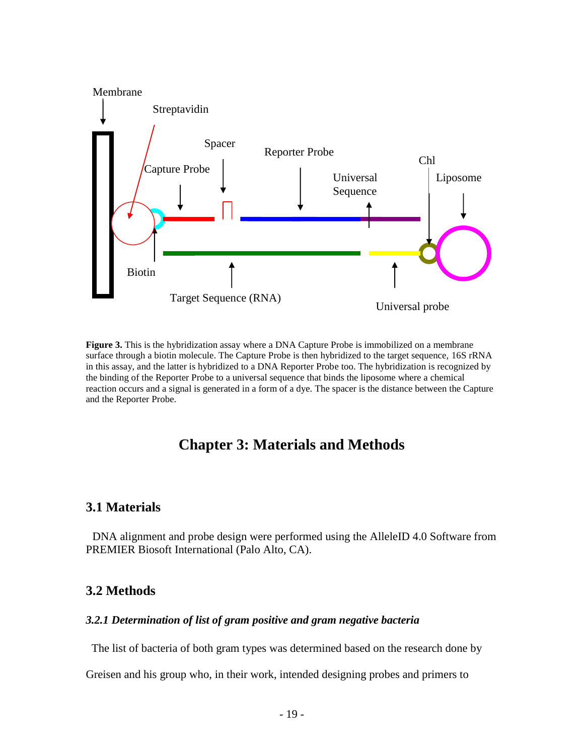**Figure 3.** This is the hybridization assay where a DNA Capture Probe is immobilized on a membrane surface through a biotin molecule. The Capture Probe is then hybridized to the target sequence, 16S rRNA in this assay, and the latter is hybridized to a DNA Reporter Probe too. The hybridization is recognized by the binding of the Reporter Probe to a universal sequence that binds the liposome where a chemical reaction occurs and a signal is generated in a form of a dye. The spacer is the distance between the Capture and the Reporter Probe.

# Chapter 3: Materials and Methods

## 3.1 Materials

DNA alignment and probe design were performed using the AlleleID 4.0 Software from PREMIER Biosoft International (Palo Alto, CA).

## 3.2 Methods

### *3.2.1 Determination of list of gram positive and gram negative bacteria*

The list of bacteria of both gram types was determined based on the research done by Greisen and his group who, in their work, intended designing probes and primers to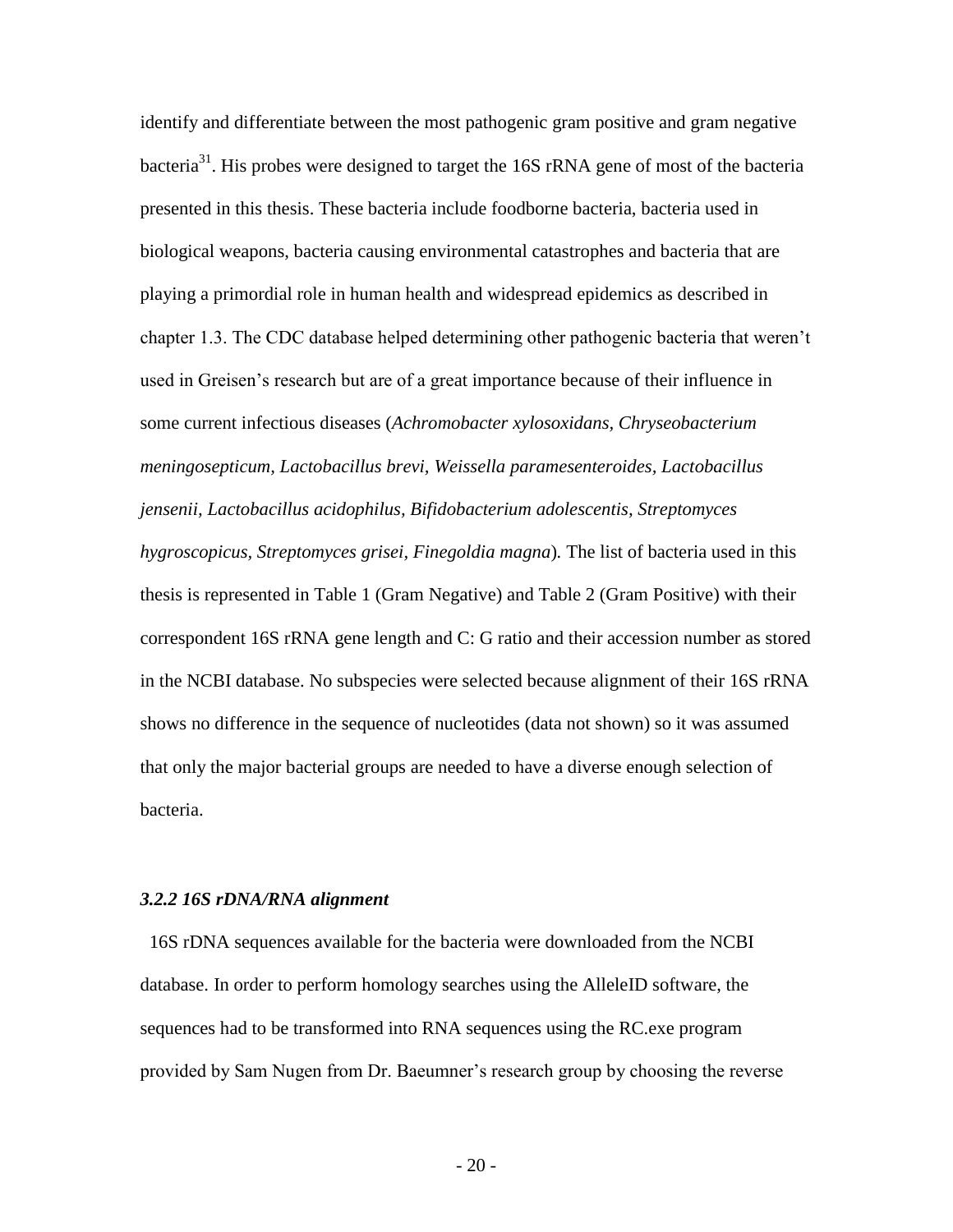identify and differentiate between the most pathogenic gram positive and gram negative bacteria[31]. His probes were designed to target the 16S rRNA gene of most of the bacteria presented in this thesis. These bacteria include foodborne bacteria, bacteria used in biological weapons, bacteria causing environmental catastrophes and bacteria that are playing a primordial role in human health and widespread epidemics as described in chapter 1.3. The CDC database helped determining other pathogenic bacteria that weren't used in Greisen's research but are of a great importance because of their influence in some current infectious diseases (*Achromobacter xylosoxidans, Chryseobacterium meningosepticum, Lactobacillus brevi, Weissella paramesenteroides, Lactobacillus jensenii, Lactobacillus acidophilus, Bifidobacterium adolescentis, Streptomyces hygroscopicus, Streptomyces grisei, Finegoldia magna*). The list of bacteria used in this thesis is represented in Table 1 (Gram Negative) and Table 2 (Gram Positive) with their correspondent 16S rRNA gene length and C: G ratio and their accession number as stored in the NCBI database. No subspecies were selected because alignment of their 16S rRNA shows no difference in the sequence of nucleotides (data not shown) so it was assumed that only the major bacterial groups are needed to have a diverse enough selection of bacteria.

### *3.2.2 16S rDNA/RNA alignment*

16S rDNA sequences available for the bacteria were downloaded from the NCBI database. In order to perform homology searches using the AlleleID software, the sequences had to be transformed into RNA sequences using the RC.exe program provided by Sam Nugen from Dr. Baeumner's research group by choosing the reverse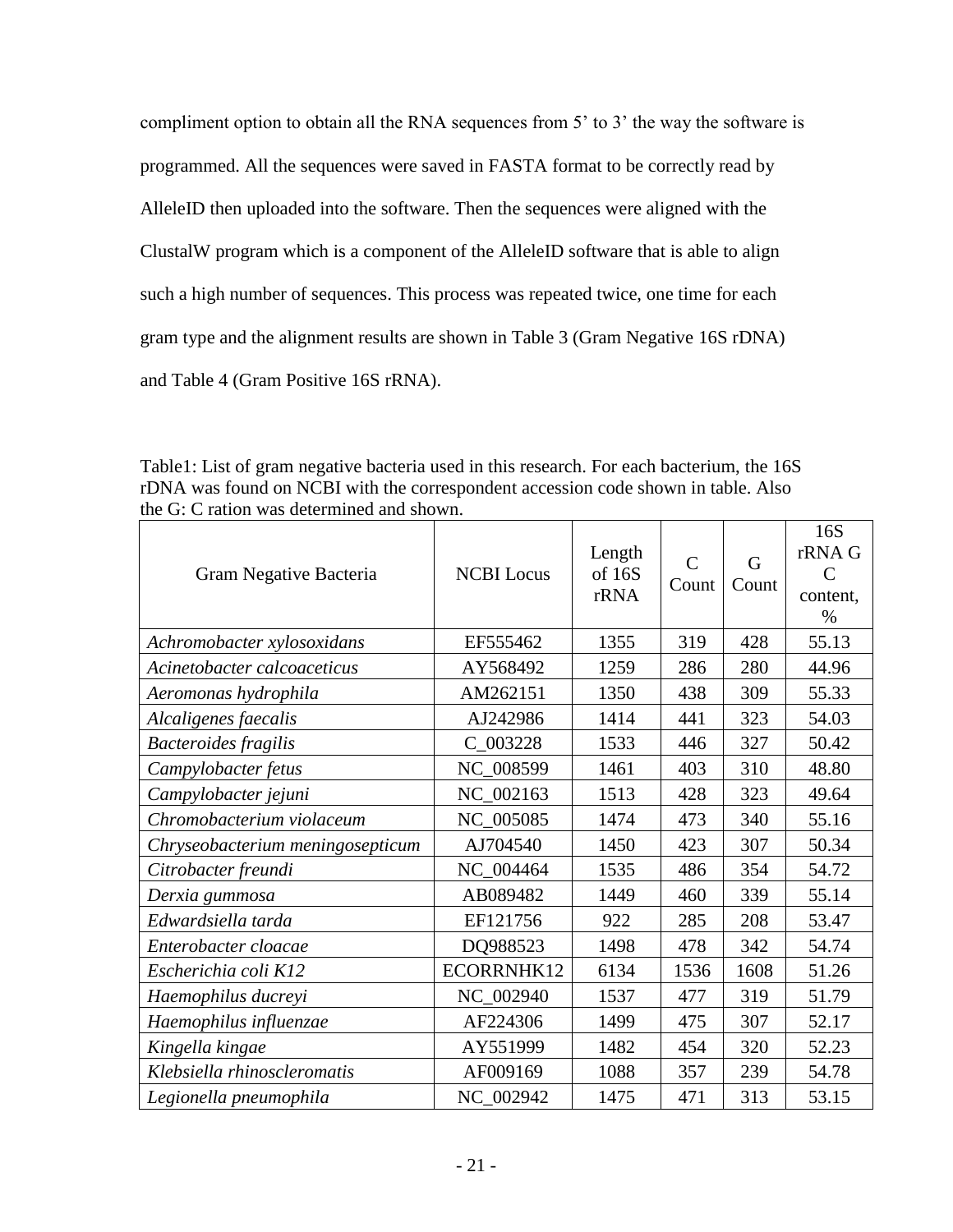compliment option to obtain all the RNA sequences from 5' to 3' the way the software is programmed. All the sequences were saved in FASTA format to be correctly read by AlleleID then uploaded into the software. Then the sequences were aligned with the ClustalW program which is a component of the AlleleID software that is able to align such a high number of sequences. This process was repeated twice, one time for each gram type and the alignment results are shown in Table 3 (Gram Negative 16S rDNA) and Table 4 (Gram Positive 16S rRNA).

Table1: List of gram negative bacteria used in this research. For each bacterium, the 16S rDNA was found on NCBI with the correspondent accession code shown in table. Also the G: C ration was determined and shown.

| Gram Negative Bacteria | NCBI Locus | Length of 16S rRNA | C Count | G Count | 16S rRNA G C content, % |
|---|---|---|---|---|---|
| *Achromobacter xylosoxidans* | EF555462 | 1355 | 319 | 428 | 55.13 |
| *Acinetobacter calcoaceticus* | AY568492 | 1259 | 286 | 280 | 44.96 |
| *Aeromonas hydrophila* | AM262151 | 1350 | 438 | 309 | 55.33 |
| *Alcaligenes faecalis* | AJ242986 | 1414 | 441 | 323 | 54.03 |
| *Bacteroides fragilis* | C_003228 | 1533 | 446 | 327 | 50.42 |
| *Campylobacter fetus* | NC_008599 | 1461 | 403 | 310 | 48.80 |
| *Campylobacter jejuni* | NC_002163 | 1513 | 428 | 323 | 49.64 |
| *Chromobacterium violaceum* | NC_005085 | 1474 | 473 | 340 | 55.16 |
| *Chryseobacterium meningosepticum* | AJ704540 | 1450 | 423 | 307 | 50.34 |
| *Citrobacter freundi* | NC_004464 | 1535 | 486 | 354 | 54.72 |
| *Derxia gummosa* | AB089482 | 1449 | 460 | 339 | 55.14 |
| *Edwardsiella tarda* | EF121756 | 922 | 285 | 208 | 53.47 |
| *Enterobacter cloacae* | DQ988523 | 1498 | 478 | 342 | 54.74 |
| *Escherichia coli K12* | ECORRNHK12 | 6134 | 1536 | 1608 | 51.26 |
| *Haemophilus ducreyi* | NC_002940 | 1537 | 477 | 319 | 51.79 |
| *Haemophilus influenzae* | AF224306 | 1499 | 475 | 307 | 52.17 |
| *Kingella kingae* | AY551999 | 1482 | 454 | 320 | 52.23 |
| *Klebsiella rhinoscleromatis* | AF009169 | 1088 | 357 | 239 | 54.78 |
| *Legionella pneumophila* | NC_002942 | 1475 | 471 | 313 | 53.15 |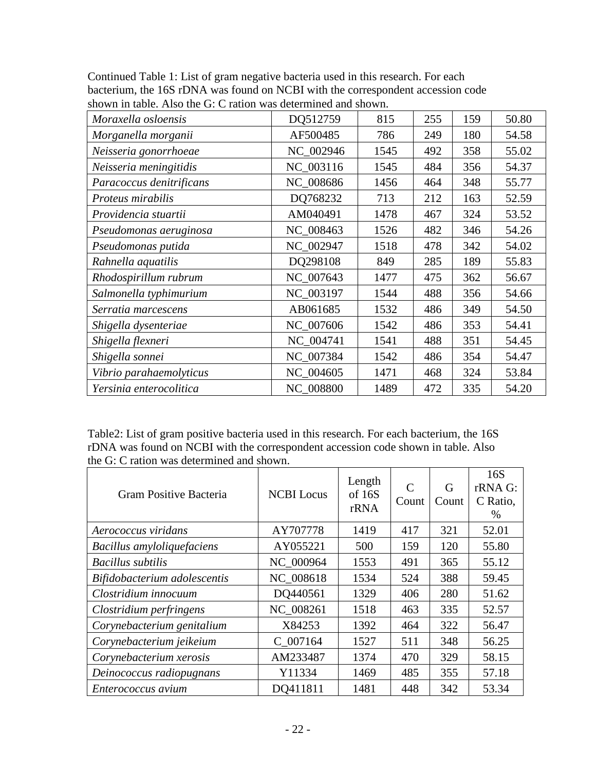Continued Table 1: List of gram negative bacteria used in this research. For each bacterium, the 16S rDNA was found on NCBI with the correspondent accession code shown in table. Also the G: C ration was determined and shown.

| | | | | | |
|---|---|---|---|---|---|
| *Moraxella osloensis* | DQ512759 | 815 | 255 | 159 | 50.80 |
| *Morganella morganii* | AF500485 | 786 | 249 | 180 | 54.58 |
| *Neisseria gonorrhoeae* | NC_002946 | 1545 | 492 | 358 | 55.02 |
| *Neisseria meningitidis* | NC_003116 | 1545 | 484 | 356 | 54.37 |
| *Paracoccus denitrificans* | NC_008686 | 1456 | 464 | 348 | 55.77 |
| *Proteus mirabilis* | DQ768232 | 713 | 212 | 163 | 52.59 |
| *Providencia stuartii* | AM040491 | 1478 | 467 | 324 | 53.52 |
| *Pseudomonas aeruginosa* | NC_008463 | 1526 | 482 | 346 | 54.26 |
| *Pseudomonas putida* | NC_002947 | 1518 | 478 | 342 | 54.02 |
| *Rahnella aquatilis* | DQ298108 | 849 | 285 | 189 | 55.83 |
| *Rhodospirillum rubrum* | NC_007643 | 1477 | 475 | 362 | 56.67 |
| *Salmonella typhimurium* | NC_003197 | 1544 | 488 | 356 | 54.66 |
| *Serratia marcescens* | AB061685 | 1532 | 486 | 349 | 54.50 |
| *Shigella dysenteriae* | NC_007606 | 1542 | 486 | 353 | 54.41 |
| *Shigella flexneri* | NC_004741 | 1541 | 488 | 351 | 54.45 |
| *Shigella sonnei* | NC_007384 | 1542 | 486 | 354 | 54.47 |
| *Vibrio parahaemolyticus* | NC_004605 | 1471 | 468 | 324 | 53.84 |
| *Yersinia enterocolitica* | NC_008800 | 1489 | 472 | 335 | 54.20 |

Table2: List of gram positive bacteria used in this research. For each bacterium, the 16S rDNA was found on NCBI with the correspondent accession code shown in table. Also the G: C ration was determined and shown.

| Gram Positive Bacteria | NCBI Locus | Length of 16S rRNA | C Count | G Count | 16S rRNA G: C Ratio, % |
|---|---|---|---|---|---|
| *Aerococcus viridans* | AY707778 | 1419 | 417 | 321 | 52.01 |
| *Bacillus amyloliquefaciens* | AY055221 | 500 | 159 | 120 | 55.80 |
| *Bacillus subtilis* | NC_000964 | 1553 | 491 | 365 | 55.12 |
| *Bifidobacterium adolescentis* | NC_008618 | 1534 | 524 | 388 | 59.45 |
| *Clostridium innocuum* | DQ440561 | 1329 | 406 | 280 | 51.62 |
| *Clostridium perfringens* | NC_008261 | 1518 | 463 | 335 | 52.57 |
| *Corynebacterium genitalium* | X84253 | 1392 | 464 | 322 | 56.47 |
| *Corynebacterium jeikeium* | C_007164 | 1527 | 511 | 348 | 56.25 |
| *Corynebacterium xerosis* | AM233487 | 1374 | 470 | 329 | 58.15 |
| *Deinococcus radiopugnans* | Y11334 | 1469 | 485 | 355 | 57.18 |
| *Enterococcus avium* | DQ411811 | 1481 | 448 | 342 | 53.34 |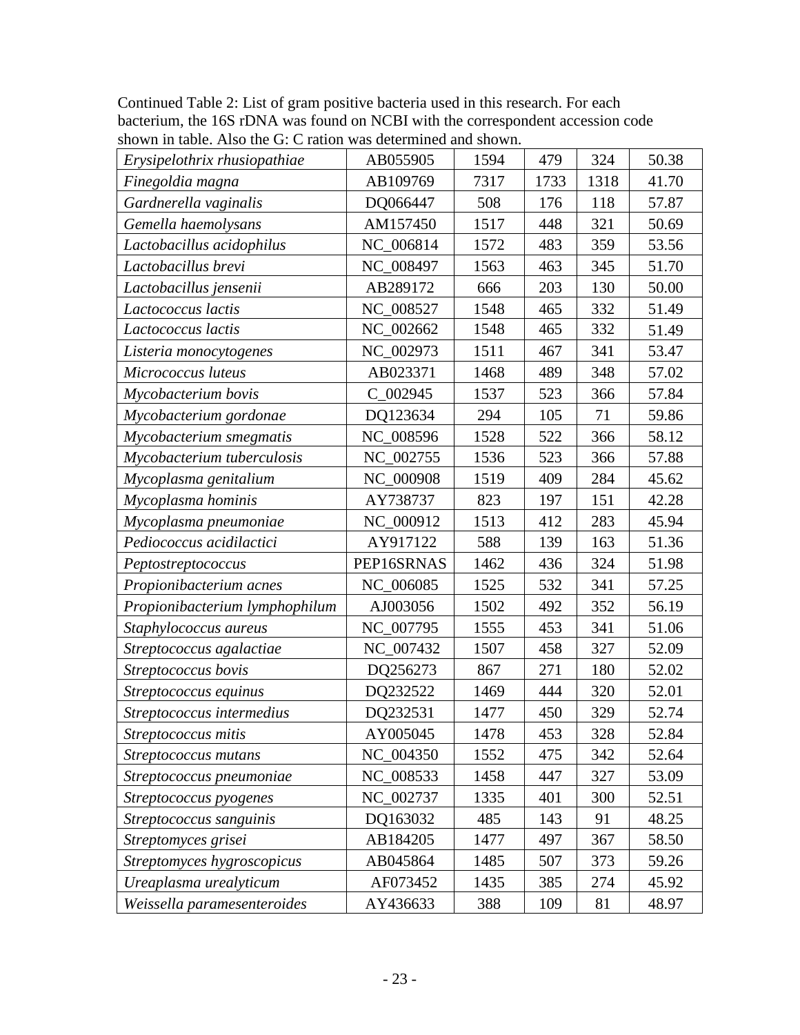Continued Table 2: List of gram positive bacteria used in this research. For each bacterium, the 16S rDNA was found on NCBI with the correspondent accession code shown in table. Also the G: C ration was determined and shown.

| | | | | | |
|---|---|---|---|---|---|
| *Erysipelothrix rhusiopathiae* | AB055905 | 1594 | 479 | 324 | 50.38 |
| *Finegoldia magna* | AB109769 | 7317 | 1733 | 1318 | 41.70 |
| *Gardnerella vaginalis* | DQ066447 | 508 | 176 | 118 | 57.87 |
| *Gemella haemolysans* | AM157450 | 1517 | 448 | 321 | 50.69 |
| *Lactobacillus acidophilus* | NC_006814 | 1572 | 483 | 359 | 53.56 |
| *Lactobacillus brevi* | NC_008497 | 1563 | 463 | 345 | 51.70 |
| *Lactobacillus jensenii* | AB289172 | 666 | 203 | 130 | 50.00 |
| *Lactococcus lactis* | NC_008527 | 1548 | 465 | 332 | 51.49 |
| *Lactococcus lactis* | NC_002662 | 1548 | 465 | 332 | 51.49 |
| *Listeria monocytogenes* | NC_002973 | 1511 | 467 | 341 | 53.47 |
| *Micrococcus luteus* | AB023371 | 1468 | 489 | 348 | 57.02 |
| *Mycobacterium bovis* | C_002945 | 1537 | 523 | 366 | 57.84 |
| *Mycobacterium gordonae* | DQ123634 | 294 | 105 | 71 | 59.86 |
| *Mycobacterium smegmatis* | NC_008596 | 1528 | 522 | 366 | 58.12 |
| *Mycobacterium tuberculosis* | NC_002755 | 1536 | 523 | 366 | 57.88 |
| *Mycoplasma genitalium* | NC_000908 | 1519 | 409 | 284 | 45.62 |
| *Mycoplasma hominis* | AY738737 | 823 | 197 | 151 | 42.28 |
| *Mycoplasma pneumoniae* | NC_000912 | 1513 | 412 | 283 | 45.94 |
| *Pediococcus acidilactici* | AY917122 | 588 | 139 | 163 | 51.36 |
| *Peptostreptococcus* | PEP16SRNAS | 1462 | 436 | 324 | 51.98 |
| *Propionibacterium acnes* | NC_006085 | 1525 | 532 | 341 | 57.25 |
| *Propionibacterium lymphophilum* | AJ003056 | 1502 | 492 | 352 | 56.19 |
| *Staphylococcus aureus* | NC_007795 | 1555 | 453 | 341 | 51.06 |
| *Streptococcus agalactiae* | NC_007432 | 1507 | 458 | 327 | 52.09 |
| *Streptococcus bovis* | DQ256273 | 867 | 271 | 180 | 52.02 |
| *Streptococcus equinus* | DQ232522 | 1469 | 444 | 320 | 52.01 |
| *Streptococcus intermedius* | DQ232531 | 1477 | 450 | 329 | 52.74 |
| *Streptococcus mitis* | AY005045 | 1478 | 453 | 328 | 52.84 |
| *Streptococcus mutans* | NC_004350 | 1552 | 475 | 342 | 52.64 |
| *Streptococcus pneumoniae* | NC_008533 | 1458 | 447 | 327 | 53.09 |
| *Streptococcus pyogenes* | NC_002737 | 1335 | 401 | 300 | 52.51 |
| *Streptococcus sanguinis* | DQ163032 | 485 | 143 | 91 | 48.25 |
| *Streptomyces grisei* | AB184205 | 1477 | 497 | 367 | 58.50 |
| *Streptomyces hygroscopicus* | AB045864 | 1485 | 507 | 373 | 59.26 |
| *Ureaplasma urealyticum* | AF073452 | 1435 | 385 | 274 | 45.92 |
| *Weissella paramesenteroides* | AY436633 | 388 | 109 | 81 | 48.97 |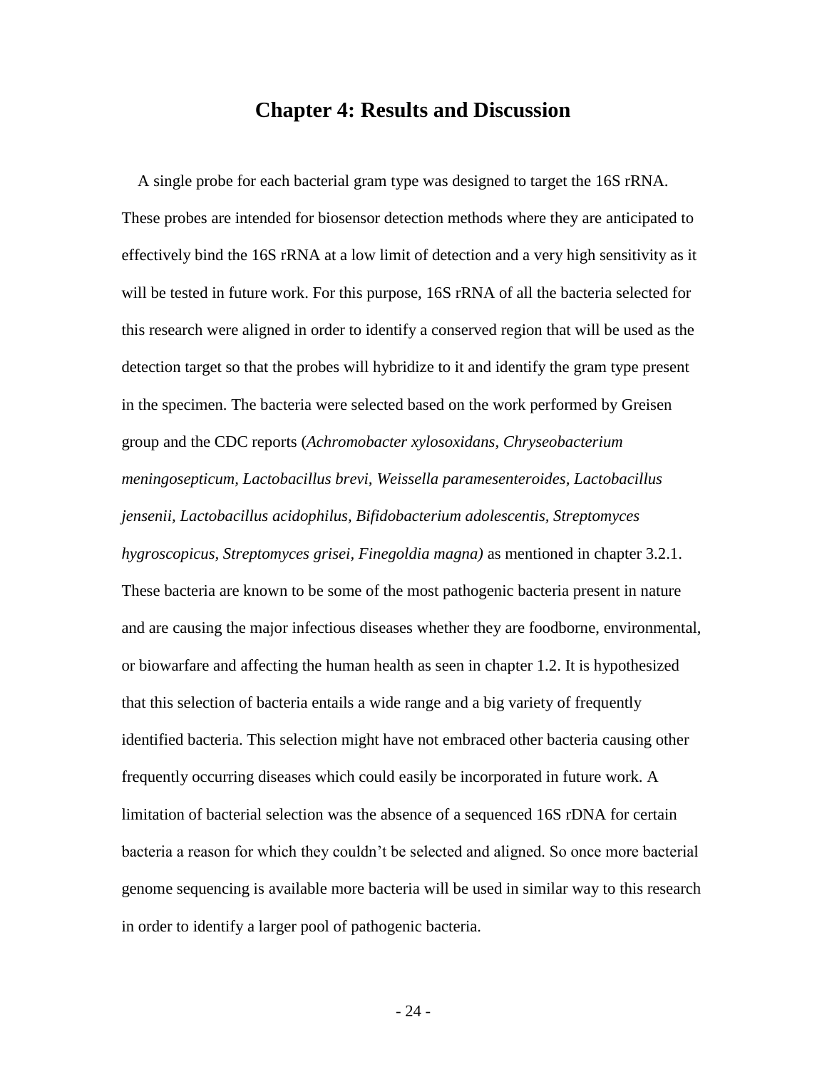# Chapter 4: Results and Discussion

A single probe for each bacterial gram type was designed to target the 16S rRNA. These probes are intended for biosensor detection methods where they are anticipated to effectively bind the 16S rRNA at a low limit of detection and a very high sensitivity as it will be tested in future work. For this purpose, 16S rRNA of all the bacteria selected for this research were aligned in order to identify a conserved region that will be used as the detection target so that the probes will hybridize to it and identify the gram type present in the specimen. The bacteria were selected based on the work performed by Greisen group and the CDC reports (*Achromobacter xylosoxidans, Chryseobacterium meningosepticum, Lactobacillus brevi, Weissella paramesenteroides, Lactobacillus jensenii, Lactobacillus acidophilus, Bifidobacterium adolescentis, Streptomyces hygroscopicus, Streptomyces grisei, Finegoldia magna)* as mentioned in chapter 3.2.1. These bacteria are known to be some of the most pathogenic bacteria present in nature and are causing the major infectious diseases whether they are foodborne, environmental, or biowarfare and affecting the human health as seen in chapter 1.2. It is hypothesized that this selection of bacteria entails a wide range and a big variety of frequently identified bacteria. This selection might have not embraced other bacteria causing other frequently occurring diseases which could easily be incorporated in future work. A limitation of bacterial selection was the absence of a sequenced 16S rDNA for certain bacteria a reason for which they couldn't be selected and aligned. So once more bacterial genome sequencing is available more bacteria will be used in similar way to this research in order to identify a larger pool of pathogenic bacteria.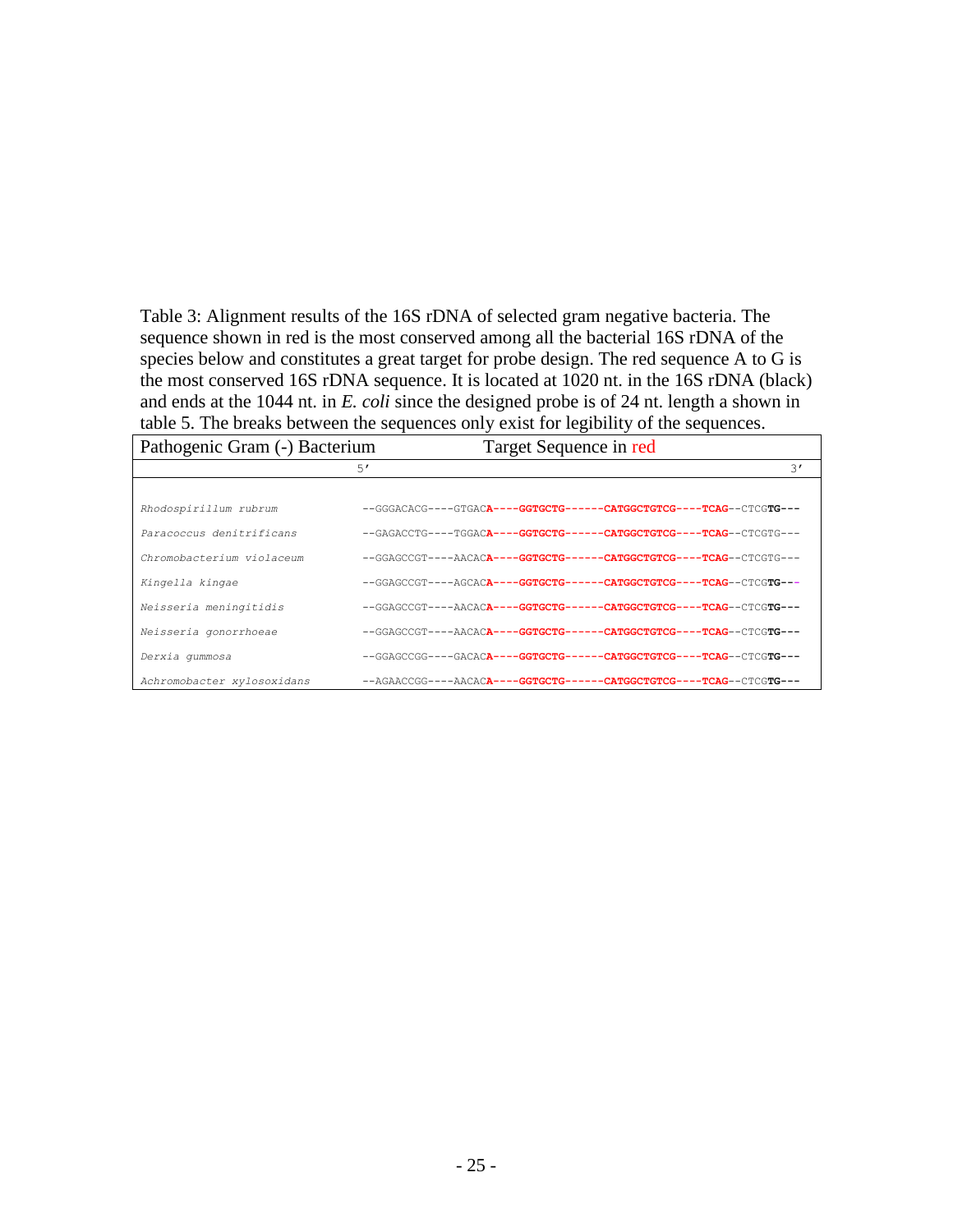Table 3: Alignment results of the 16S rDNA of selected gram negative bacteria. The sequence shown in red is the most conserved among all the bacterial 16S rDNA of the species below and constitutes a great target for probe design. The red sequence A to G is the most conserved 16S rDNA sequence. It is located at 1020 nt. in the 16S rDNA (black) and ends at the 1044 nt. in *E. coli* since the designed probe is of 24 nt. length a shown in table 5. The breaks between the sequences only exist for legibility of the sequences.

| Pathogenic Gram (-) Bacterium | Target Sequence in red |
|---|---|
| | 5′ 3′ |
| *Rhodospirillum rubrum* | --GGGACACG----GTGAC**A----GGTGCTG------CATGGCTGTCG----TCAG**--CTCG**TG---** |
| *Paracoccus denitrificans* | --GAGACCTG----TGGAC**A----GGTGCTG------CATGGCTGTCG----TCAG**--CTCGTG--- |
| *Chromobacterium violaceum* | --GGAGCCGT----AACAC**A----GGTGCTG------CATGGCTGTCG----TCAG**--CTCGTG--- |
| *Kingella kingae* | --GGAGCCGT----AGCAC**A----GGTGCTG------CATGGCTGTCG----TCAG**--CTCG**TG---** |
| *Neisseria meningitidis* | --GGAGCCGT----AACAC**A----GGTGCTG------CATGGCTGTCG----TCAG**--CTCG**TG---** |
| *Neisseria gonorrhoeae* | --GGAGCCGT----AACAC**A----GGTGCTG------CATGGCTGTCG----TCAG**--CTCG**TG---** |
| *Derxia gummosa* | --GGAGCCGG----GACAC**A----GGTGCTG------CATGGCTGTCG----TCAG**--CTCG**TG---** |
| *Achromobacter xylosoxidans* | --AGAACCGG----AACAC**A----GGTGCTG------CATGGCTGTCG----TCAG**--CTCG**TG---** |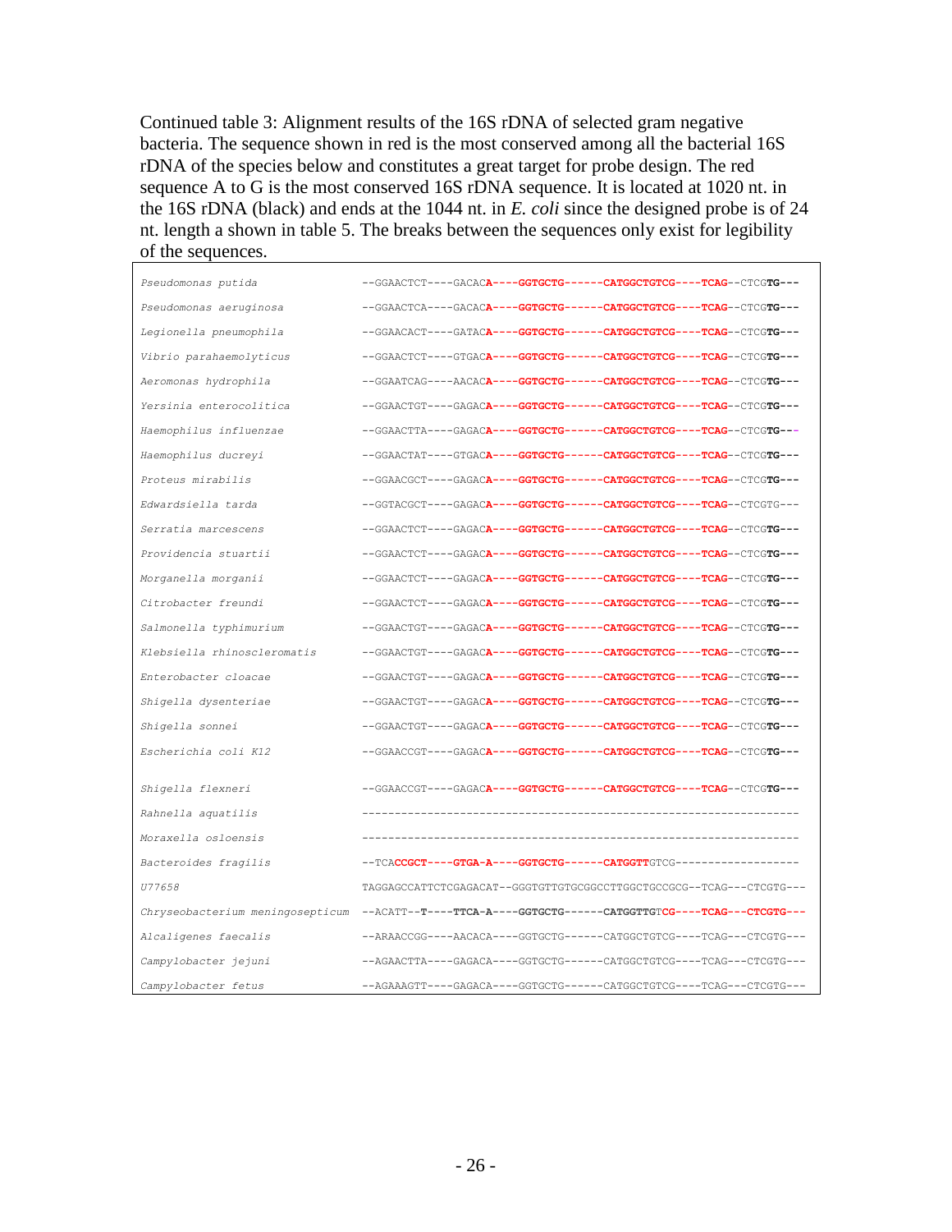Continued table 3: Alignment results of the 16S rDNA of selected gram negative bacteria. The sequence shown in red is the most conserved among all the bacterial 16S rDNA of the species below and constitutes a great target for probe design. The red sequence A to G is the most conserved 16S rDNA sequence. It is located at 1020 nt. in the 16S rDNA (black) and ends at the 1044 nt. in *E. coli* since the designed probe is of 24 nt. length a shown in table 5. The breaks between the sequences only exist for legibility of the sequences.

| Species | Sequence |
|---|---|
| *Pseudomonas putida* | --GGAACTCT----GACACA----GGTGCTG------CATGGCTGTCG----TCAG--CTCGTG--- |
| *Pseudomonas aeruginosa* | --GGAACTCA----GACACA----GGTGCTG------CATGGCTGTCG----TCAG--CTCGTG--- |
| *Legionella pneumophila* | --GGAACACT----GATACA----GGTGCTG------CATGGCTGTCG----TCAG--CTCGTG--- |
| *Vibrio parahaemolyticus* | --GGAACTCT----GTGACA----GGTGCTG------CATGGCTGTCG----TCAG--CTCGTG--- |
| *Aeromonas hydrophila* | --GGAATCAG----AACACA----GGTGCTG------CATGGCTGTCG----TCAG--CTCGTG--- |
| *Yersinia enterocolitica* | --GGAACTGT----GAGACA----GGTGCTG------CATGGCTGTCG----TCAG--CTCGTG--- |
| *Haemophilus influenzae* | --GGAACTTA----GAGACA----GGTGCTG------CATGGCTGTCG----TCAG--CTCGTG--- |
| *Haemophilus ducreyi* | --GGAACTAT----GTGACA----GGTGCTG------CATGGCTGTCG----TCAG--CTCGTG--- |
| *Proteus mirabilis* | --GGAACGCT----GAGACA----GGTGCTG------CATGGCTGTCG----TCAG--CTCGTG--- |
| *Edwardsiella tarda* | --GGTACGCT----GAGACA----GGTGCTG------CATGGCTGTCG----TCAG--CTCGTG--- |
| *Serratia marcescens* | --GGAACTCT----GAGACA----GGTGCTG------CATGGCTGTCG----TCAG--CTCGTG--- |
| *Providencia stuartii* | --GGAACTCT----GAGACA----GGTGCTG------CATGGCTGTCG----TCAG--CTCGTG--- |
| *Morganella morganii* | --GGAACTCT----GAGACA----GGTGCTG------CATGGCTGTCG----TCAG--CTCGTG--- |
| *Citrobacter freundi* | --GGAACTCT----GAGACA----GGTGCTG------CATGGCTGTCG----TCAG--CTCGTG--- |
| *Salmonella typhimurium* | --GGAACTGT----GAGACA----GGTGCTG------CATGGCTGTCG----TCAG--CTCGTG--- |
| *Klebsiella rhinoscleromatis* | --GGAACTGT----GAGACA----GGTGCTG------CATGGCTGTCG----TCAG--CTCGTG--- |
| *Enterobacter cloacae* | --GGAACTGT----GAGACA----GGTGCTG------CATGGCTGTCG----TCAG--CTCGTG--- |
| *Shigella dysenteriae* | --GGAACTGT----GAGACA----GGTGCTG------CATGGCTGTCG----TCAG--CTCGTG--- |
| *Shigella sonnei* | --GGAACTGT----GAGACA----GGTGCTG------CATGGCTGTCG----TCAG--CTCGTG--- |
| *Escherichia coli K12* | --GGAACCGT----GAGACA----GGTGCTG------CATGGCTGTCG----TCAG--CTCGTG--- |
| *Shigella flexneri* | --GGAACCGT----GAGACA----GGTGCTG------CATGGCTGTCG----TCAG--CTCGTG--- |
| *Rahnella aquatilis* | ------------------------------------------------------------------- |
| *Moraxella osloensis* | ------------------------------------------------------------------- |
| *Bacteroides fragilis* | --TCACCGCT----GTGA-A----GGTGCTG------CATGGTTGTCG------------------- |
| *U77658* | TAGGAGCCATTCTCGAGACAT--GGGTGTTGTGCGGCCTTGGCTGCCGCG--TCAG---CTCGTG--- |
| *Chryseobacterium meningosepticum* | --ACATT--T----TTCA-A----GGTGCTG------CATGGTTGTCG----TCAG---CTCGTG--- |
| *Alcaligenes faecalis* | --ARAACCGG----AACACA----GGTGCTG------CATGGCTGTCG----TCAG---CTCGTG--- |
| *Campylobacter jejuni* | --AGAACTTA----GAGACA----GGTGCTG------CATGGCTGTCG----TCAG---CTCGTG--- |
| *Campylobacter fetus* | --AGAAAGTT----GAGACA----GGTGCTG------CATGGCTGTCG----TCAG---CTCGTG--- |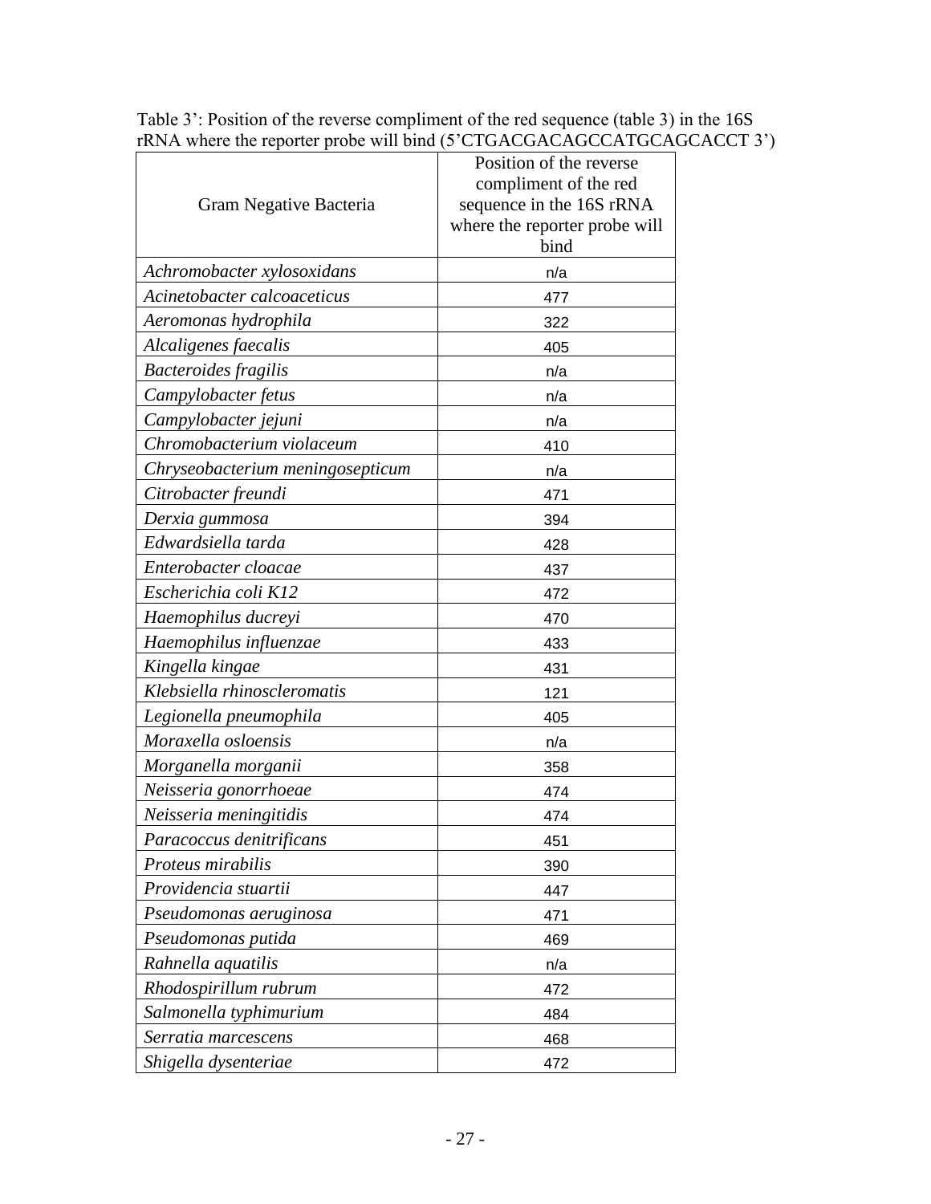Table 3': Position of the reverse compliment of the red sequence (table 3) in the 16S rRNA where the reporter probe will bind (5'CTGACGACAGCCATGCAGCACCT 3')

| Gram Negative Bacteria | Position of the reverse compliment of the red sequence in the 16S rRNA where the reporter probe will bind |
|---|---|
| *Achromobacter xylosoxidans* | n/a |
| *Acinetobacter calcoaceticus* | 477 |
| *Aeromonas hydrophila* | 322 |
| *Alcaligenes faecalis* | 405 |
| *Bacteroides fragilis* | n/a |
| *Campylobacter fetus* | n/a |
| *Campylobacter jejuni* | n/a |
| *Chromobacterium violaceum* | 410 |
| *Chryseobacterium meningosepticum* | n/a |
| *Citrobacter freundi* | 471 |
| *Derxia gummosa* | 394 |
| *Edwardsiella tarda* | 428 |
| *Enterobacter cloacae* | 437 |
| *Escherichia coli K12* | 472 |
| *Haemophilus ducreyi* | 470 |
| *Haemophilus influenzae* | 433 |
| *Kingella kingae* | 431 |
| *Klebsiella rhinoscleromatis* | 121 |
| *Legionella pneumophila* | 405 |
| *Moraxella osloensis* | n/a |
| *Morganella morganii* | 358 |
| *Neisseria gonorrhoeae* | 474 |
| *Neisseria meningitidis* | 474 |
| *Paracoccus denitrificans* | 451 |
| *Proteus mirabilis* | 390 |
| *Providencia stuartii* | 447 |
| *Pseudomonas aeruginosa* | 471 |
| *Pseudomonas putida* | 469 |
| *Rahnella aquatilis* | n/a |
| *Rhodospirillum rubrum* | 472 |
| *Salmonella typhimurium* | 484 |
| *Serratia marcescens* | 468 |
| *Shigella dysenteriae* | 472 |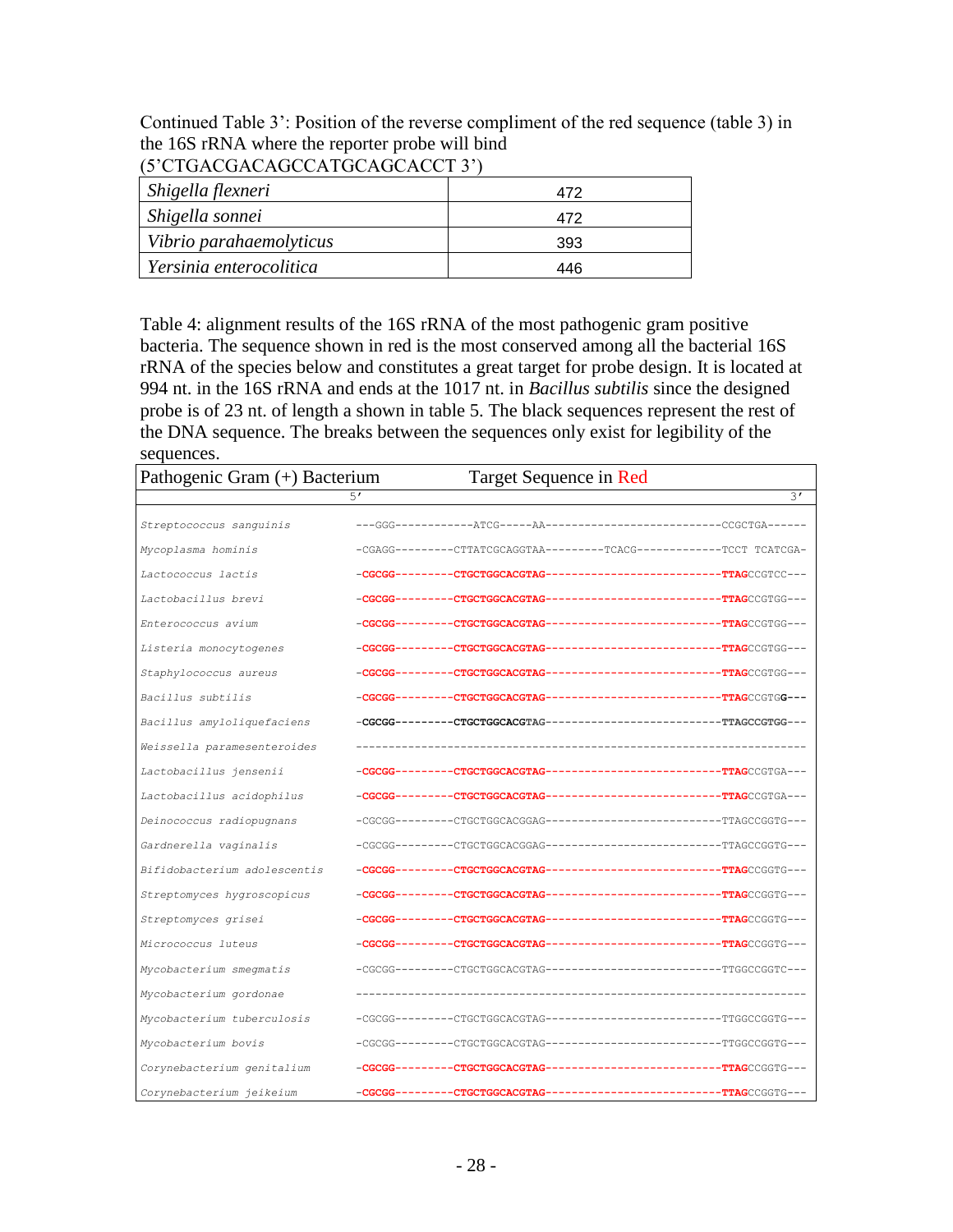Continued Table 3': Position of the reverse compliment of the red sequence (table 3) in the 16S rRNA where the reporter probe will bind (5'CTGACGACAGCCATGCAGCACCT 3')

| | |
|---|---|
| *Shigella flexneri* | 472 |
| *Shigella sonnei* | 472 |
| *Vibrio parahaemolyticus* | 393 |
| *Yersinia enterocolitica* | 446 |

Table 4: alignment results of the 16S rRNA of the most pathogenic gram positive bacteria. The sequence shown in red is the most conserved among all the bacterial 16S rRNA of the species below and constitutes a great target for probe design. It is located at 994 nt. in the 16S rRNA and ends at the 1017 nt. in *Bacillus subtilis* since the designed probe is of 23 nt. of length a shown in table 5. The black sequences represent the rest of the DNA sequence. The breaks between the sequences only exist for legibility of the sequences.

| Pathogenic Gram (+) Bacterium | Target Sequence in Red (5' → 3') |
|---|---|
| *Streptococcus sanguinis* | ---GGG-----------ATCG-----AA--------------------------CCGCTGA------ |
| *Mycoplasma hominis* | -CGAGG---------CTTATCGCAGGTAA---------TCACG------------TCCT TCATCGA- |
| *Lactococcus lactis* | -CGCGG---------CTGCTGGCACGTAG--------------------------TTAGCCGTCC--- |
| *Lactobacillus brevi* | -CGCGG---------CTGCTGGCACGTAG--------------------------TTAGCCGTGG--- |
| *Enterococcus avium* | -CGCGG---------CTGCTGGCACGTAG--------------------------TTAGCCGTGG--- |
| *Listeria monocytogenes* | -CGCGG---------CTGCTGGCACGTAG--------------------------TTAGCCGTGG--- |
| *Staphylococcus aureus* | -CGCGG---------CTGCTGGCACGTAG--------------------------TTAGCCGTGG--- |
| *Bacillus subtilis* | -CGCGG---------CTGCTGGCACGTAG--------------------------TTAGCCGTGG--- |
| *Bacillus amyloliquefaciens* | -CGCGG---------CTGCTGGCACGTAG--------------------------TTAGCCGTGG--- |
| *Weissella paramesenteroides* | ----------------------------------------------------------------- |
| *Lactobacillus jensenii* | -CGCGG---------CTGCTGGCACGTAG--------------------------TTAGCCGTGA--- |
| *Lactobacillus acidophilus* | -CGCGG---------CTGCTGGCACGTAG--------------------------TTAGCCGTGA--- |
| *Deinococcus radiopugnans* | -CGCGG---------CTGCTGGCACGGAG--------------------------TTAGCCGGTG--- |
| *Gardnerella vaginalis* | -CGCGG---------CTGCTGGCACGGAG--------------------------TTAGCCGGTG--- |
| *Bifidobacterium adolescentis* | -CGCGG---------CTGCTGGCACGTAG--------------------------TTAGCCGGTG--- |
| *Streptomyces hygroscopicus* | -CGCGG---------CTGCTGGCACGTAG--------------------------TTAGCCGGTG--- |
| *Streptomyces grisei* | -CGCGG---------CTGCTGGCACGTAG--------------------------TTAGCCGGTG--- |
| *Micrococcus luteus* | -CGCGG---------CTGCTGGCACGTAG--------------------------TTAGCCGGTG--- |
| *Mycobacterium smegmatis* | -CGCGG---------CTGCTGGCACGTAG--------------------------TTGGCCGGTC--- |
| *Mycobacterium gordonae* | ----------------------------------------------------------------- |
| *Mycobacterium tuberculosis* | -CGCGG---------CTGCTGGCACGTAG--------------------------TTGGCCGGTG--- |
| *Mycobacterium bovis* | -CGCGG---------CTGCTGGCACGTAG--------------------------TTGGCCGGTG--- |
| *Corynebacterium genitalium* | -CGCGG---------CTGCTGGCACGTAG--------------------------TTAGCCGGTG--- |
| *Corynebacterium jeikeium* | -CGCGG---------CTGCTGGCACGTAG--------------------------TTAGCCGGTG--- |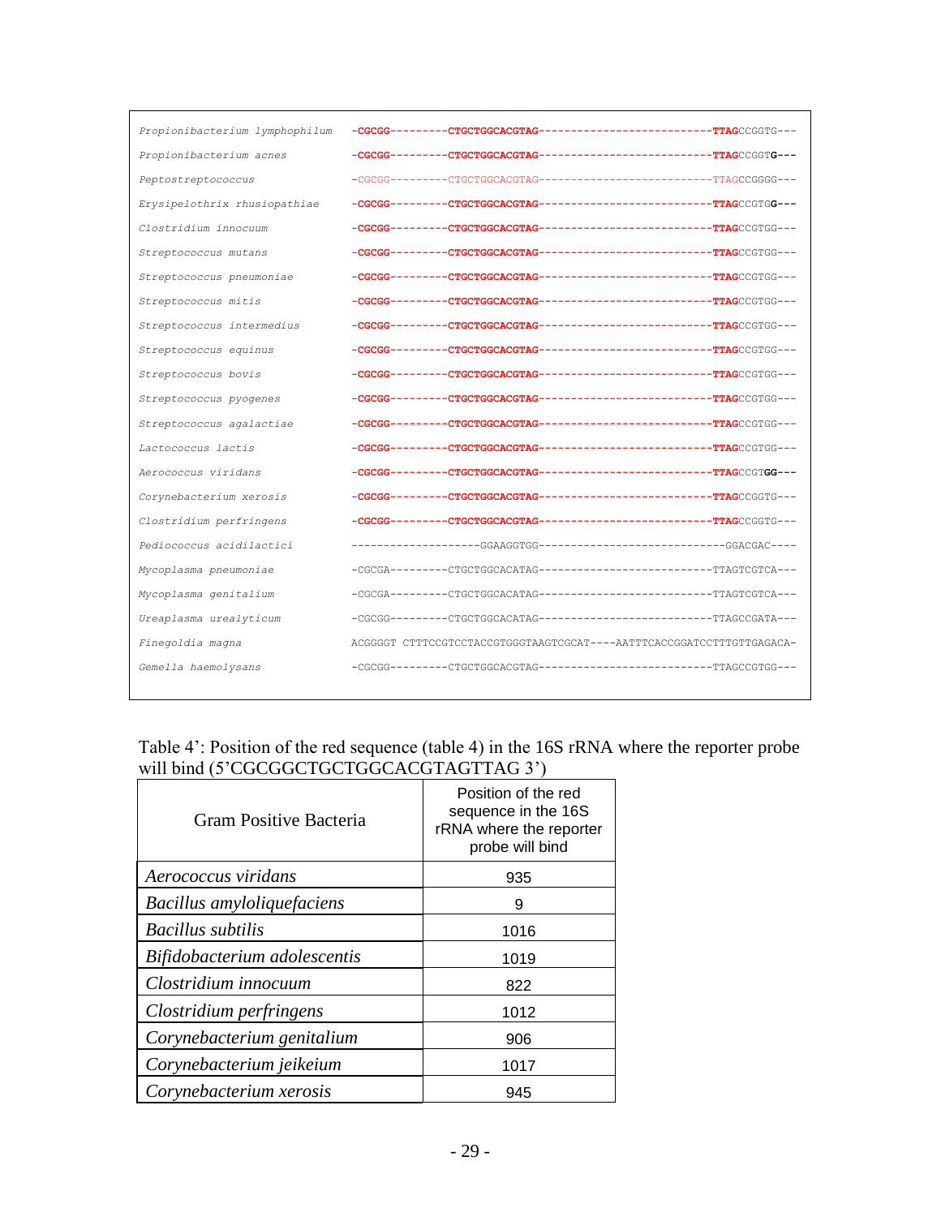| | |
|---|---|
| *Propionibacterium lymphophilum* | -**CGCGG**---------**CTGCTGGCACGTAG**--------------------------**TTAG**CCGGTG--- |
| *Propionibacterium acnes* | -**CGCGG**---------**CTGCTGGCACGTAG**--------------------------**TTAG**CCGGT**G---** |
| *Peptostreptococcus* | -CGCGG---------CTGCTGGCACGTAG--------------------------TTAGCCGGGG--- |
| *Erysipelothrix rhusiopathiae* | -**CGCGG**---------**CTGCTGGCACGTAG**--------------------------**TTAG**CCGTG**G---** |
| *Clostridium innocuum* | -**CGCGG**---------**CTGCTGGCACGTAG**--------------------------**TTAG**CCGTGG--- |
| *Streptococcus mutans* | -**CGCGG**---------**CTGCTGGCACGTAG**--------------------------**TTAG**CCGTGG--- |
| *Streptococcus pneumoniae* | -**CGCGG**---------**CTGCTGGCACGTAG**--------------------------**TTAG**CCGTGG--- |
| *Streptococcus mitis* | -**CGCGG**---------**CTGCTGGCACGTAG**--------------------------**TTAG**CCGTGG--- |
| *Streptococcus intermedius* | -**CGCGG**---------**CTGCTGGCACGTAG**--------------------------**TTAG**CCGTGG--- |
| *Streptococcus equinus* | -**CGCGG**---------**CTGCTGGCACGTAG**--------------------------**TTAG**CCGTGG--- |
| *Streptococcus bovis* | -**CGCGG**---------**CTGCTGGCACGTAG**--------------------------**TTAG**CCGTGG--- |
| *Streptococcus pyogenes* | -**CGCGG**---------**CTGCTGGCACGTAG**--------------------------**TTAG**CCGTGG--- |
| *Streptococcus agalactiae* | -**CGCGG**---------**CTGCTGGCACGTAG**--------------------------**TTAG**CCGTGG--- |
| *Lactococcus lactis* | -**CGCGG**---------**CTGCTGGCACGTAG**--------------------------**TTAG**CCGTGG--- |
| *Aerococcus viridans* | -**CGCGG**---------**CTGCTGGCACGTAG**--------------------------**TTAG**CCGT**GG---** |
| *Corynebacterium xerosis* | -**CGCGG**---------**CTGCTGGCACGTAG**--------------------------**TTAG**CCGGTG--- |
| *Clostridium perfringens* | -**CGCGG**---------**CTGCTGGCACGTAG**--------------------------**TTAG**CCGGTG--- |
| *Pediococcus acidilactici* | --------------------GGAAGGTGG----------------------------GGACGAC---- |
| *Mycoplasma pneumoniae* | -CGCGA---------CTGCTGGCACATAG--------------------------TTAGTCGTCA--- |
| *Mycoplasma genitalium* | -CGCGA---------CTGCTGGCACATAG--------------------------TTAGTCGTCA--- |
| *Ureaplasma urealyticum* | -CGCGG---------CTGCTGGCACATAG--------------------------TTAGCCGATA--- |
| *Finegoldia magna* | ACGGGGT CTTTCCGTCCTACCGTGGGTAAGTCGCAT----AATTTCACCGGATCCTTTGTTGAGACA- |
| *Gemella haemolysans* | -CGCGG---------CTGCTGGCACGTAG--------------------------TTAGCCGTGG--- |

Table 4': Position of the red sequence (table 4) in the 16S rRNA where the reporter probe will bind (5'CGCGGCTGCTGGCACGTAGTTAG 3')

| Gram Positive Bacteria | Position of the red sequence in the 16S rRNA where the reporter probe will bind |
|---|---|
| *Aerococcus viridans* | 935 |
| *Bacillus amyloliquefaciens* | 9 |
| *Bacillus subtilis* | 1016 |
| *Bifidobacterium adolescentis* | 1019 |
| *Clostridium innocuum* | 822 |
| *Clostridium perfringens* | 1012 |
| *Corynebacterium genitalium* | 906 |
| *Corynebacterium jeikeium* | 1017 |
| *Corynebacterium xerosis* | 945 |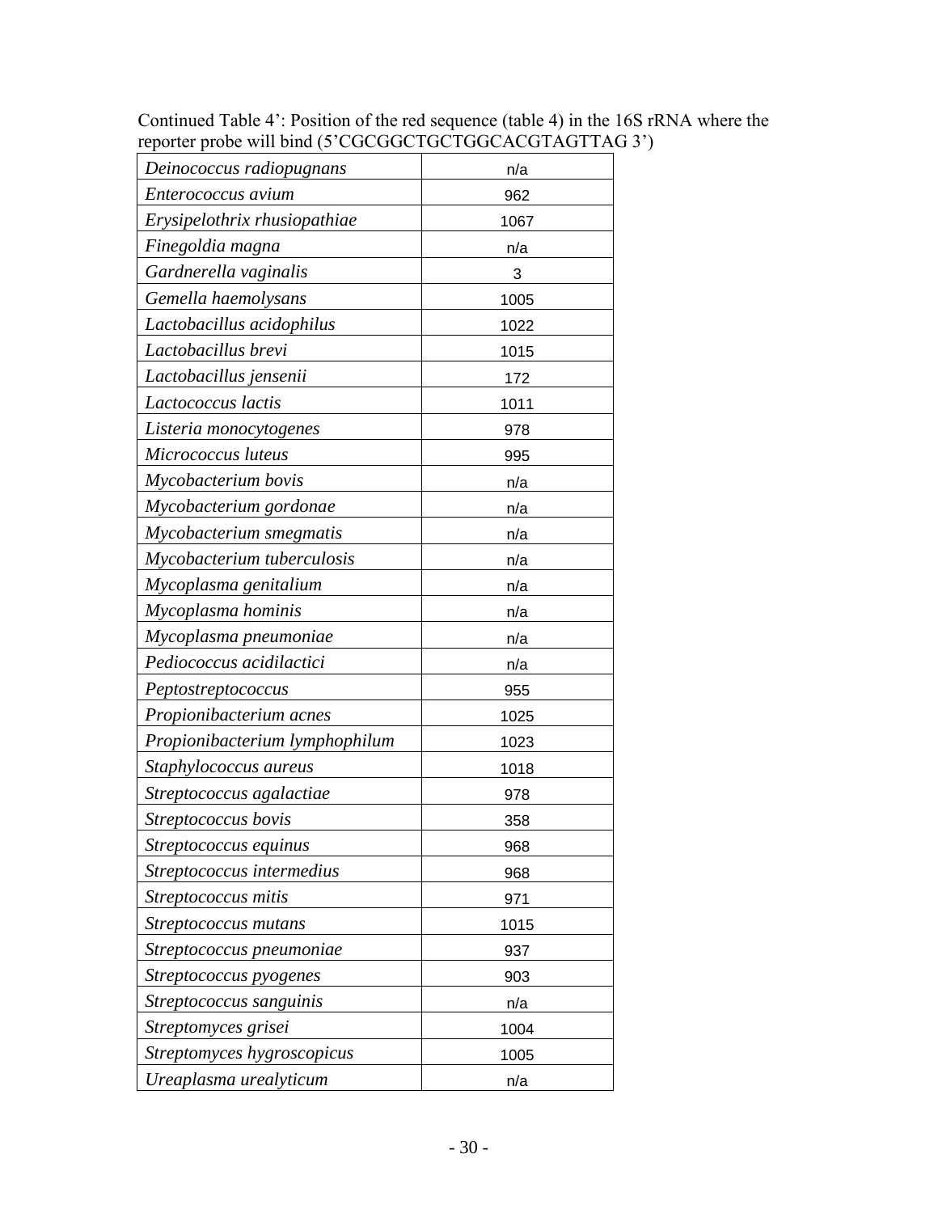Continued Table 4': Position of the red sequence (table 4) in the 16S rRNA where the reporter probe will bind (5'CGCGGCTGCTGGCACGTAGTTAG 3')

| | |
|---|---|
| *Deinococcus radiopugnans* | n/a |
| *Enterococcus avium* | 962 |
| *Erysipelothrix rhusiopathiae* | 1067 |
| *Finegoldia magna* | n/a |
| *Gardnerella vaginalis* | 3 |
| *Gemella haemolysans* | 1005 |
| *Lactobacillus acidophilus* | 1022 |
| *Lactobacillus brevi* | 1015 |
| *Lactobacillus jensenii* | 172 |
| *Lactococcus lactis* | 1011 |
| *Listeria monocytogenes* | 978 |
| *Micrococcus luteus* | 995 |
| *Mycobacterium bovis* | n/a |
| *Mycobacterium gordonae* | n/a |
| *Mycobacterium smegmatis* | n/a |
| *Mycobacterium tuberculosis* | n/a |
| *Mycoplasma genitalium* | n/a |
| *Mycoplasma hominis* | n/a |
| *Mycoplasma pneumoniae* | n/a |
| *Pediococcus acidilactici* | n/a |
| *Peptostreptococcus* | 955 |
| *Propionibacterium acnes* | 1025 |
| *Propionibacterium lymphophilum* | 1023 |
| *Staphylococcus aureus* | 1018 |
| *Streptococcus agalactiae* | 978 |
| *Streptococcus bovis* | 358 |
| *Streptococcus equinus* | 968 |
| *Streptococcus intermedius* | 968 |
| *Streptococcus mitis* | 971 |
| *Streptococcus mutans* | 1015 |
| *Streptococcus pneumoniae* | 937 |
| *Streptococcus pyogenes* | 903 |
| *Streptococcus sanguinis* | n/a |
| *Streptomyces grisei* | 1004 |
| *Streptomyces hygroscopicus* | 1005 |
| *Ureaplasma urealyticum* | n/a |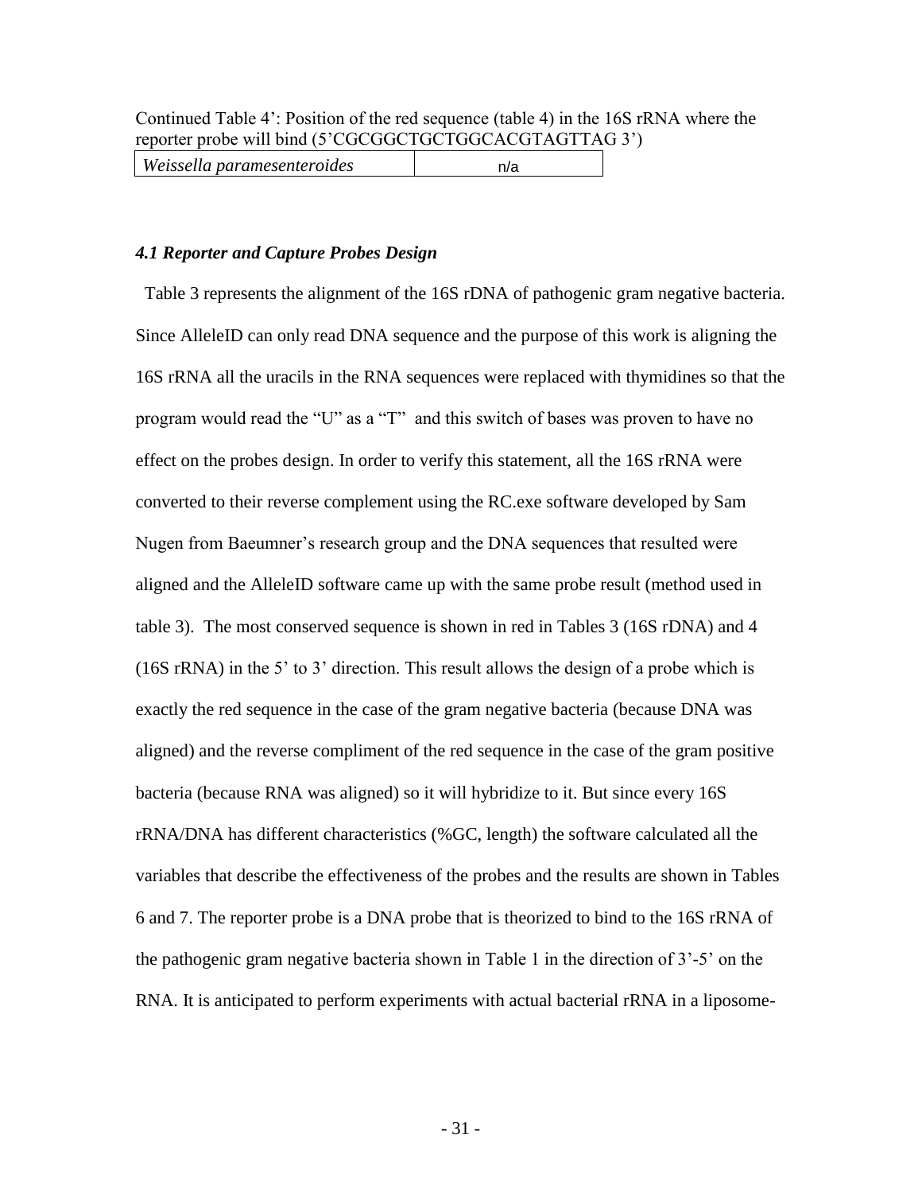Continued Table 4': Position of the red sequence (table 4) in the 16S rRNA where the reporter probe will bind (5'CGCGGCTGCTGGCACGTAGTTAG 3')

| | |
|---|---|
| *Weissella paramesenteroides* | n/a |

### *4.1 Reporter and Capture Probes Design*

Table 3 represents the alignment of the 16S rDNA of pathogenic gram negative bacteria. Since AlleleID can only read DNA sequence and the purpose of this work is aligning the 16S rRNA all the uracils in the RNA sequences were replaced with thymidines so that the program would read the "U" as a "T" and this switch of bases was proven to have no effect on the probes design. In order to verify this statement, all the 16S rRNA were converted to their reverse complement using the RC.exe software developed by Sam Nugen from Baeumner's research group and the DNA sequences that resulted were aligned and the AlleleID software came up with the same probe result (method used in table 3). The most conserved sequence is shown in red in Tables 3 (16S rDNA) and 4 (16S rRNA) in the 5' to 3' direction. This result allows the design of a probe which is exactly the red sequence in the case of the gram negative bacteria (because DNA was aligned) and the reverse compliment of the red sequence in the case of the gram positive bacteria (because RNA was aligned) so it will hybridize to it. But since every 16S rRNA/DNA has different characteristics (%GC, length) the software calculated all the variables that describe the effectiveness of the probes and the results are shown in Tables 6 and 7. The reporter probe is a DNA probe that is theorized to bind to the 16S rRNA of the pathogenic gram negative bacteria shown in Table 1 in the direction of 3'-5' on the RNA. It is anticipated to perform experiments with actual bacterial rRNA in a liposome-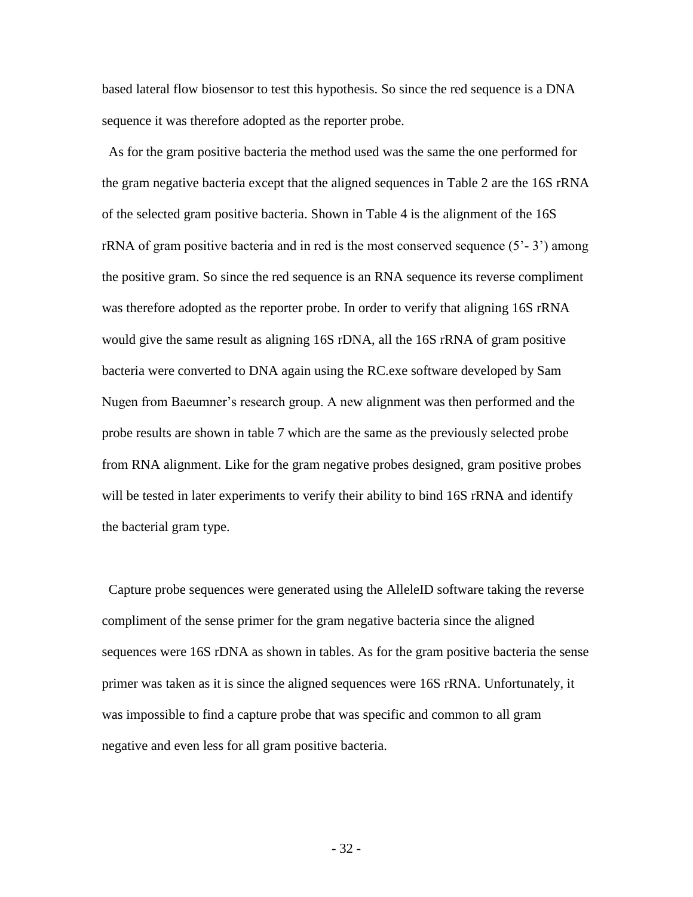based lateral flow biosensor to test this hypothesis. So since the red sequence is a DNA sequence it was therefore adopted as the reporter probe.

As for the gram positive bacteria the method used was the same the one performed for the gram negative bacteria except that the aligned sequences in Table 2 are the 16S rRNA of the selected gram positive bacteria. Shown in Table 4 is the alignment of the 16S rRNA of gram positive bacteria and in red is the most conserved sequence (5'- 3') among the positive gram. So since the red sequence is an RNA sequence its reverse compliment was therefore adopted as the reporter probe. In order to verify that aligning 16S rRNA would give the same result as aligning 16S rDNA, all the 16S rRNA of gram positive bacteria were converted to DNA again using the RC.exe software developed by Sam Nugen from Baeumner's research group. A new alignment was then performed and the probe results are shown in table 7 which are the same as the previously selected probe from RNA alignment. Like for the gram negative probes designed, gram positive probes will be tested in later experiments to verify their ability to bind 16S rRNA and identify the bacterial gram type.

Capture probe sequences were generated using the AlleleID software taking the reverse compliment of the sense primer for the gram negative bacteria since the aligned sequences were 16S rDNA as shown in tables. As for the gram positive bacteria the sense primer was taken as it is since the aligned sequences were 16S rRNA. Unfortunately, it was impossible to find a capture probe that was specific and common to all gram negative and even less for all gram positive bacteria.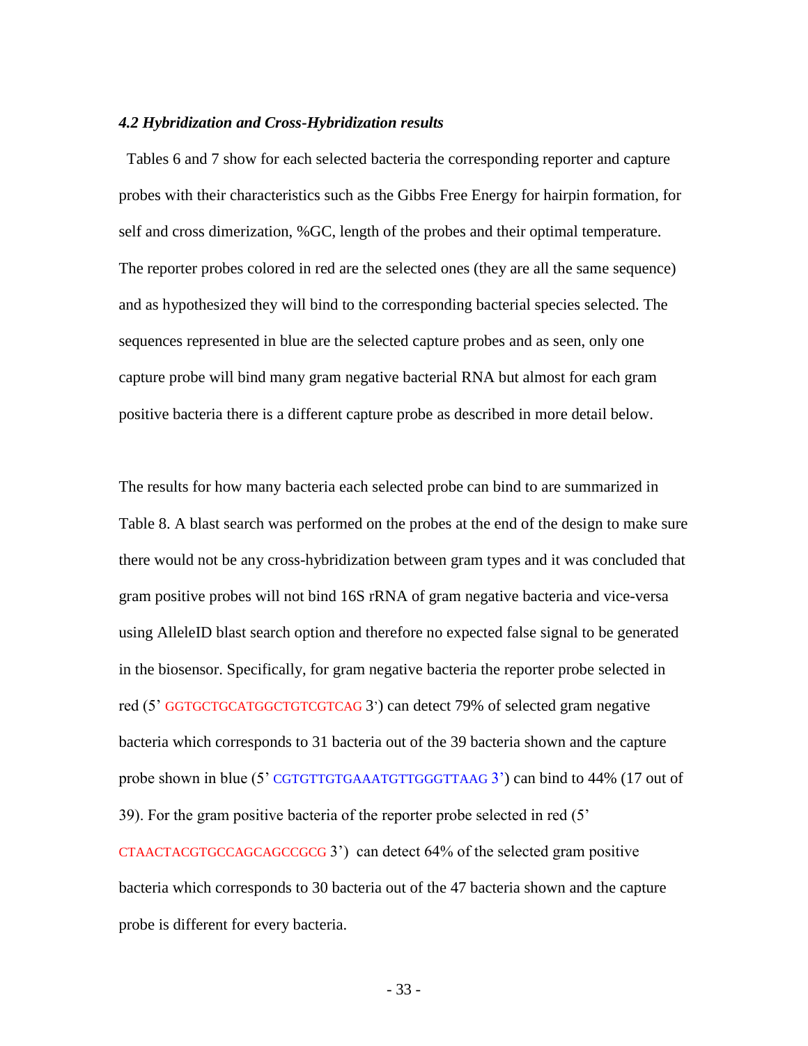### *4.2 Hybridization and Cross-Hybridization results*

Tables 6 and 7 show for each selected bacteria the corresponding reporter and capture probes with their characteristics such as the Gibbs Free Energy for hairpin formation, for self and cross dimerization, %GC, length of the probes and their optimal temperature. The reporter probes colored in red are the selected ones (they are all the same sequence) and as hypothesized they will bind to the corresponding bacterial species selected. The sequences represented in blue are the selected capture probes and as seen, only one capture probe will bind many gram negative bacterial RNA but almost for each gram positive bacteria there is a different capture probe as described in more detail below.

The results for how many bacteria each selected probe can bind to are summarized in Table 8. A blast search was performed on the probes at the end of the design to make sure there would not be any cross-hybridization between gram types and it was concluded that gram positive probes will not bind 16S rRNA of gram negative bacteria and vice-versa using AlleleID blast search option and therefore no expected false signal to be generated in the biosensor. Specifically, for gram negative bacteria the reporter probe selected in red (5' GGTGCTGCATGGCTGTCGTCAG 3') can detect 79% of selected gram negative bacteria which corresponds to 31 bacteria out of the 39 bacteria shown and the capture probe shown in blue (5' CGTGTTGTGAAATGTTGGGTTAAG 3') can bind to 44% (17 out of 39). For the gram positive bacteria of the reporter probe selected in red (5' CTAACTACGTGCCAGCAGCCGCG 3') can detect 64% of the selected gram positive bacteria which corresponds to 30 bacteria out of the 47 bacteria shown and the capture probe is different for every bacteria.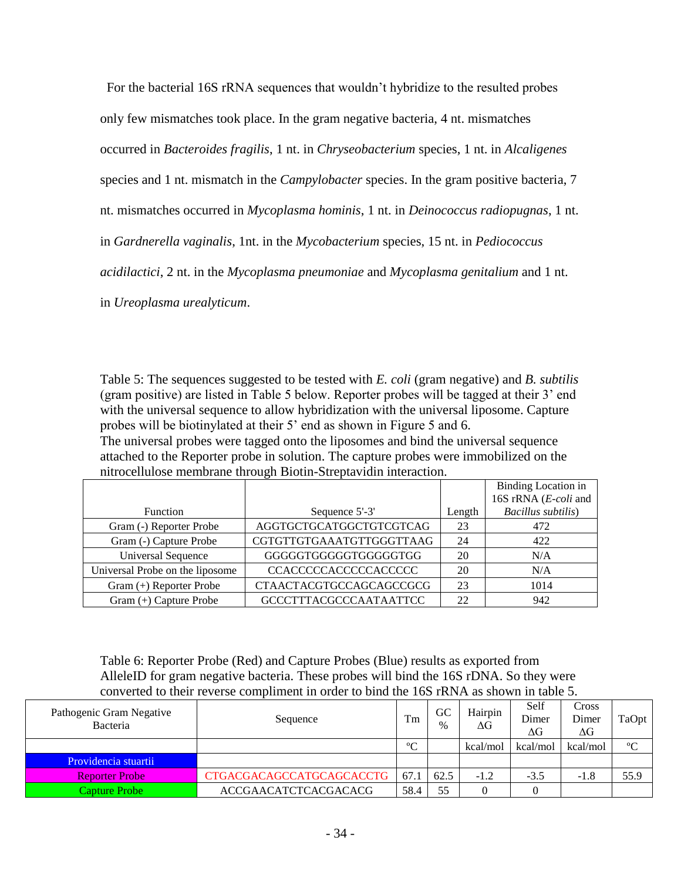For the bacterial 16S rRNA sequences that wouldn't hybridize to the resulted probes only few mismatches took place. In the gram negative bacteria, 4 nt. mismatches occurred in *Bacteroides fragilis*, 1 nt. in *Chryseobacterium* species, 1 nt. in *Alcaligenes* species and 1 nt. mismatch in the *Campylobacter* species. In the gram positive bacteria, 7 nt. mismatches occurred in *Mycoplasma hominis*, 1 nt. in *Deinococcus radiopugnas*, 1 nt. in *Gardnerella vaginalis*, 1nt. in the *Mycobacterium* species, 15 nt. in *Pediococcus acidilactici*, 2 nt. in the *Mycoplasma pneumoniae* and *Mycoplasma genitalium* and 1 nt. in *Ureoplasma urealyticum*.

Table 5: The sequences suggested to be tested with *E. coli* (gram negative) and *B. subtilis* (gram positive) are listed in Table 5 below. Reporter probes will be tagged at their 3' end with the universal sequence to allow hybridization with the universal liposome. Capture probes will be biotinylated at their 5' end as shown in Figure 5 and 6.
The universal probes were tagged onto the liposomes and bind the universal sequence attached to the Reporter probe in solution. The capture probes were immobilized on the nitrocellulose membrane through Biotin-Streptavidin interaction.

| Function | Sequence 5'-3' | Length | Binding Location in 16S rRNA (*E-coli* and *Bacillus subtilis*) |
|---|---|---|---|
| Gram (-) Reporter Probe | AGGTGCTGCATGGCTGTCGTCAG | 23 | 472 |
| Gram (-) Capture Probe | CGTGTTGTGAAATGTTGGGTTAAG | 24 | 422 |
| Universal Sequence | GGGGGTGGGGGTGGGGGTGG | 20 | N/A |
| Universal Probe on the liposome | CCACCCCCACCCCCACCCCC | 20 | N/A |
| Gram (+) Reporter Probe | CTAACTACGTGCCAGCAGCCGCG | 23 | 1014 |
| Gram (+) Capture Probe | GCCCTTTACGCCCAATAATTCC | 22 | 942 |

Table 6: Reporter Probe (Red) and Capture Probes (Blue) results as exported from AlleleID for gram negative bacteria. These probes will bind the 16S rDNA. So they were converted to their reverse compliment in order to bind the 16S rRNA as shown in table 5.

| Pathogenic Gram Negative Bacteria | Sequence | Tm | GC % | Hairpin ΔG | Self Dimer ΔG | Cross Dimer ΔG | TaOpt |
|---|---|---|---|---|---|---|---|
| | | °C | | kcal/mol | kcal/mol | kcal/mol | °C |
| Providencia stuartii | | | | | | | |
| Reporter Probe | CTGACGACAGCCATGCAGCACCTG | 67.1 | 62.5 | -1.2 | -3.5 | -1.8 | 55.9 |
| Capture Probe | ACCGAACATCTCACGACACG | 58.4 | 55 | 0 | 0 | | |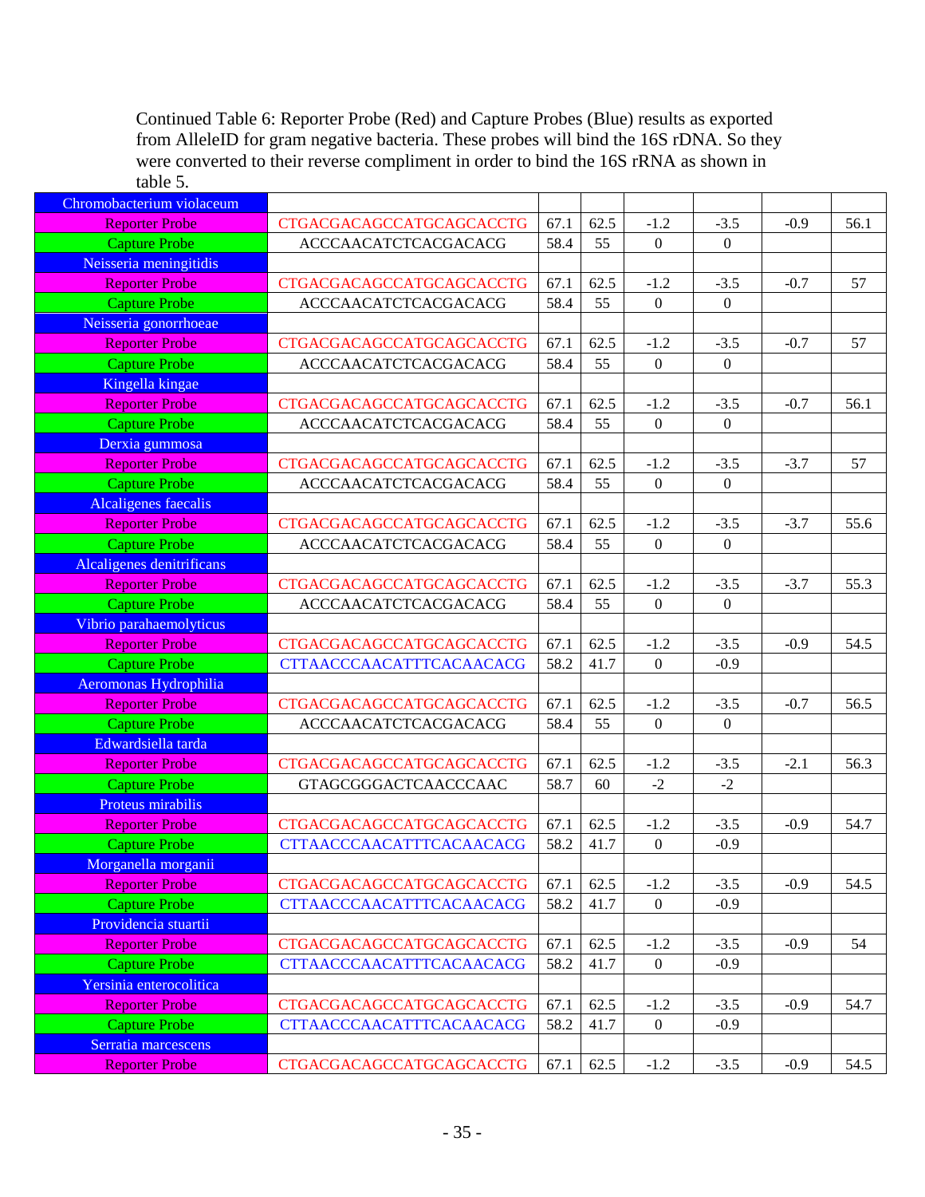Continued Table 6: Reporter Probe (Red) and Capture Probes (Blue) results as exported from AlleleID for gram negative bacteria. These probes will bind the 16S rDNA. So they were converted to their reverse compliment in order to bind the 16S rRNA as shown in table 5.

| | | | | | | | |
|---|---|---|---|---|---|---|---|
| Chromobacterium violaceum | | | | | | | |
| Reporter Probe | CTGACGACAGCCATGCAGCACCTG | 67.1 | 62.5 | -1.2 | -3.5 | -0.9 | 56.1 |
| Capture Probe | ACCCAACATCTCACGACACG | 58.4 | 55 | 0 | 0 | | |
| Neisseria meningitidis | | | | | | | |
| Reporter Probe | CTGACGACAGCCATGCAGCACCTG | 67.1 | 62.5 | -1.2 | -3.5 | -0.7 | 57 |
| Capture Probe | ACCCAACATCTCACGACACG | 58.4 | 55 | 0 | 0 | | |
| Neisseria gonorrhoeae | | | | | | | |
| Reporter Probe | CTGACGACAGCCATGCAGCACCTG | 67.1 | 62.5 | -1.2 | -3.5 | -0.7 | 57 |
| Capture Probe | ACCCAACATCTCACGACACG | 58.4 | 55 | 0 | 0 | | |
| Kingella kingae | | | | | | | |
| Reporter Probe | CTGACGACAGCCATGCAGCACCTG | 67.1 | 62.5 | -1.2 | -3.5 | -0.7 | 56.1 |
| Capture Probe | ACCCAACATCTCACGACACG | 58.4 | 55 | 0 | 0 | | |
| Derxia gummosa | | | | | | | |
| Reporter Probe | CTGACGACAGCCATGCAGCACCTG | 67.1 | 62.5 | -1.2 | -3.5 | -3.7 | 57 |
| Capture Probe | ACCCAACATCTCACGACACG | 58.4 | 55 | 0 | 0 | | |
| Alcaligenes faecalis | | | | | | | |
| Reporter Probe | CTGACGACAGCCATGCAGCACCTG | 67.1 | 62.5 | -1.2 | -3.5 | -3.7 | 55.6 |
| Capture Probe | ACCCAACATCTCACGACACG | 58.4 | 55 | 0 | 0 | | |
| Alcaligenes denitrificans | | | | | | | |
| Reporter Probe | CTGACGACAGCCATGCAGCACCTG | 67.1 | 62.5 | -1.2 | -3.5 | -3.7 | 55.3 |
| Capture Probe | ACCCAACATCTCACGACACG | 58.4 | 55 | 0 | 0 | | |
| Vibrio parahaemolyticus | | | | | | | |
| Reporter Probe | CTGACGACAGCCATGCAGCACCTG | 67.1 | 62.5 | -1.2 | -3.5 | -0.9 | 54.5 |
| Capture Probe | CTTAACCCAACATTTCACAACACG | 58.2 | 41.7 | 0 | -0.9 | | |
| Aeromonas Hydrophilia | | | | | | | |
| Reporter Probe | CTGACGACAGCCATGCAGCACCTG | 67.1 | 62.5 | -1.2 | -3.5 | -0.7 | 56.5 |
| Capture Probe | ACCCAACATCTCACGACACG | 58.4 | 55 | 0 | 0 | | |
| Edwardsiella tarda | | | | | | | |
| Reporter Probe | CTGACGACAGCCATGCAGCACCTG | 67.1 | 62.5 | -1.2 | -3.5 | -2.1 | 56.3 |
| Capture Probe | GTAGCGGGACTCAACCCAAC | 58.7 | 60 | -2 | -2 | | |
| Proteus mirabilis | | | | | | | |
| Reporter Probe | CTGACGACAGCCATGCAGCACCTG | 67.1 | 62.5 | -1.2 | -3.5 | -0.9 | 54.7 |
| Capture Probe | CTTAACCCAACATTTCACAACACG | 58.2 | 41.7 | 0 | -0.9 | | |
| Morganella morganii | | | | | | | |
| Reporter Probe | CTGACGACAGCCATGCAGCACCTG | 67.1 | 62.5 | -1.2 | -3.5 | -0.9 | 54.5 |
| Capture Probe | CTTAACCCAACATTTCACAACACG | 58.2 | 41.7 | 0 | -0.9 | | |
| Providencia stuartii | | | | | | | |
| Reporter Probe | CTGACGACAGCCATGCAGCACCTG | 67.1 | 62.5 | -1.2 | -3.5 | -0.9 | 54 |
| Capture Probe | CTTAACCCAACATTTCACAACACG | 58.2 | 41.7 | 0 | -0.9 | | |
| Yersinia enterocolitica | | | | | | | |
| Reporter Probe | CTGACGACAGCCATGCAGCACCTG | 67.1 | 62.5 | -1.2 | -3.5 | -0.9 | 54.7 |
| Capture Probe | CTTAACCCAACATTTCACAACACG | 58.2 | 41.7 | 0 | -0.9 | | |
| Serratia marcescens | | | | | | | |
| Reporter Probe | CTGACGACAGCCATGCAGCACCTG | 67.1 | 62.5 | -1.2 | -3.5 | -0.9 | 54.5 |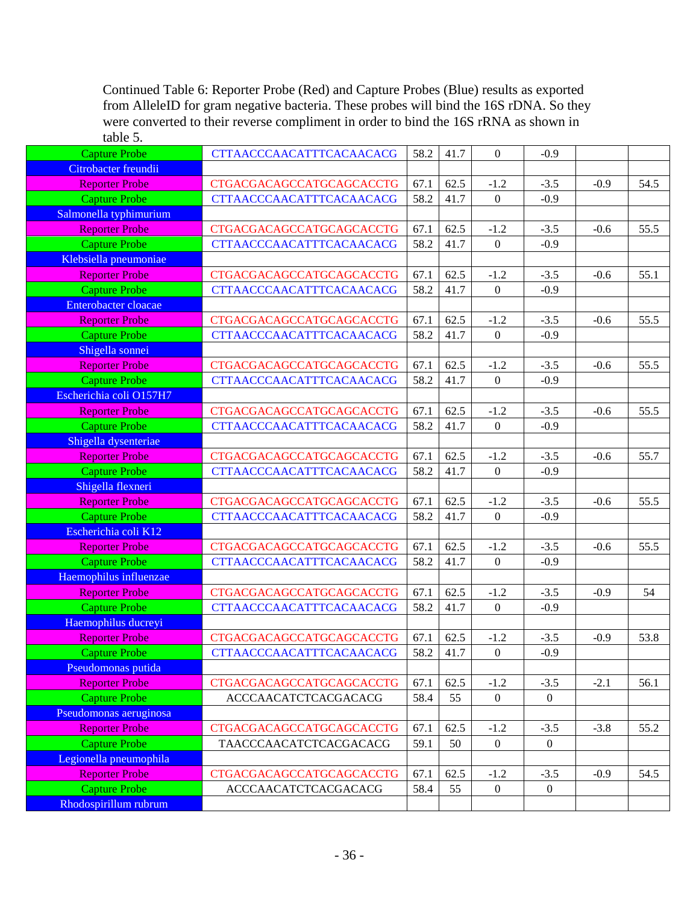Continued Table 6: Reporter Probe (Red) and Capture Probes (Blue) results as exported from AlleleID for gram negative bacteria. These probes will bind the 16S rDNA. So they were converted to their reverse compliment in order to bind the 16S rRNA as shown in table 5.

| | | | | | | | |
|---|---|---|---|---|---|---|---|
| Capture Probe | CTTAACCCAACATTTCACAACACG | 58.2 | 41.7 | 0 | -0.9 | | |
| Citrobacter freundii | | | | | | | |
| Reporter Probe | CTGACGACAGCCATGCAGCACCTG | 67.1 | 62.5 | -1.2 | -3.5 | -0.9 | 54.5 |
| Capture Probe | CTTAACCCAACATTTCACAACACG | 58.2 | 41.7 | 0 | -0.9 | | |
| Salmonella typhimurium | | | | | | | |
| Reporter Probe | CTGACGACAGCCATGCAGCACCTG | 67.1 | 62.5 | -1.2 | -3.5 | -0.6 | 55.5 |
| Capture Probe | CTTAACCCAACATTTCACAACACG | 58.2 | 41.7 | 0 | -0.9 | | |
| Klebsiella pneumoniae | | | | | | | |
| Reporter Probe | CTGACGACAGCCATGCAGCACCTG | 67.1 | 62.5 | -1.2 | -3.5 | -0.6 | 55.1 |
| Capture Probe | CTTAACCCAACATTTCACAACACG | 58.2 | 41.7 | 0 | -0.9 | | |
| Enterobacter cloacae | | | | | | | |
| Reporter Probe | CTGACGACAGCCATGCAGCACCTG | 67.1 | 62.5 | -1.2 | -3.5 | -0.6 | 55.5 |
| Capture Probe | CTTAACCCAACATTTCACAACACG | 58.2 | 41.7 | 0 | -0.9 | | |
| Shigella sonnei | | | | | | | |
| Reporter Probe | CTGACGACAGCCATGCAGCACCTG | 67.1 | 62.5 | -1.2 | -3.5 | -0.6 | 55.5 |
| Capture Probe | CTTAACCCAACATTTCACAACACG | 58.2 | 41.7 | 0 | -0.9 | | |
| Escherichia coli O157H7 | | | | | | | |
| Reporter Probe | CTGACGACAGCCATGCAGCACCTG | 67.1 | 62.5 | -1.2 | -3.5 | -0.6 | 55.5 |
| Capture Probe | CTTAACCCAACATTTCACAACACG | 58.2 | 41.7 | 0 | -0.9 | | |
| Shigella dysenteriae | | | | | | | |
| Reporter Probe | CTGACGACAGCCATGCAGCACCTG | 67.1 | 62.5 | -1.2 | -3.5 | -0.6 | 55.7 |
| Capture Probe | CTTAACCCAACATTTCACAACACG | 58.2 | 41.7 | 0 | -0.9 | | |
| Shigella flexneri | | | | | | | |
| Reporter Probe | CTGACGACAGCCATGCAGCACCTG | 67.1 | 62.5 | -1.2 | -3.5 | -0.6 | 55.5 |
| Capture Probe | CTTAACCCAACATTTCACAACACG | 58.2 | 41.7 | 0 | -0.9 | | |
| Escherichia coli K12 | | | | | | | |
| Reporter Probe | CTGACGACAGCCATGCAGCACCTG | 67.1 | 62.5 | -1.2 | -3.5 | -0.6 | 55.5 |
| Capture Probe | CTTAACCCAACATTTCACAACACG | 58.2 | 41.7 | 0 | -0.9 | | |
| Haemophilus influenzae | | | | | | | |
| Reporter Probe | CTGACGACAGCCATGCAGCACCTG | 67.1 | 62.5 | -1.2 | -3.5 | -0.9 | 54 |
| Capture Probe | CTTAACCCAACATTTCACAACACG | 58.2 | 41.7 | 0 | -0.9 | | |
| Haemophilus ducreyi | | | | | | | |
| Reporter Probe | CTGACGACAGCCATGCAGCACCTG | 67.1 | 62.5 | -1.2 | -3.5 | -0.9 | 53.8 |
| Capture Probe | CTTAACCCAACATTTCACAACACG | 58.2 | 41.7 | 0 | -0.9 | | |
| Pseudomonas putida | | | | | | | |
| Reporter Probe | CTGACGACAGCCATGCAGCACCTG | 67.1 | 62.5 | -1.2 | -3.5 | -2.1 | 56.1 |
| Capture Probe | ACCCAACATCTCACGACACG | 58.4 | 55 | 0 | 0 | | |
| Pseudomonas aeruginosa | | | | | | | |
| Reporter Probe | CTGACGACAGCCATGCAGCACCTG | 67.1 | 62.5 | -1.2 | -3.5 | -3.8 | 55.2 |
| Capture Probe | TAACCCAACATCTCACGACACG | 59.1 | 50 | 0 | 0 | | |
| Legionella pneumophila | | | | | | | |
| Reporter Probe | CTGACGACAGCCATGCAGCACCTG | 67.1 | 62.5 | -1.2 | -3.5 | -0.9 | 54.5 |
| Capture Probe | ACCCAACATCTCACGACACG | 58.4 | 55 | 0 | 0 | | |
| Rhodospirillum rubrum | | | | | | | |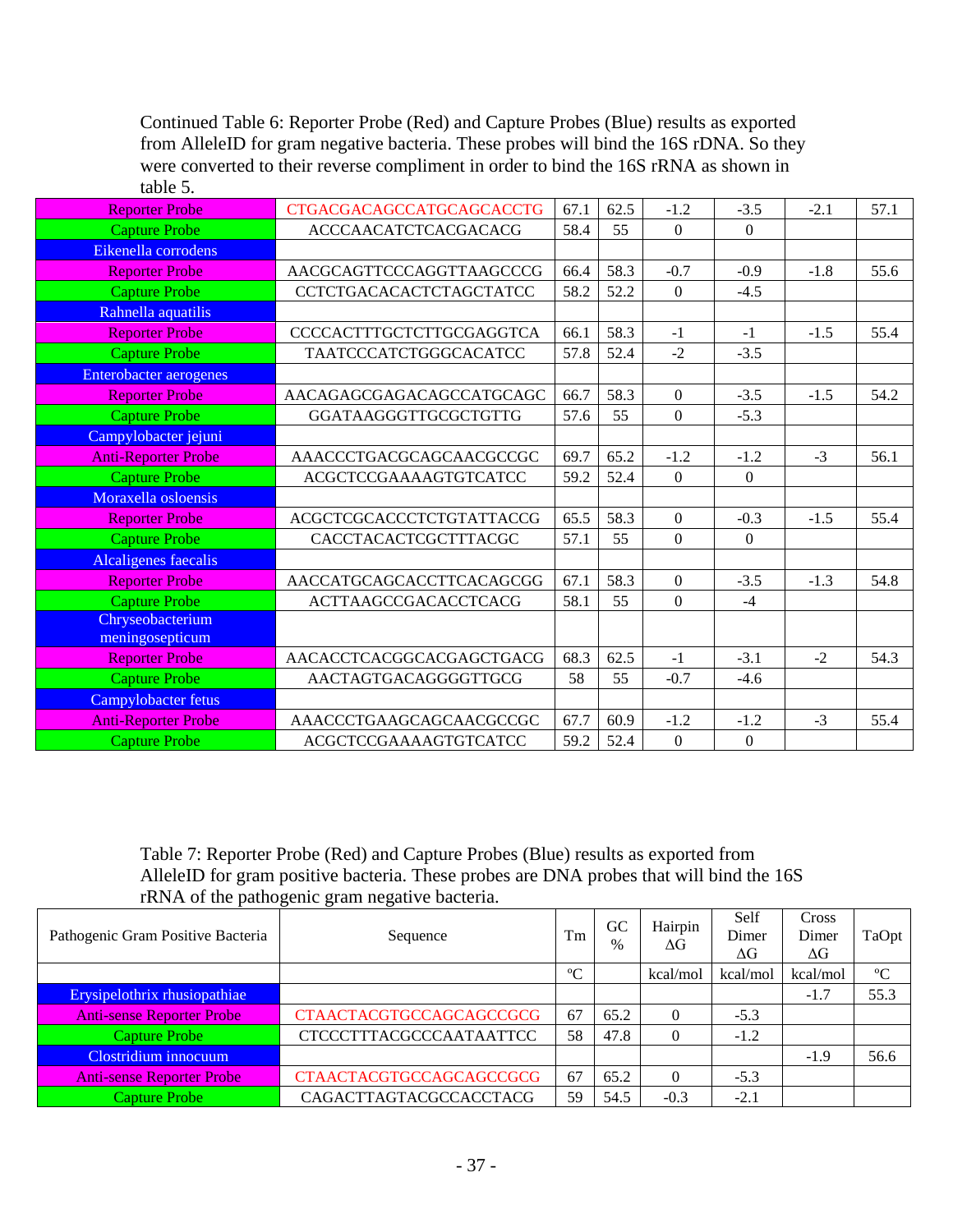Continued Table 6: Reporter Probe (Red) and Capture Probes (Blue) results as exported from AlleleID for gram negative bacteria. These probes will bind the 16S rDNA. So they were converted to their reverse compliment in order to bind the 16S rRNA as shown in table 5.

| | | | | | | | |
|---|---|---|---|---|---|---|---|
| Reporter Probe | CTGACGACAGCCATGCAGCACCTG | 67.1 | 62.5 | -1.2 | -3.5 | -2.1 | 57.1 |
| Capture Probe | ACCCAACATCTCACGACACG | 58.4 | 55 | 0 | 0 | | |
| Eikenella corrodens | | | | | | | |
| Reporter Probe | AACGCAGTTCCCAGGTTAAGCCCG | 66.4 | 58.3 | -0.7 | -0.9 | -1.8 | 55.6 |
| Capture Probe | CCTCTGACACACTCTAGCTATCC | 58.2 | 52.2 | 0 | -4.5 | | |
| Rahnella aquatilis | | | | | | | |
| Reporter Probe | CCCCACTTTGCTCTTGCGAGGTCA | 66.1 | 58.3 | -1 | -1 | -1.5 | 55.4 |
| Capture Probe | TAATCCCATCTGGGCACATCC | 57.8 | 52.4 | -2 | -3.5 | | |
| Enterobacter aerogenes | | | | | | | |
| Reporter Probe | AACAGAGCGAGACAGCCATGCAGC | 66.7 | 58.3 | 0 | -3.5 | -1.5 | 54.2 |
| Capture Probe | GGATAAGGGTTGCGCTGTTG | 57.6 | 55 | 0 | -5.3 | | |
| Campylobacter jejuni | | | | | | | |
| Anti-Reporter Probe | AAACCCTGACGCAGCAACGCCGC | 69.7 | 65.2 | -1.2 | -1.2 | -3 | 56.1 |
| Capture Probe | ACGCTCCGAAAAGTGTCATCC | 59.2 | 52.4 | 0 | 0 | | |
| Moraxella osloensis | | | | | | | |
| Reporter Probe | ACGCTCGCACCCTCTGTATTACCG | 65.5 | 58.3 | 0 | -0.3 | -1.5 | 55.4 |
| Capture Probe | CACCTACACTCGCTTTACGC | 57.1 | 55 | 0 | 0 | | |
| Alcaligenes faecalis | | | | | | | |
| Reporter Probe | AACCATGCAGCACCTTCACAGCGG | 67.1 | 58.3 | 0 | -3.5 | -1.3 | 54.8 |
| Capture Probe | ACTTAAGCCGACACCTCACG | 58.1 | 55 | 0 | -4 | | |
| Chryseobacterium meningosepticum | | | | | | | |
| Reporter Probe | AACACCTCACGGCACGAGCTGACG | 68.3 | 62.5 | -1 | -3.1 | -2 | 54.3 |
| Capture Probe | AACTAGTGACAGGGGTTGCG | 58 | 55 | -0.7 | -4.6 | | |
| Campylobacter fetus | | | | | | | |
| Anti-Reporter Probe | AAACCCTGAAGCAGCAACGCCGC | 67.7 | 60.9 | -1.2 | -1.2 | -3 | 55.4 |
| Capture Probe | ACGCTCCGAAAAGTGTCATCC | 59.2 | 52.4 | 0 | 0 | | |

Table 7: Reporter Probe (Red) and Capture Probes (Blue) results as exported from AlleleID for gram positive bacteria. These probes are DNA probes that will bind the 16S rRNA of the pathogenic gram negative bacteria.

| Pathogenic Gram Positive Bacteria | Sequence | Tm | GC % | Hairpin ΔG | Self Dimer ΔG | Cross Dimer ΔG | TaOpt |
|---|---|---|---|---|---|---|---|
| | | ºC | | kcal/mol | kcal/mol | kcal/mol | ºC |
| Erysipelothrix rhusiopathiae | | | | | | -1.7 | 55.3 |
| Anti-sense Reporter Probe | CTAACTACGTGCCAGCAGCCGCG | 67 | 65.2 | 0 | -5.3 | | |
| Capture Probe | CTCCCTTTACGCCCAATAATTCC | 58 | 47.8 | 0 | -1.2 | | |
| Clostridium innocuum | | | | | | -1.9 | 56.6 |
| Anti-sense Reporter Probe | CTAACTACGTGCCAGCAGCCGCG | 67 | 65.2 | 0 | -5.3 | | |
| Capture Probe | CAGACTTAGTACGCCACCTACG | 59 | 54.5 | -0.3 | -2.1 | | |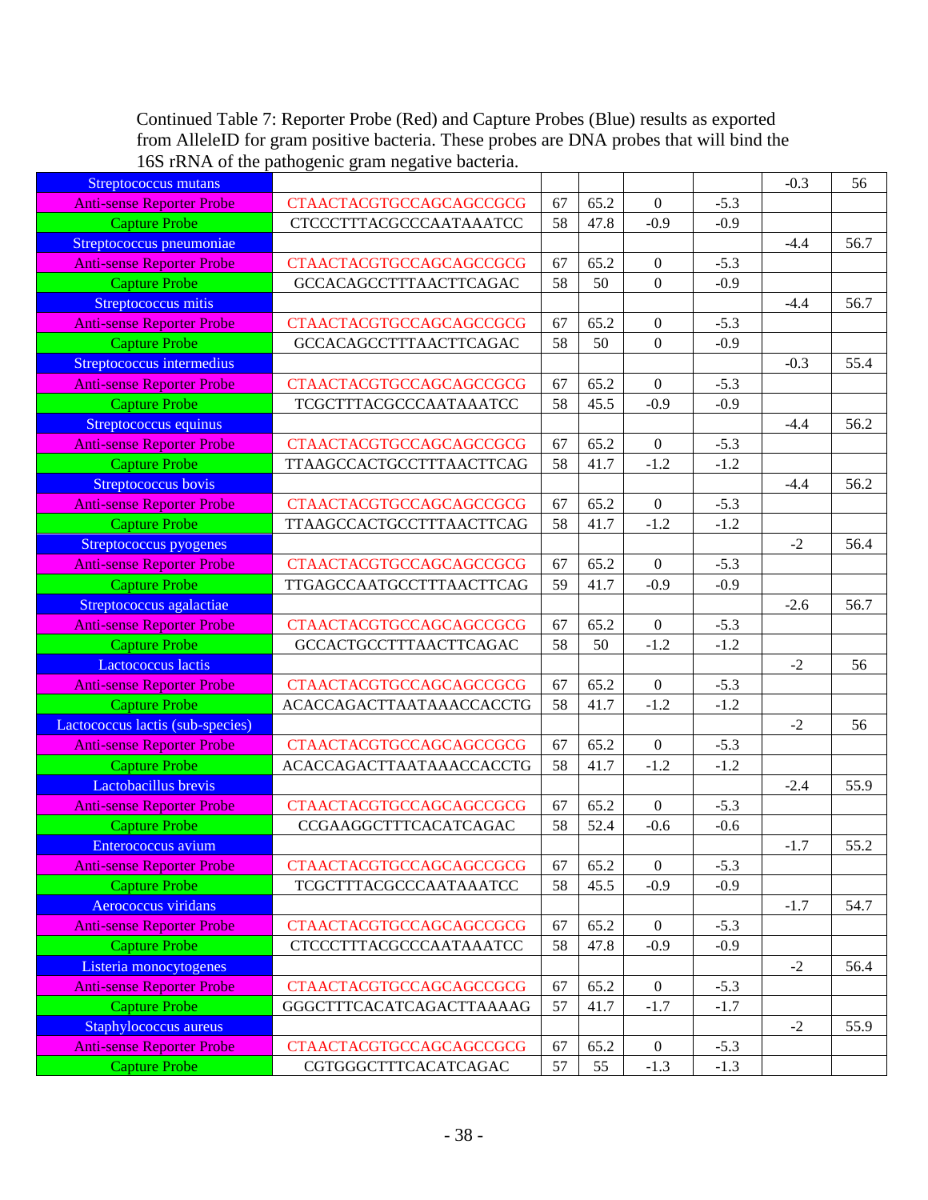Continued Table 7: Reporter Probe (Red) and Capture Probes (Blue) results as exported from AlleleID for gram positive bacteria. These probes are DNA probes that will bind the 16S rRNA of the pathogenic gram negative bacteria.

| | | | | | | | |
|---|---|---|---|---|---|---|---|
| Streptococcus mutans | | | | | | -0.3 | 56 |
| Anti-sense Reporter Probe | CTAACTACGTGCCAGCAGCCGCG | 67 | 65.2 | 0 | -5.3 | | |
| Capture Probe | CTCCCTTTACGCCCAATAAATCC | 58 | 47.8 | -0.9 | -0.9 | | |
| Streptococcus pneumoniae | | | | | | -4.4 | 56.7 |
| Anti-sense Reporter Probe | CTAACTACGTGCCAGCAGCCGCG | 67 | 65.2 | 0 | -5.3 | | |
| Capture Probe | GCCACAGCCTTTAACTTCAGAC | 58 | 50 | 0 | -0.9 | | |
| Streptococcus mitis | | | | | | -4.4 | 56.7 |
| Anti-sense Reporter Probe | CTAACTACGTGCCAGCAGCCGCG | 67 | 65.2 | 0 | -5.3 | | |
| Capture Probe | GCCACAGCCTTTAACTTCAGAC | 58 | 50 | 0 | -0.9 | | |
| Streptococcus intermedius | | | | | | -0.3 | 55.4 |
| Anti-sense Reporter Probe | CTAACTACGTGCCAGCAGCCGCG | 67 | 65.2 | 0 | -5.3 | | |
| Capture Probe | TCGCTTTACGCCCAATAAATCC | 58 | 45.5 | -0.9 | -0.9 | | |
| Streptococcus equinus | | | | | | -4.4 | 56.2 |
| Anti-sense Reporter Probe | CTAACTACGTGCCAGCAGCCGCG | 67 | 65.2 | 0 | -5.3 | | |
| Capture Probe | TTAAGCCACTGCCTTTAACTTCAG | 58 | 41.7 | -1.2 | -1.2 | | |
| Streptococcus bovis | | | | | | -4.4 | 56.2 |
| Anti-sense Reporter Probe | CTAACTACGTGCCAGCAGCCGCG | 67 | 65.2 | 0 | -5.3 | | |
| Capture Probe | TTAAGCCACTGCCTTTAACTTCAG | 58 | 41.7 | -1.2 | -1.2 | | |
| Streptococcus pyogenes | | | | | | -2 | 56.4 |
| Anti-sense Reporter Probe | CTAACTACGTGCCAGCAGCCGCG | 67 | 65.2 | 0 | -5.3 | | |
| Capture Probe | TTGAGCCAATGCCTTTAACTTCAG | 59 | 41.7 | -0.9 | -0.9 | | |
| Streptococcus agalactiae | | | | | | -2.6 | 56.7 |
| Anti-sense Reporter Probe | CTAACTACGTGCCAGCAGCCGCG | 67 | 65.2 | 0 | -5.3 | | |
| Capture Probe | GCCACTGCCTTTAACTTCAGAC | 58 | 50 | -1.2 | -1.2 | | |
| Lactococcus lactis | | | | | | -2 | 56 |
| Anti-sense Reporter Probe | CTAACTACGTGCCAGCAGCCGCG | 67 | 65.2 | 0 | -5.3 | | |
| Capture Probe | ACACCAGACTTAATAAACCACCTG | 58 | 41.7 | -1.2 | -1.2 | | |
| Lactococcus lactis (sub-species) | | | | | | -2 | 56 |
| Anti-sense Reporter Probe | CTAACTACGTGCCAGCAGCCGCG | 67 | 65.2 | 0 | -5.3 | | |
| Capture Probe | ACACCAGACTTAATAAACCACCTG | 58 | 41.7 | -1.2 | -1.2 | | |
| Lactobacillus brevis | | | | | | -2.4 | 55.9 |
| Anti-sense Reporter Probe | CTAACTACGTGCCAGCAGCCGCG | 67 | 65.2 | 0 | -5.3 | | |
| Capture Probe | CCGAAGGCTTTCACATCAGAC | 58 | 52.4 | -0.6 | -0.6 | | |
| Enterococcus avium | | | | | | -1.7 | 55.2 |
| Anti-sense Reporter Probe | CTAACTACGTGCCAGCAGCCGCG | 67 | 65.2 | 0 | -5.3 | | |
| Capture Probe | TCGCTTTACGCCCAATAAATCC | 58 | 45.5 | -0.9 | -0.9 | | |
| Aerococcus viridans | | | | | | -1.7 | 54.7 |
| Anti-sense Reporter Probe | CTAACTACGTGCCAGCAGCCGCG | 67 | 65.2 | 0 | -5.3 | | |
| Capture Probe | CTCCCTTTACGCCCAATAAATCC | 58 | 47.8 | -0.9 | -0.9 | | |
| Listeria monocytogenes | | | | | | -2 | 56.4 |
| Anti-sense Reporter Probe | CTAACTACGTGCCAGCAGCCGCG | 67 | 65.2 | 0 | -5.3 | | |
| Capture Probe | GGGCTTTCACATCAGACTTAAAAG | 57 | 41.7 | -1.7 | -1.7 | | |
| Staphylococcus aureus | | | | | | -2 | 55.9 |
| Anti-sense Reporter Probe | CTAACTACGTGCCAGCAGCCGCG | 67 | 65.2 | 0 | -5.3 | | |
| Capture Probe | CGTGGGCTTTCACATCAGAC | 57 | 55 | -1.3 | -1.3 | | |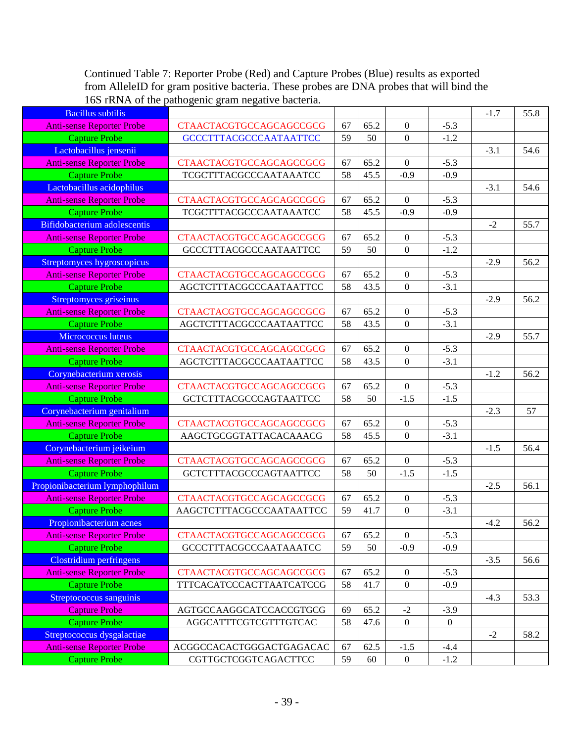Continued Table 7: Reporter Probe (Red) and Capture Probes (Blue) results as exported from AlleleID for gram positive bacteria. These probes are DNA probes that will bind the 16S rRNA of the pathogenic gram negative bacteria.

| | | | | | | | |
|---|---|---|---|---|---|---|---|
| Bacillus subtilis | | | | | | -1.7 | 55.8 |
| Anti-sense Reporter Probe | CTAACTACGTGCCAGCAGCCGCG | 67 | 65.2 | 0 | -5.3 | | |
| Capture Probe | GCCCTTTACGCCCAATAATTCC | 59 | 50 | 0 | -1.2 | | |
| Lactobacillus jensenii | | | | | | -3.1 | 54.6 |
| Anti-sense Reporter Probe | CTAACTACGTGCCAGCAGCCGCG | 67 | 65.2 | 0 | -5.3 | | |
| Capture Probe | TCGCTTTACGCCCAATAAATCC | 58 | 45.5 | -0.9 | -0.9 | | |
| Lactobacillus acidophilus | | | | | | -3.1 | 54.6 |
| Anti-sense Reporter Probe | CTAACTACGTGCCAGCAGCCGCG | 67 | 65.2 | 0 | -5.3 | | |
| Capture Probe | TCGCTTTACGCCCAATAAATCC | 58 | 45.5 | -0.9 | -0.9 | | |
| Bifidobacterium adolescentis | | | | | | -2 | 55.7 |
| Anti-sense Reporter Probe | CTAACTACGTGCCAGCAGCCGCG | 67 | 65.2 | 0 | -5.3 | | |
| Capture Probe | GCCCTTTACGCCCAATAATTCC | 59 | 50 | 0 | -1.2 | | |
| Streptomyces hygroscopicus | | | | | | -2.9 | 56.2 |
| Anti-sense Reporter Probe | CTAACTACGTGCCAGCAGCCGCG | 67 | 65.2 | 0 | -5.3 | | |
| Capture Probe | AGCTCTTTACGCCCAATAATTCC | 58 | 43.5 | 0 | -3.1 | | |
| Streptomyces griseinus | | | | | | -2.9 | 56.2 |
| Anti-sense Reporter Probe | CTAACTACGTGCCAGCAGCCGCG | 67 | 65.2 | 0 | -5.3 | | |
| Capture Probe | AGCTCTTTACGCCCAATAATTCC | 58 | 43.5 | 0 | -3.1 | | |
| Micrococcus luteus | | | | | | -2.9 | 55.7 |
| Anti-sense Reporter Probe | CTAACTACGTGCCAGCAGCCGCG | 67 | 65.2 | 0 | -5.3 | | |
| Capture Probe | AGCTCTTTACGCCCAATAATTCC | 58 | 43.5 | 0 | -3.1 | | |
| Corynebacterium xerosis | | | | | | -1.2 | 56.2 |
| Anti-sense Reporter Probe | CTAACTACGTGCCAGCAGCCGCG | 67 | 65.2 | 0 | -5.3 | | |
| Capture Probe | GCTCTTTACGCCCAGTAATTCC | 58 | 50 | -1.5 | -1.5 | | |
| Corynebacterium genitalium | | | | | | -2.3 | 57 |
| Anti-sense Reporter Probe | CTAACTACGTGCCAGCAGCCGCG | 67 | 65.2 | 0 | -5.3 | | |
| Capture Probe | AAGCTGCGGTATTACACAAACG | 58 | 45.5 | 0 | -3.1 | | |
| Corynebacterium jeikeium | | | | | | -1.5 | 56.4 |
| Anti-sense Reporter Probe | CTAACTACGTGCCAGCAGCCGCG | 67 | 65.2 | 0 | -5.3 | | |
| Capture Probe | GCTCTTTACGCCCAGTAATTCC | 58 | 50 | -1.5 | -1.5 | | |
| Propionibacterium lymphophilum | | | | | | -2.5 | 56.1 |
| Anti-sense Reporter Probe | CTAACTACGTGCCAGCAGCCGCG | 67 | 65.2 | 0 | -5.3 | | |
| Capture Probe | AAGCTCTTTACGCCCAATAATTCC | 59 | 41.7 | 0 | -3.1 | | |
| Propionibacterium acnes | | | | | | -4.2 | 56.2 |
| Anti-sense Reporter Probe | CTAACTACGTGCCAGCAGCCGCG | 67 | 65.2 | 0 | -5.3 | | |
| Capture Probe | GCCCTTTACGCCCAATAAATCC | 59 | 50 | -0.9 | -0.9 | | |
| Clostridium perfringens | | | | | | -3.5 | 56.6 |
| Anti-sense Reporter Probe | CTAACTACGTGCCAGCAGCCGCG | 67 | 65.2 | 0 | -5.3 | | |
| Capture Probe | TTTCACATCCCACTTAATCATCCG | 58 | 41.7 | 0 | -0.9 | | |
| Streptococcus sanguinis | | | | | | -4.3 | 53.3 |
| Capture Probe | AGTGCCAAGGCATCCACCGTGCG | 69 | 65.2 | -2 | -3.9 | | |
| Capture Probe | AGGCATTTCGTCGTTTGTCAC | 58 | 47.6 | 0 | 0 | | |
| Streptococcus dysgalactiae | | | | | | -2 | 58.2 |
| Anti-sense Reporter Probe | ACGGCCACACTGGGACTGAGACAC | 67 | 62.5 | -1.5 | -4.4 | | |
| Capture Probe | CGTTGCTCGGTCAGACTTCC | 59 | 60 | 0 | -1.2 | | |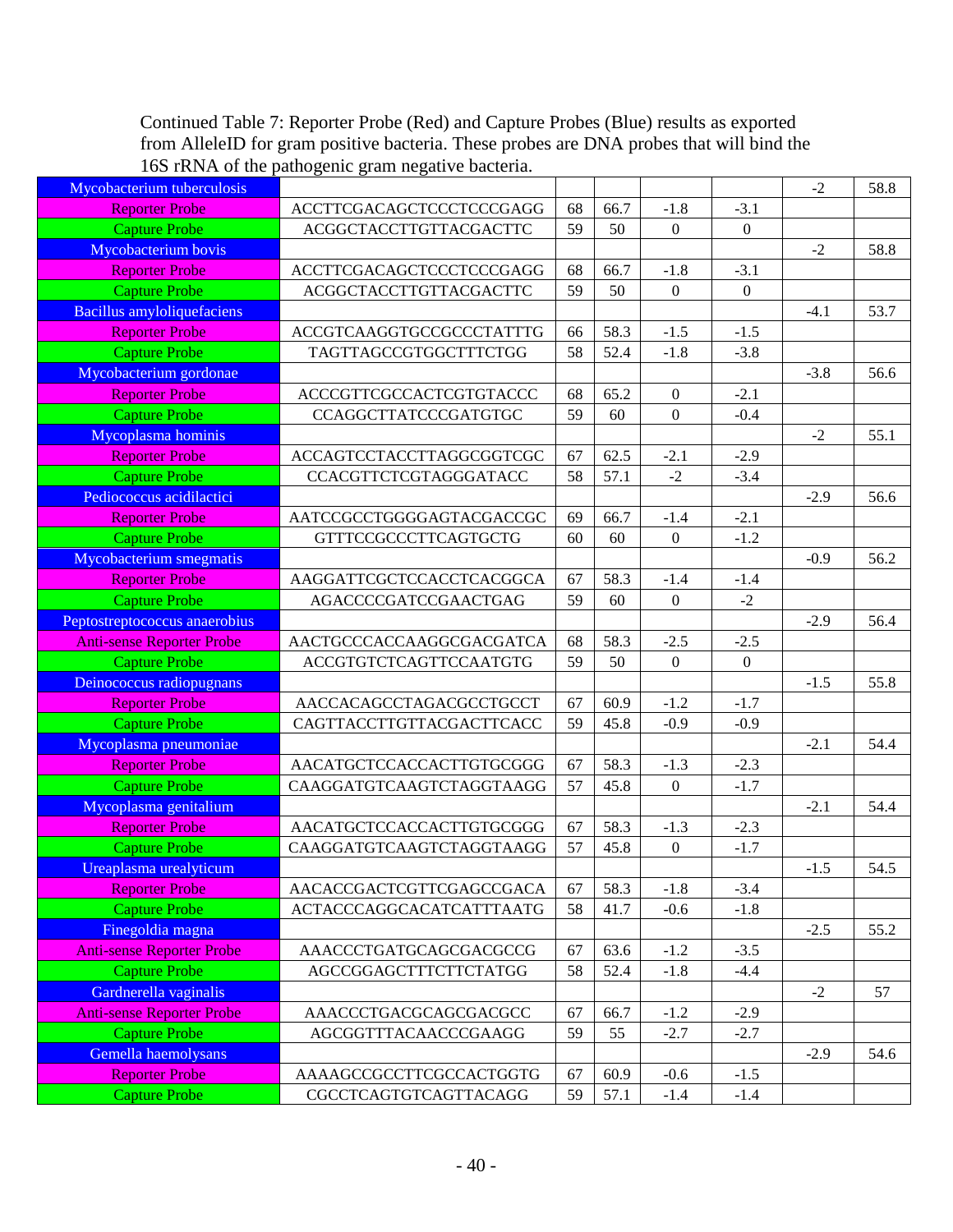Continued Table 7: Reporter Probe (Red) and Capture Probes (Blue) results as exported from AlleleID for gram positive bacteria. These probes are DNA probes that will bind the 16S rRNA of the pathogenic gram negative bacteria.

| | | | | | | | |
|---|---|---|---|---|---|---|---|
| Mycobacterium tuberculosis | | | | | | -2 | 58.8 |
| Reporter Probe | ACCTTCGACAGCTCCCTCCCGAGG | 68 | 66.7 | -1.8 | -3.1 | | |
| Capture Probe | ACGGCTACCTTGTTACGACTTC | 59 | 50 | 0 | 0 | | |
| Mycobacterium bovis | | | | | | -2 | 58.8 |
| Reporter Probe | ACCTTCGACAGCTCCCTCCCGAGG | 68 | 66.7 | -1.8 | -3.1 | | |
| Capture Probe | ACGGCTACCTTGTTACGACTTC | 59 | 50 | 0 | 0 | | |
| Bacillus amyloliquefaciens | | | | | | -4.1 | 53.7 |
| Reporter Probe | ACCGTCAAGGTGCCGCCCTATTTG | 66 | 58.3 | -1.5 | -1.5 | | |
| Capture Probe | TAGTTAGCCGTGGCTTTCTGG | 58 | 52.4 | -1.8 | -3.8 | | |
| Mycobacterium gordonae | | | | | | -3.8 | 56.6 |
| Reporter Probe | ACCCGTTCGCCACTCGTGTACCC | 68 | 65.2 | 0 | -2.1 | | |
| Capture Probe | CCAGGCTTATCCCGATGTGC | 59 | 60 | 0 | -0.4 | | |
| Mycoplasma hominis | | | | | | -2 | 55.1 |
| Reporter Probe | ACCAGTCCTACCTTAGGCGGTCGC | 67 | 62.5 | -2.1 | -2.9 | | |
| Capture Probe | CCACGTTCTCGTAGGGATACC | 58 | 57.1 | -2 | -3.4 | | |
| Pediococcus acidilactici | | | | | | -2.9 | 56.6 |
| Reporter Probe | AATCCGCCTGGGGAGTACGACCGC | 69 | 66.7 | -1.4 | -2.1 | | |
| Capture Probe | GTTTCCGCCCTTCAGTGCTG | 60 | 60 | 0 | -1.2 | | |
| Mycobacterium smegmatis | | | | | | -0.9 | 56.2 |
| Reporter Probe | AAGGATTCGCTCCACCTCACGGCA | 67 | 58.3 | -1.4 | -1.4 | | |
| Capture Probe | AGACCCCGATCCGAACTGAG | 59 | 60 | 0 | -2 | | |
| Peptostreptococcus anaerobius | | | | | | -2.9 | 56.4 |
| Anti-sense Reporter Probe | AACTGCCCACCAAGGCGACGATCA | 68 | 58.3 | -2.5 | -2.5 | | |
| Capture Probe | ACCGTGTCTCAGTTCCAATGTG | 59 | 50 | 0 | 0 | | |
| Deinococcus radiopugnans | | | | | | -1.5 | 55.8 |
| Reporter Probe | AACCACAGCCTAGACGCCTGCCT | 67 | 60.9 | -1.2 | -1.7 | | |
| Capture Probe | CAGTTACCTTGTTACGACTTCACC | 59 | 45.8 | -0.9 | -0.9 | | |
| Mycoplasma pneumoniae | | | | | | -2.1 | 54.4 |
| Reporter Probe | AACATGCTCCACCACTTGTGCGGG | 67 | 58.3 | -1.3 | -2.3 | | |
| Capture Probe | CAAGGATGTCAAGTCTAGGTAAGG | 57 | 45.8 | 0 | -1.7 | | |
| Mycoplasma genitalium | | | | | | -2.1 | 54.4 |
| Reporter Probe | AACATGCTCCACCACTTGTGCGGG | 67 | 58.3 | -1.3 | -2.3 | | |
| Capture Probe | CAAGGATGTCAAGTCTAGGTAAGG | 57 | 45.8 | 0 | -1.7 | | |
| Ureaplasma urealyticum | | | | | | -1.5 | 54.5 |
| Reporter Probe | AACACCGACTCGTTCGAGCCGACA | 67 | 58.3 | -1.8 | -3.4 | | |
| Capture Probe | ACTACCCAGGCACATCATTTAATG | 58 | 41.7 | -0.6 | -1.8 | | |
| Finegoldia magna | | | | | | -2.5 | 55.2 |
| Anti-sense Reporter Probe | AAACCCTGATGCAGCGACGCCG | 67 | 63.6 | -1.2 | -3.5 | | |
| Capture Probe | AGCCGGAGCTTTCTTCTATGG | 58 | 52.4 | -1.8 | -4.4 | | |
| Gardnerella vaginalis | | | | | | -2 | 57 |
| Anti-sense Reporter Probe | AAACCCTGACGCAGCGACGCC | 67 | 66.7 | -1.2 | -2.9 | | |
| Capture Probe | AGCGGTTTACAACCCGAAGG | 59 | 55 | -2.7 | -2.7 | | |
| Gemella haemolysans | | | | | | -2.9 | 54.6 |
| Reporter Probe | AAAAGCCGCCTTCGCCACTGGTG | 67 | 60.9 | -0.6 | -1.5 | | |
| Capture Probe | CGCCTCAGTGTCAGTTACAGG | 59 | 57.1 | -1.4 | -1.4 | | |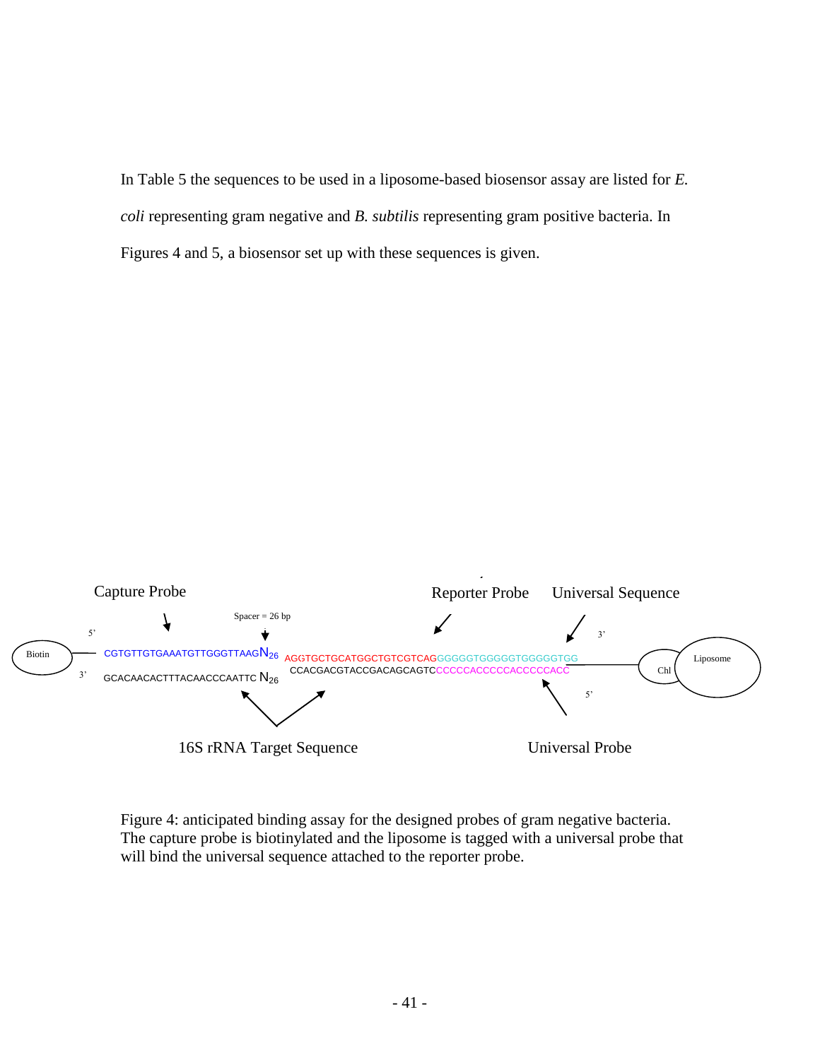In Table 5 the sequences to be used in a liposome-based biosensor assay are listed for *E. coli* representing gram negative and *B. subtilis* representing gram positive bacteria. In Figures 4 and 5, a biosensor set up with these sequences is given.

Capture Probe

Spacer = 26 bp

Reporter Probe

Universal Sequence

5'

3'

Biotin

CGTGTTGTGAAATGTTGGGTTAAG$N_{26}$ AGGTGCTGCATGGCTGTCGTCAGGGGGGTGGGGGTGGGGGTGG

GCACAACACTTTACAACCCAATTC $N_{26}$ CCACGACGTACCGACAGCAGTCCCCCCACCCCCACCCCCACC

3'

5'

Chl

Liposome

16S rRNA Target Sequence

Universal Probe

Figure 4: anticipated binding assay for the designed probes of gram negative bacteria. The capture probe is biotinylated and the liposome is tagged with a universal probe that will bind the universal sequence attached to the reporter probe.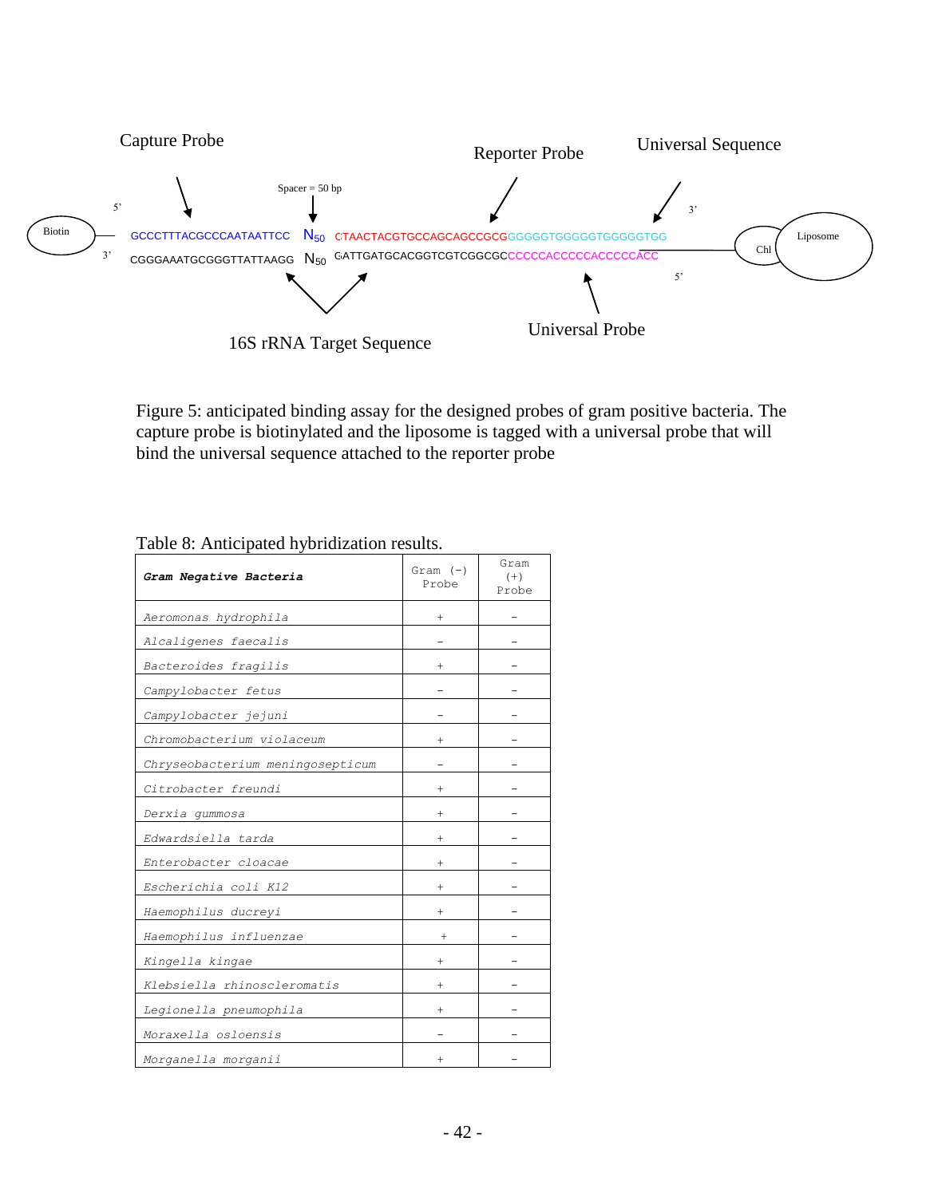Capture Probe

Reporter Probe

Universal Sequence

Spacer = 50 bp

5'

3'

Biotin

GCCCTTTACGCCCAATAATTCC $N_{50}$ CTAACTACGTGCCAGCAGCCGCGGGGGGTGGGGGTGGGGGTGG

3'

CGGGAAATGCGGGTTATTAAGG $N_{50}$ GATTGATGCACGGTCGTCGGCGCCCCCCACCCCCACCCCCACC

5'

Chl

Liposome

16S rRNA Target Sequence

Universal Probe

Figure 5: anticipated binding assay for the designed probes of gram positive bacteria. The capture probe is biotinylated and the liposome is tagged with a universal probe that will bind the universal sequence attached to the reporter probe

Table 8: Anticipated hybridization results.

| ***Gram Negative Bacteria*** | Gram (-) Probe | Gram (+) Probe |
|---|---|---|
| *Aeromonas hydrophila* | + | - |
| *Alcaligenes faecalis* | - | - |
| *Bacteroides fragilis* | + | - |
| *Campylobacter fetus* | - | - |
| *Campylobacter jejuni* | - | - |
| *Chromobacterium violaceum* | + | - |
| *Chryseobacterium meningosepticum* | - | - |
| *Citrobacter freundi* | + | - |
| *Derxia gummosa* | + | - |
| *Edwardsiella tarda* | + | - |
| *Enterobacter cloacae* | + | - |
| *Escherichia coli K12* | + | - |
| *Haemophilus ducreyi* | + | - |
| *Haemophilus influenzae* | + | - |
| *Kingella kingae* | + | - |
| *Klebsiella rhinoscleromatis* | + | - |
| *Legionella pneumophila* | + | - |
| *Moraxella osloensis* | - | - |
| *Morganella morganii* | + | - |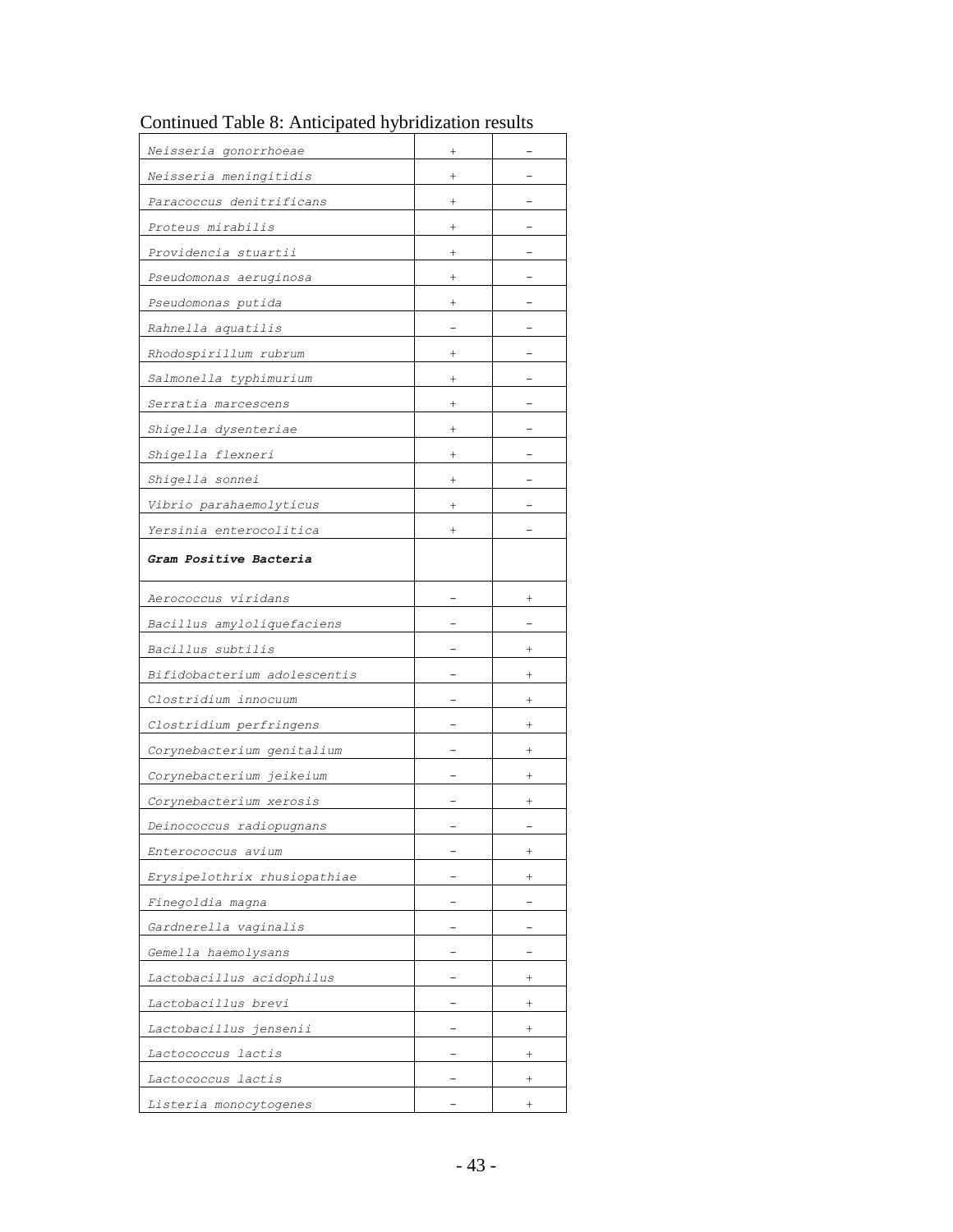Continued Table 8: Anticipated hybridization results

| | | |
|---|---|---|
| *Neisseria gonorrhoeae* | + | – |
| *Neisseria meningitidis* | + | – |
| *Paracoccus denitrificans* | + | – |
| *Proteus mirabilis* | + | – |
| *Providencia stuartii* | + | – |
| *Pseudomonas aeruginosa* | + | – |
| *Pseudomonas putida* | + | – |
| *Rahnella aquatilis* | – | – |
| *Rhodospirillum rubrum* | + | – |
| *Salmonella typhimurium* | + | – |
| *Serratia marcescens* | + | – |
| *Shigella dysenteriae* | + | – |
| *Shigella flexneri* | + | – |
| *Shigella sonnei* | + | – |
| *Vibrio parahaemolyticus* | + | – |
| *Yersinia enterocolitica* | + | – |
| ***Gram Positive Bacteria*** | | |
| *Aerococcus viridans* | – | + |
| *Bacillus amyloliquefaciens* | – | – |
| *Bacillus subtilis* | – | + |
| *Bifidobacterium adolescentis* | – | + |
| *Clostridium innocuum* | – | + |
| *Clostridium perfringens* | – | + |
| *Corynebacterium genitalium* | – | + |
| *Corynebacterium jeikeium* | – | + |
| *Corynebacterium xerosis* | – | + |
| *Deinococcus radiopugnans* | – | – |
| *Enterococcus avium* | – | + |
| *Erysipelothrix rhusiopathiae* | – | + |
| *Finegoldia magna* | – | – |
| *Gardnerella vaginalis* | – | – |
| *Gemella haemolysans* | – | – |
| *Lactobacillus acidophilus* | – | + |
| *Lactobacillus brevi* | – | + |
| *Lactobacillus jensenii* | – | + |
| *Lactococcus lactis* | – | + |
| *Lactococcus lactis* | – | + |
| *Listeria monocytogenes* | – | + |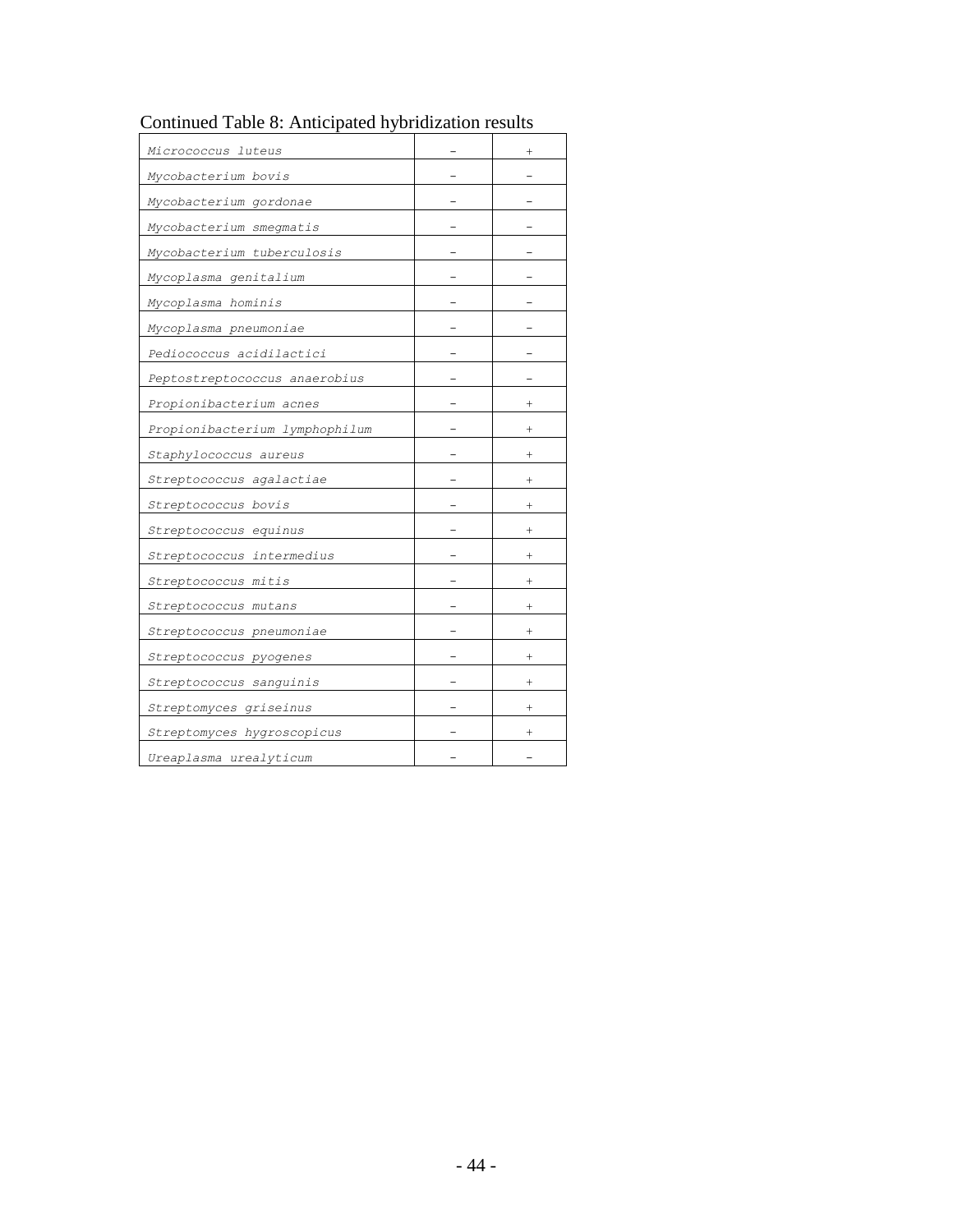Continued Table 8: Anticipated hybridization results

| | | |
|---|---|---|
| *Micrococcus luteus* | – | + |
| *Mycobacterium bovis* | – | – |
| *Mycobacterium gordonae* | – | – |
| *Mycobacterium smegmatis* | – | – |
| *Mycobacterium tuberculosis* | – | – |
| *Mycoplasma genitalium* | – | – |
| *Mycoplasma hominis* | – | – |
| *Mycoplasma pneumoniae* | – | – |
| *Pediococcus acidilactici* | – | – |
| *Peptostreptococcus anaerobius* | – | – |
| *Propionibacterium acnes* | – | + |
| *Propionibacterium lymphophilum* | – | + |
| *Staphylococcus aureus* | – | + |
| *Streptococcus agalactiae* | – | + |
| *Streptococcus bovis* | – | + |
| *Streptococcus equinus* | – | + |
| *Streptococcus intermedius* | – | + |
| *Streptococcus mitis* | – | + |
| *Streptococcus mutans* | – | + |
| *Streptococcus pneumoniae* | – | + |
| *Streptococcus pyogenes* | – | + |
| *Streptococcus sanguinis* | – | + |
| *Streptomyces griseinus* | – | + |
| *Streptomyces hygroscopicus* | – | + |
| *Ureaplasma urealyticum* | – | – |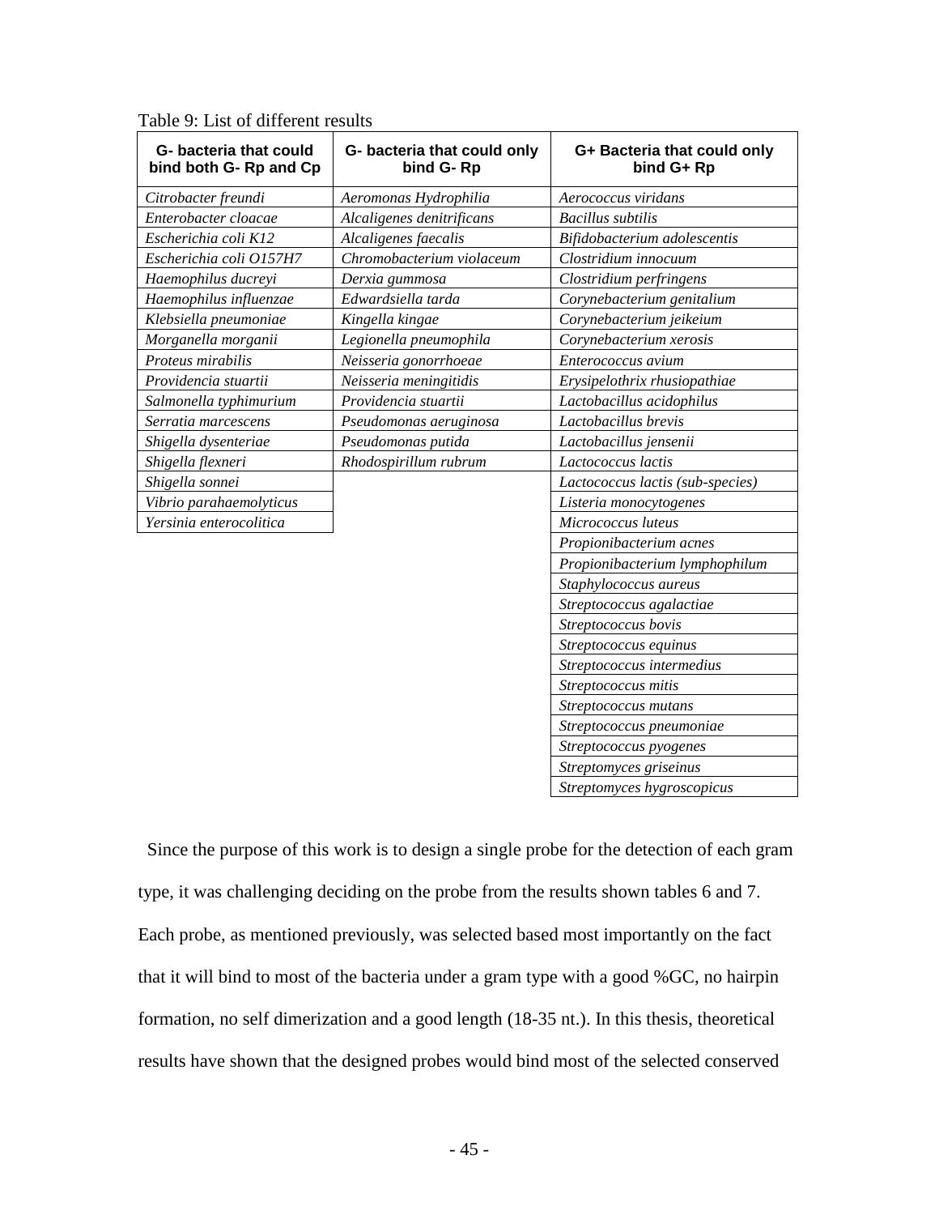Table 9: List of different results

| G- bacteria that could bind both G- Rp and Cp | G- bacteria that could only bind G- Rp | G+ Bacteria that could only bind G+ Rp |
|---|---|---|
| *Citrobacter freundi* | *Aeromonas Hydrophilia* | *Aerococcus viridans* |
| *Enterobacter cloacae* | *Alcaligenes denitrificans* | *Bacillus subtilis* |
| *Escherichia coli K12* | *Alcaligenes faecalis* | *Bifidobacterium adolescentis* |
| *Escherichia coli O157H7* | *Chromobacterium violaceum* | *Clostridium innocuum* |
| *Haemophilus ducreyi* | *Derxia gummosa* | *Clostridium perfringens* |
| *Haemophilus influenzae* | *Edwardsiella tarda* | *Corynebacterium genitalium* |
| *Klebsiella pneumoniae* | *Kingella kingae* | *Corynebacterium jeikeium* |
| *Morganella morganii* | *Legionella pneumophila* | *Corynebacterium xerosis* |
| *Proteus mirabilis* | *Neisseria gonorrhoeae* | *Enterococcus avium* |
| *Providencia stuartii* | *Neisseria meningitidis* | *Erysipelothrix rhusiopathiae* |
| *Salmonella typhimurium* | *Providencia stuartii* | *Lactobacillus acidophilus* |
| *Serratia marcescens* | *Pseudomonas aeruginosa* | *Lactobacillus brevis* |
| *Shigella dysenteriae* | *Pseudomonas putida* | *Lactobacillus jensenii* |
| *Shigella flexneri* | *Rhodospirillum rubrum* | *Lactococcus lactis* |
| *Shigella sonnei* | | *Lactococcus lactis (sub-species)* |
| *Vibrio parahaemolyticus* | | *Listeria monocytogenes* |
| *Yersinia enterocolitica* | | *Micrococcus luteus* |
| | | *Propionibacterium acnes* |
| | | *Propionibacterium lymphophilum* |
| | | *Staphylococcus aureus* |
| | | *Streptococcus agalactiae* |
| | | *Streptococcus bovis* |
| | | *Streptococcus equinus* |
| | | *Streptococcus intermedius* |
| | | *Streptococcus mitis* |
| | | *Streptococcus mutans* |
| | | *Streptococcus pneumoniae* |
| | | *Streptococcus pyogenes* |
| | | *Streptomyces griseinus* |
| | | *Streptomyces hygroscopicus* |

Since the purpose of this work is to design a single probe for the detection of each gram type, it was challenging deciding on the probe from the results shown tables 6 and 7. Each probe, as mentioned previously, was selected based most importantly on the fact that it will bind to most of the bacteria under a gram type with a good %GC, no hairpin formation, no self dimerization and a good length (18-35 nt.). In this thesis, theoretical results have shown that the designed probes would bind most of the selected conserved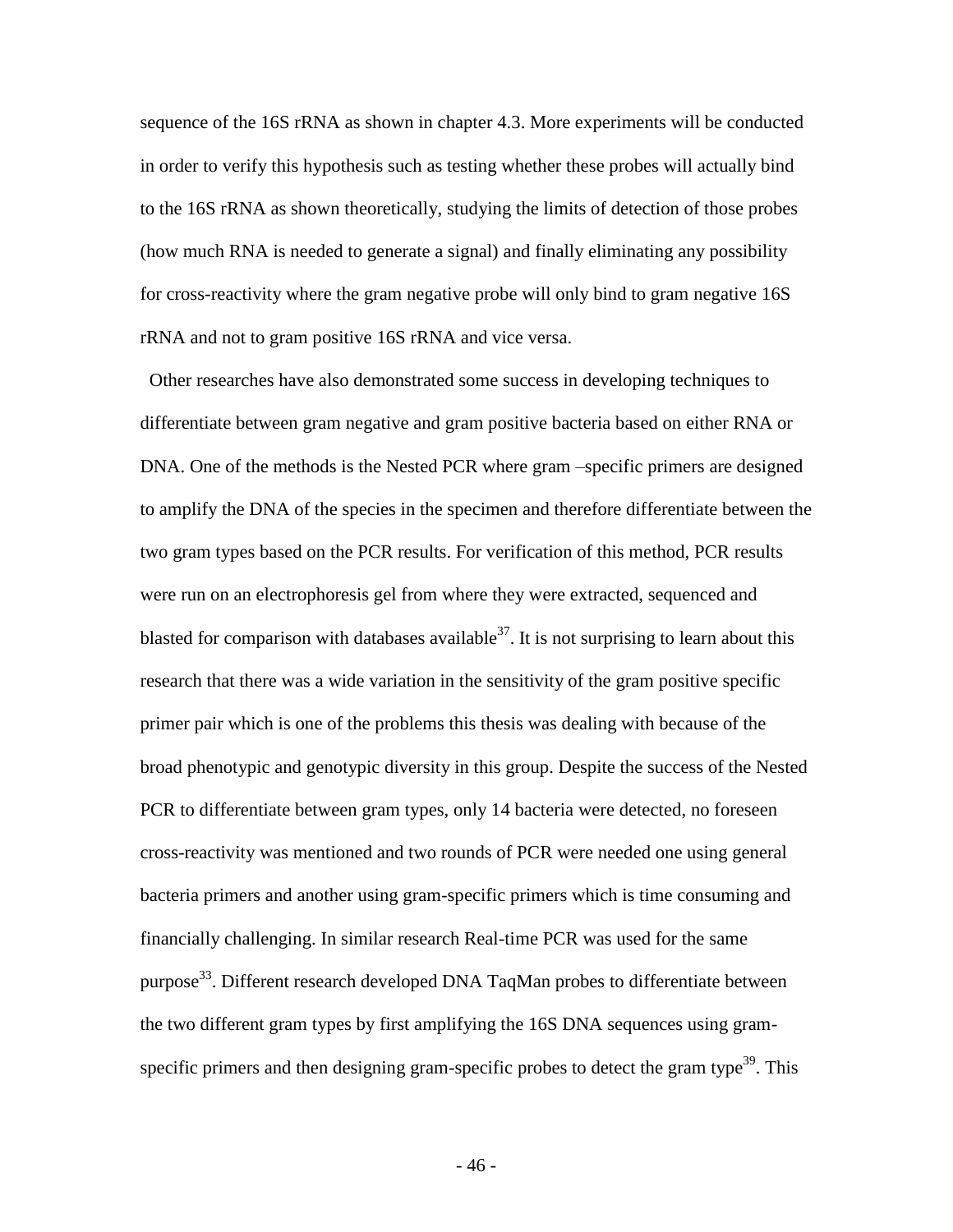sequence of the 16S rRNA as shown in chapter 4.3. More experiments will be conducted in order to verify this hypothesis such as testing whether these probes will actually bind to the 16S rRNA as shown theoretically, studying the limits of detection of those probes (how much RNA is needed to generate a signal) and finally eliminating any possibility for cross-reactivity where the gram negative probe will only bind to gram negative 16S rRNA and not to gram positive 16S rRNA and vice versa.

Other researches have also demonstrated some success in developing techniques to differentiate between gram negative and gram positive bacteria based on either RNA or DNA. One of the methods is the Nested PCR where gram –specific primers are designed to amplify the DNA of the species in the specimen and therefore differentiate between the two gram types based on the PCR results. For verification of this method, PCR results were run on an electrophoresis gel from where they were extracted, sequenced and blasted for comparison with databases available[37]. It is not surprising to learn about this research that there was a wide variation in the sensitivity of the gram positive specific primer pair which is one of the problems this thesis was dealing with because of the broad phenotypic and genotypic diversity in this group. Despite the success of the Nested PCR to differentiate between gram types, only 14 bacteria were detected, no foreseen cross-reactivity was mentioned and two rounds of PCR were needed one using general bacteria primers and another using gram-specific primers which is time consuming and financially challenging. In similar research Real-time PCR was used for the same purpose[33]. Different research developed DNA TaqMan probes to differentiate between the two different gram types by first amplifying the 16S DNA sequences using gram-specific primers and then designing gram-specific probes to detect the gram type[39]. This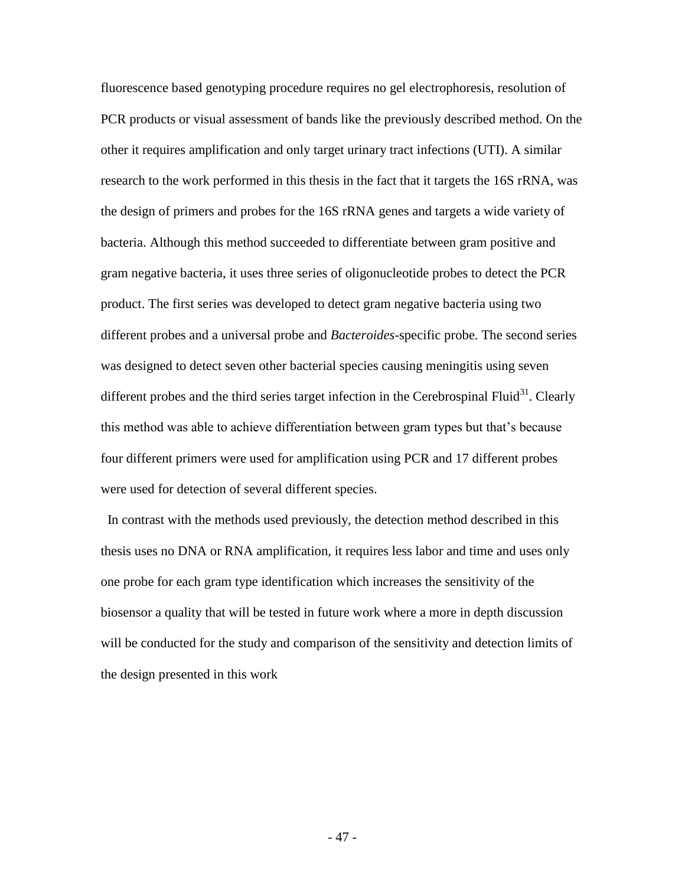fluorescence based genotyping procedure requires no gel electrophoresis, resolution of PCR products or visual assessment of bands like the previously described method. On the other it requires amplification and only target urinary tract infections (UTI). A similar research to the work performed in this thesis in the fact that it targets the 16S rRNA, was the design of primers and probes for the 16S rRNA genes and targets a wide variety of bacteria. Although this method succeeded to differentiate between gram positive and gram negative bacteria, it uses three series of oligonucleotide probes to detect the PCR product. The first series was developed to detect gram negative bacteria using two different probes and a universal probe and *Bacteroides*-specific probe. The second series was designed to detect seven other bacterial species causing meningitis using seven different probes and the third series target infection in the Cerebrospinal Fluid[31]. Clearly this method was able to achieve differentiation between gram types but that's because four different primers were used for amplification using PCR and 17 different probes were used for detection of several different species.

In contrast with the methods used previously, the detection method described in this thesis uses no DNA or RNA amplification, it requires less labor and time and uses only one probe for each gram type identification which increases the sensitivity of the biosensor a quality that will be tested in future work where a more in depth discussion will be conducted for the study and comparison of the sensitivity and detection limits of the design presented in this work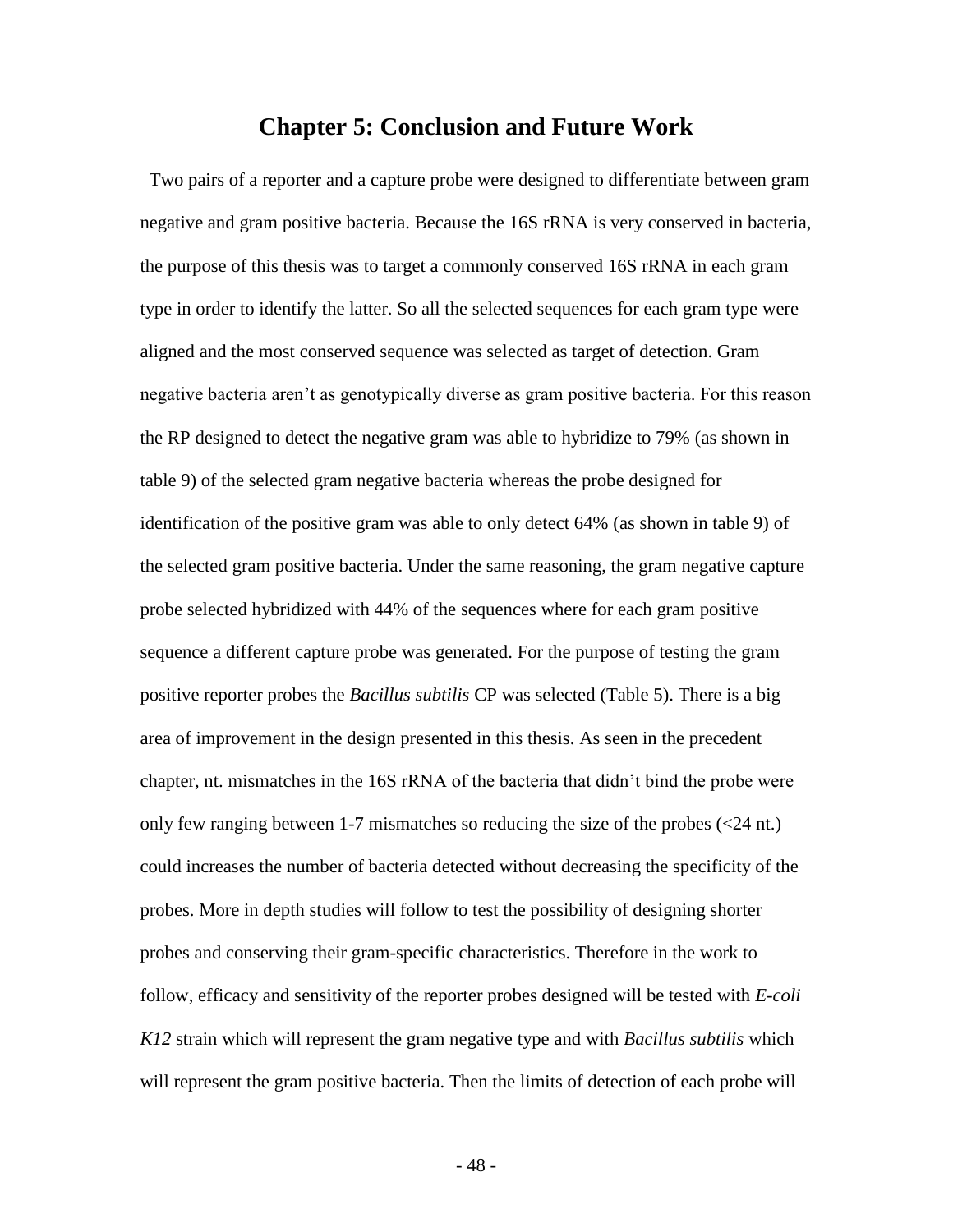# Chapter 5: Conclusion and Future Work

Two pairs of a reporter and a capture probe were designed to differentiate between gram negative and gram positive bacteria. Because the 16S rRNA is very conserved in bacteria, the purpose of this thesis was to target a commonly conserved 16S rRNA in each gram type in order to identify the latter. So all the selected sequences for each gram type were aligned and the most conserved sequence was selected as target of detection. Gram negative bacteria aren't as genotypically diverse as gram positive bacteria. For this reason the RP designed to detect the negative gram was able to hybridize to 79% (as shown in table 9) of the selected gram negative bacteria whereas the probe designed for identification of the positive gram was able to only detect 64% (as shown in table 9) of the selected gram positive bacteria. Under the same reasoning, the gram negative capture probe selected hybridized with 44% of the sequences where for each gram positive sequence a different capture probe was generated. For the purpose of testing the gram positive reporter probes the *Bacillus subtilis* CP was selected (Table 5). There is a big area of improvement in the design presented in this thesis. As seen in the precedent chapter, nt. mismatches in the 16S rRNA of the bacteria that didn't bind the probe were only few ranging between 1-7 mismatches so reducing the size of the probes (<24 nt.) could increases the number of bacteria detected without decreasing the specificity of the probes. More in depth studies will follow to test the possibility of designing shorter probes and conserving their gram-specific characteristics. Therefore in the work to follow, efficacy and sensitivity of the reporter probes designed will be tested with *E-coli K12* strain which will represent the gram negative type and with *Bacillus subtilis* which will represent the gram positive bacteria. Then the limits of detection of each probe will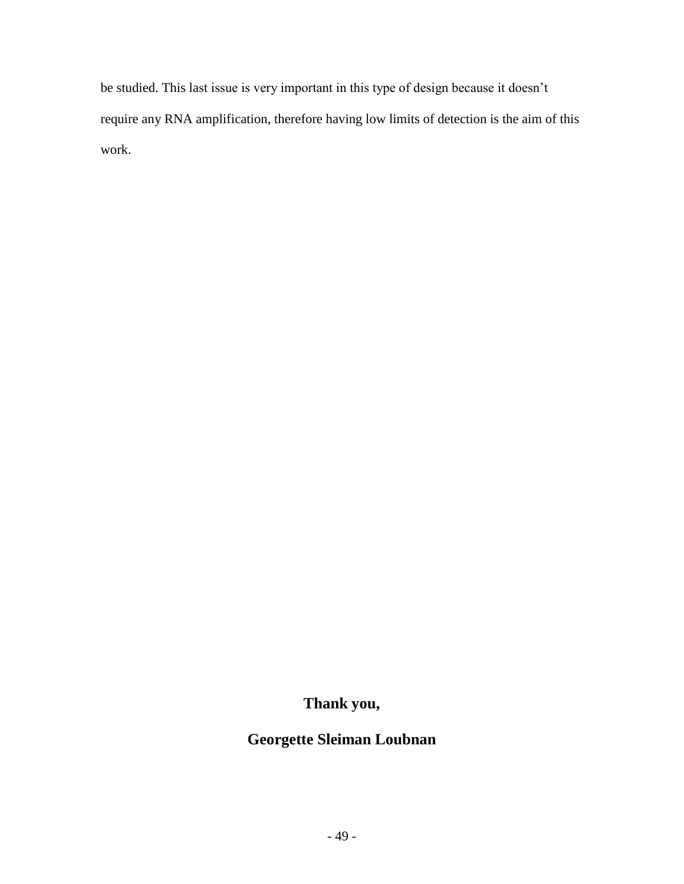be studied. This last issue is very important in this type of design because it doesn't require any RNA amplification, therefore having low limits of detection is the aim of this work.

**Thank you,**

**Georgette Sleiman Loubnan**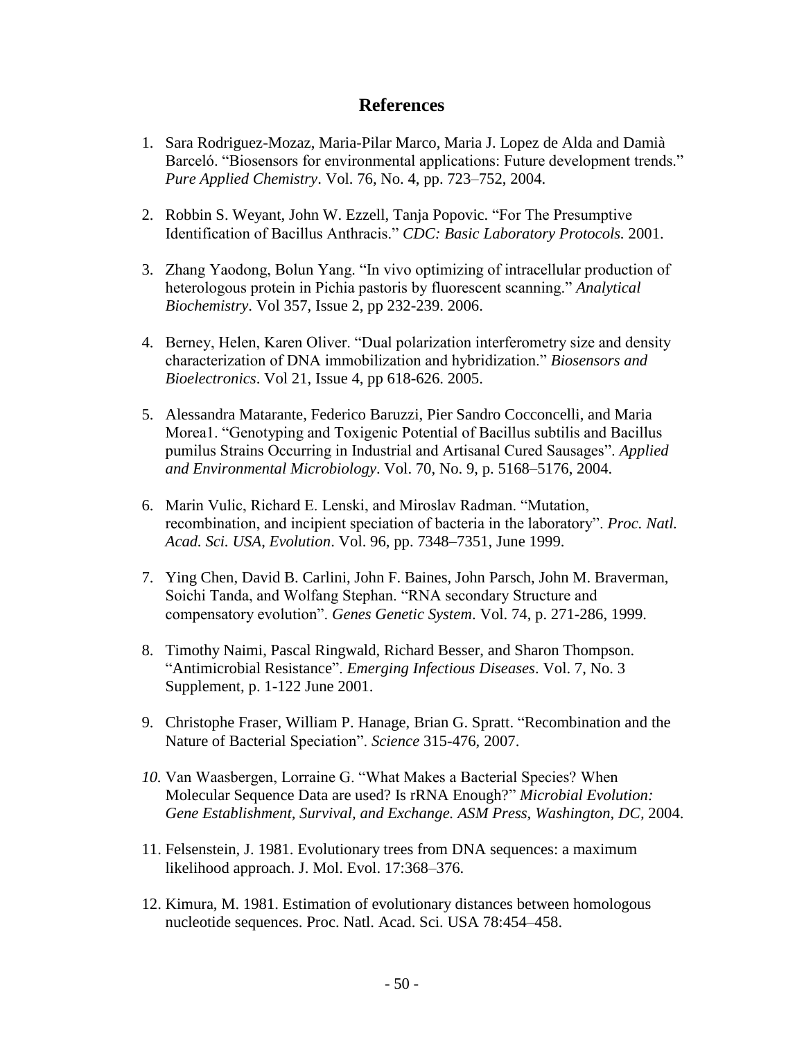# References

1. Sara Rodriguez-Mozaz, Maria-Pilar Marco, Maria J. Lopez de Alda and Damià Barceló. "Biosensors for environmental applications: Future development trends." *Pure Applied Chemistry*. Vol. 76, No. 4, pp. 723–752, 2004.

2. Robbin S. Weyant, John W. Ezzell, Tanja Popovic. "For The Presumptive Identification of Bacillus Anthracis." *CDC: Basic Laboratory Protocols.* 2001.

3. Zhang Yaodong, Bolun Yang. "In vivo optimizing of intracellular production of heterologous protein in Pichia pastoris by fluorescent scanning." *Analytical Biochemistry*. Vol 357, Issue 2, pp 232-239. 2006.

4. Berney, Helen, Karen Oliver. "Dual polarization interferometry size and density characterization of DNA immobilization and hybridization." *Biosensors and Bioelectronics*. Vol 21, Issue 4, pp 618-626. 2005.

5. Alessandra Matarante, Federico Baruzzi, Pier Sandro Cocconcelli, and Maria Morea1. "Genotyping and Toxigenic Potential of Bacillus subtilis and Bacillus pumilus Strains Occurring in Industrial and Artisanal Cured Sausages". *Applied and Environmental Microbiology*. Vol. 70, No. 9, p. 5168–5176, 2004.

6. Marin Vulic, Richard E. Lenski, and Miroslav Radman. "Mutation, recombination, and incipient speciation of bacteria in the laboratory". *Proc. Natl. Acad. Sci. USA, Evolution*. Vol. 96, pp. 7348–7351, June 1999.

7. Ying Chen, David B. Carlini, John F. Baines, John Parsch, John M. Braverman, Soichi Tanda, and Wolfang Stephan. "RNA secondary Structure and compensatory evolution". *Genes Genetic System*. Vol. 74, p. 271-286, 1999.

8. Timothy Naimi, Pascal Ringwald, Richard Besser, and Sharon Thompson. "Antimicrobial Resistance". *Emerging Infectious Diseases*. Vol. 7, No. 3 Supplement, p. 1-122 June 2001.

9. Christophe Fraser, William P. Hanage, Brian G. Spratt. "Recombination and the Nature of Bacterial Speciation". *Science* 315-476, 2007.

10. Van Waasbergen, Lorraine G. "What Makes a Bacterial Species? When Molecular Sequence Data are used? Is rRNA Enough?" *Microbial Evolution: Gene Establishment, Survival, and Exchange. ASM Press, Washington, DC*, 2004.

11. Felsenstein, J. 1981. Evolutionary trees from DNA sequences: a maximum likelihood approach. J. Mol. Evol. 17:368–376.

12. Kimura, M. 1981. Estimation of evolutionary distances between homologous nucleotide sequences. Proc. Natl. Acad. Sci. USA 78:454–458.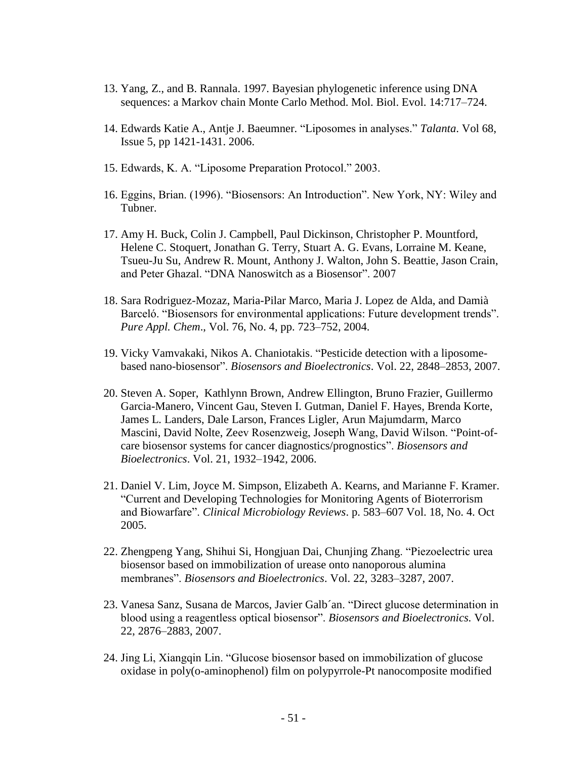13. Yang, Z., and B. Rannala. 1997. Bayesian phylogenetic inference using DNA sequences: a Markov chain Monte Carlo Method. Mol. Biol. Evol. 14:717–724.

14. Edwards Katie A., Antje J. Baeumner. "Liposomes in analyses." *Talanta*. Vol 68, Issue 5, pp 1421-1431. 2006.

15. Edwards, K. A. "Liposome Preparation Protocol." 2003.

16. Eggins, Brian. (1996). "Biosensors: An Introduction". New York, NY: Wiley and Tubner.

17. Amy H. Buck, Colin J. Campbell, Paul Dickinson, Christopher P. Mountford, Helene C. Stoquert, Jonathan G. Terry, Stuart A. G. Evans, Lorraine M. Keane, Tsueu-Ju Su, Andrew R. Mount, Anthony J. Walton, John S. Beattie, Jason Crain, and Peter Ghazal. "DNA Nanoswitch as a Biosensor". 2007

18. Sara Rodriguez-Mozaz, Maria-Pilar Marco, Maria J. Lopez de Alda, and Damià Barceló. "Biosensors for environmental applications: Future development trends". *Pure Appl. Chem*., Vol. 76, No. 4, pp. 723–752, 2004.

19. Vicky Vamvakaki, Nikos A. Chaniotakis. "Pesticide detection with a liposome-based nano-biosensor". *Biosensors and Bioelectronics*. Vol. 22, 2848–2853, 2007.

20. Steven A. Soper, Kathlynn Brown, Andrew Ellington, Bruno Frazier, Guillermo Garcia-Manero, Vincent Gau, Steven I. Gutman, Daniel F. Hayes, Brenda Korte, James L. Landers, Dale Larson, Frances Ligler, Arun Majumdarm, Marco Mascini, David Nolte, Zeev Rosenzweig, Joseph Wang, David Wilson. "Point-of-care biosensor systems for cancer diagnostics/prognostics". *Biosensors and Bioelectronics*. Vol. 21, 1932–1942, 2006.

21. Daniel V. Lim, Joyce M. Simpson, Elizabeth A. Kearns, and Marianne F. Kramer. "Current and Developing Technologies for Monitoring Agents of Bioterrorism and Biowarfare". *Clinical Microbiology Reviews*. p. 583–607 Vol. 18, No. 4. Oct 2005.

22. Zhengpeng Yang, Shihui Si, Hongjuan Dai, Chunjing Zhang. "Piezoelectric urea biosensor based on immobilization of urease onto nanoporous alumina membranes". *Biosensors and Bioelectronics*. Vol. 22, 3283–3287, 2007.

23. Vanesa Sanz, Susana de Marcos, Javier Galb´an. "Direct glucose determination in blood using a reagentless optical biosensor". *Biosensors and Bioelectronics.* Vol. 22, 2876–2883, 2007.

24. Jing Li, Xiangqin Lin. "Glucose biosensor based on immobilization of glucose oxidase in poly(o-aminophenol) film on polypyrrole-Pt nanocomposite modified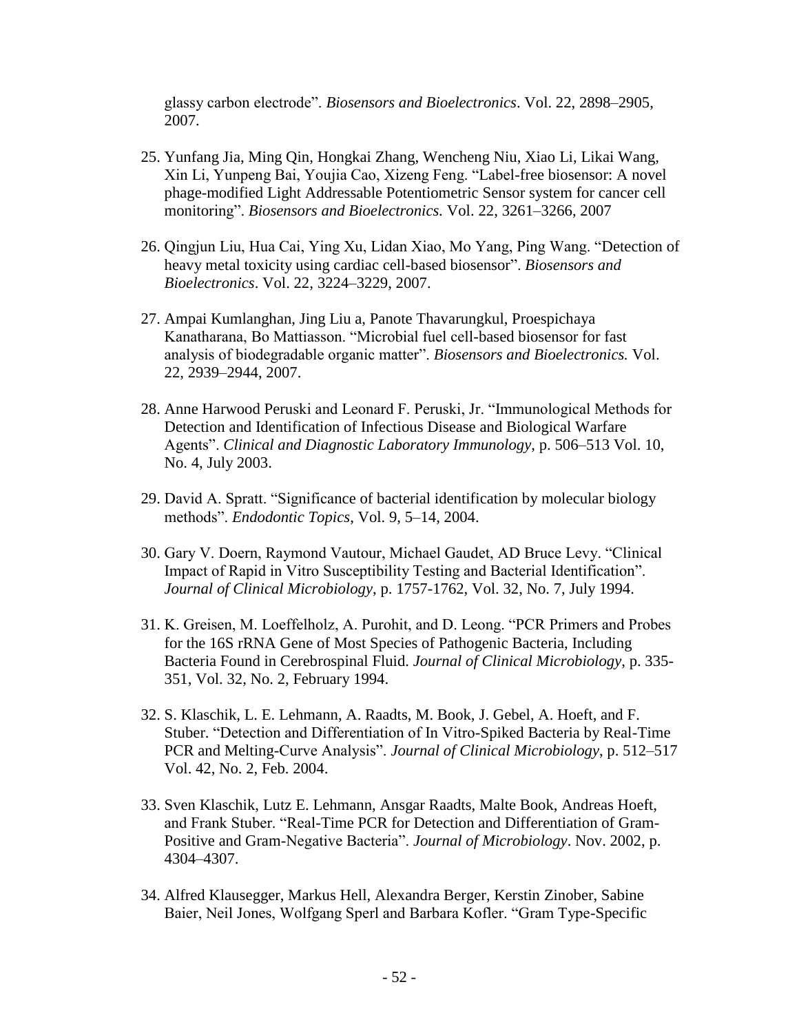glassy carbon electrode". *Biosensors and Bioelectronics*. Vol. 22, 2898–2905, 2007.

25. Yunfang Jia, Ming Qin, Hongkai Zhang, Wencheng Niu, Xiao Li, Likai Wang, Xin Li, Yunpeng Bai, Youjia Cao, Xizeng Feng. "Label-free biosensor: A novel phage-modified Light Addressable Potentiometric Sensor system for cancer cell monitoring". *Biosensors and Bioelectronics.* Vol. 22, 3261–3266, 2007

26. Qingjun Liu, Hua Cai, Ying Xu, Lidan Xiao, Mo Yang, Ping Wang. "Detection of heavy metal toxicity using cardiac cell-based biosensor". *Biosensors and Bioelectronics*. Vol. 22, 3224–3229, 2007.

27. Ampai Kumlanghan, Jing Liu a, Panote Thavarungkul, Proespichaya Kanatharana, Bo Mattiasson. "Microbial fuel cell-based biosensor for fast analysis of biodegradable organic matter". *Biosensors and Bioelectronics.* Vol. 22, 2939–2944, 2007.

28. Anne Harwood Peruski and Leonard F. Peruski, Jr. "Immunological Methods for Detection and Identification of Infectious Disease and Biological Warfare Agents". *Clinical and Diagnostic Laboratory Immunology*, p. 506–513 Vol. 10, No. 4, July 2003.

29. David A. Spratt. "Significance of bacterial identification by molecular biology methods". *Endodontic Topics*, Vol. 9, 5–14, 2004.

30. Gary V. Doern, Raymond Vautour, Michael Gaudet, AD Bruce Levy. "Clinical Impact of Rapid in Vitro Susceptibility Testing and Bacterial Identification". *Journal of Clinical Microbiology,* p. 1757-1762, Vol. 32, No. 7, July 1994.

31. K. Greisen, M. Loeffelholz, A. Purohit, and D. Leong. "PCR Primers and Probes for the 16S rRNA Gene of Most Species of Pathogenic Bacteria, Including Bacteria Found in Cerebrospinal Fluid. *Journal of Clinical Microbiology*, p. 335-351, Vol. 32, No. 2, February 1994.

32. S. Klaschik, L. E. Lehmann, A. Raadts, M. Book, J. Gebel, A. Hoeft, and F. Stuber. "Detection and Differentiation of In Vitro-Spiked Bacteria by Real-Time PCR and Melting-Curve Analysis". *Journal of Clinical Microbiology*, p. 512–517 Vol. 42, No. 2, Feb. 2004.

33. Sven Klaschik, Lutz E. Lehmann, Ansgar Raadts, Malte Book, Andreas Hoeft, and Frank Stuber. "Real-Time PCR for Detection and Differentiation of Gram-Positive and Gram-Negative Bacteria". *Journal of Microbiology*. Nov. 2002, p. 4304–4307.

34. Alfred Klausegger, Markus Hell, Alexandra Berger, Kerstin Zinober, Sabine Baier, Neil Jones, Wolfgang Sperl and Barbara Kofler. "Gram Type-Specific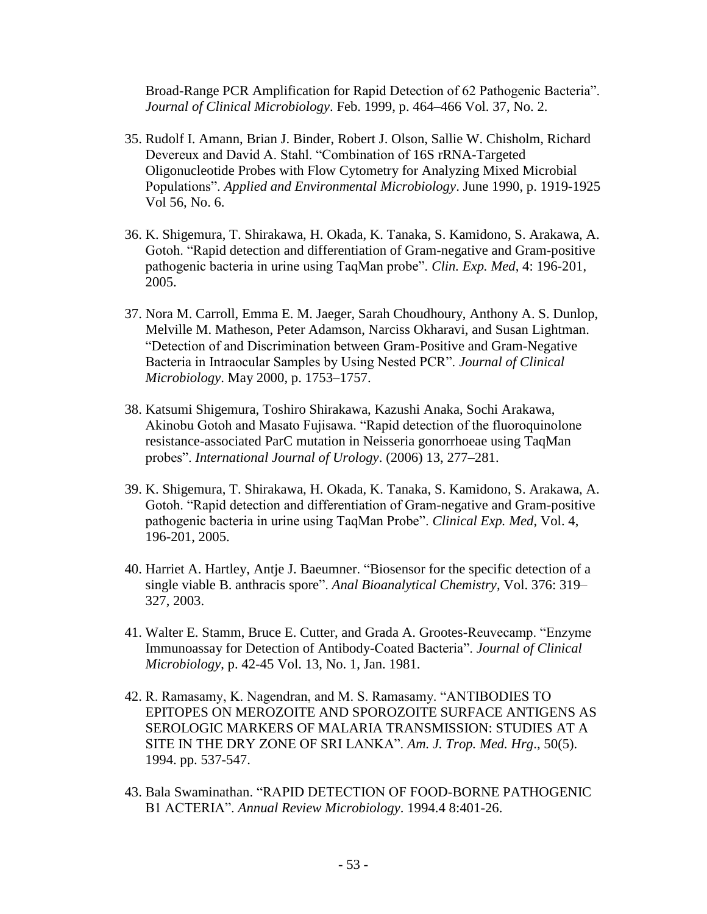Broad-Range PCR Amplification for Rapid Detection of 62 Pathogenic Bacteria". *Journal of Clinical Microbiology*. Feb. 1999, p. 464–466 Vol. 37, No. 2.

35. Rudolf I. Amann, Brian J. Binder, Robert J. Olson, Sallie W. Chisholm, Richard Devereux and David A. Stahl. "Combination of 16S rRNA-Targeted Oligonucleotide Probes with Flow Cytometry for Analyzing Mixed Microbial Populations". *Applied and Environmental Microbiology*. June 1990, p. 1919-1925 Vol 56, No. 6.

36. K. Shigemura, T. Shirakawa, H. Okada, K. Tanaka, S. Kamidono, S. Arakawa, A. Gotoh. "Rapid detection and differentiation of Gram-negative and Gram-positive pathogenic bacteria in urine using TaqMan probe". *Clin. Exp. Med*, 4: 196-201, 2005.

37. Nora M. Carroll, Emma E. M. Jaeger, Sarah Choudhoury, Anthony A. S. Dunlop, Melville M. Matheson, Peter Adamson, Narciss Okharavi, and Susan Lightman. "Detection of and Discrimination between Gram-Positive and Gram-Negative Bacteria in Intraocular Samples by Using Nested PCR". *Journal of Clinical Microbiology*. May 2000, p. 1753–1757.

38. Katsumi Shigemura, Toshiro Shirakawa, Kazushi Anaka, Sochi Arakawa, Akinobu Gotoh and Masato Fujisawa. "Rapid detection of the fluoroquinolone resistance-associated ParC mutation in Neisseria gonorrhoeae using TaqMan probes". *International Journal of Urology*. (2006) 13, 277–281.

39. K. Shigemura, T. Shirakawa, H. Okada, K. Tanaka, S. Kamidono, S. Arakawa, A. Gotoh. "Rapid detection and differentiation of Gram-negative and Gram-positive pathogenic bacteria in urine using TaqMan Probe". *Clinical Exp. Med*, Vol. 4, 196-201, 2005.

40. Harriet A. Hartley, Antje J. Baeumner. "Biosensor for the specific detection of a single viable B. anthracis spore". *Anal Bioanalytical Chemistry*, Vol. 376: 319–327, 2003.

41. Walter E. Stamm, Bruce E. Cutter, and Grada A. Grootes-Reuvecamp. "Enzyme Immunoassay for Detection of Antibody-Coated Bacteria". *Journal of Clinical Microbiology*, p. 42-45 Vol. 13, No. 1, Jan. 1981.

42. R. Ramasamy, K. Nagendran, and M. S. Ramasamy. "ANTIBODIES TO EPITOPES ON MEROZOITE AND SPOROZOITE SURFACE ANTIGENS AS SEROLOGIC MARKERS OF MALARIA TRANSMISSION: STUDIES AT A SITE IN THE DRY ZONE OF SRI LANKA". *Am. J. Trop. Med. Hrg*., 50(5). 1994. pp. 537-547.

43. Bala Swaminathan. "RAPID DETECTION OF FOOD-BORNE PATHOGENIC B1 ACTERIA". *Annual Review Microbiology*. 1994.4 8:401-26.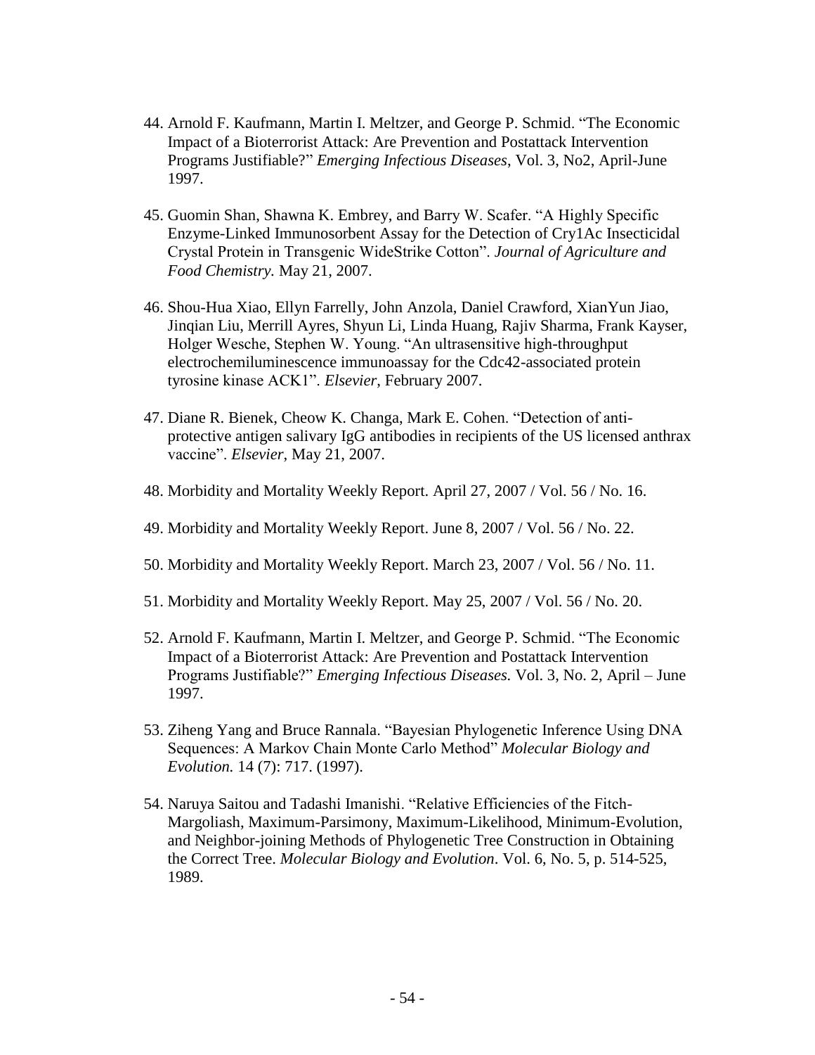44. Arnold F. Kaufmann, Martin I. Meltzer, and George P. Schmid. "The Economic Impact of a Bioterrorist Attack: Are Prevention and Postattack Intervention Programs Justifiable?" *Emerging Infectious Diseases*, Vol. 3, No2, April-June 1997.

45. Guomin Shan, Shawna K. Embrey, and Barry W. Scafer. "A Highly Specific Enzyme-Linked Immunosorbent Assay for the Detection of Cry1Ac Insecticidal Crystal Protein in Transgenic WideStrike Cotton". *Journal of Agriculture and Food Chemistry.* May 21, 2007.

46. Shou-Hua Xiao, Ellyn Farrelly, John Anzola, Daniel Crawford, XianYun Jiao, Jinqian Liu, Merrill Ayres, Shyun Li, Linda Huang, Rajiv Sharma, Frank Kayser, Holger Wesche, Stephen W. Young. "An ultrasensitive high-throughput electrochemiluminescence immunoassay for the Cdc42-associated protein tyrosine kinase ACK1". *Elsevier*, February 2007.

47. Diane R. Bienek, Cheow K. Changa, Mark E. Cohen. "Detection of anti-protective antigen salivary IgG antibodies in recipients of the US licensed anthrax vaccine". *Elsevier*, May 21, 2007.

48. Morbidity and Mortality Weekly Report. April 27, 2007 / Vol. 56 / No. 16.

49. Morbidity and Mortality Weekly Report. June 8, 2007 / Vol. 56 / No. 22.

50. Morbidity and Mortality Weekly Report. March 23, 2007 / Vol. 56 / No. 11.

51. Morbidity and Mortality Weekly Report. May 25, 2007 / Vol. 56 / No. 20.

52. Arnold F. Kaufmann, Martin I. Meltzer, and George P. Schmid. "The Economic Impact of a Bioterrorist Attack: Are Prevention and Postattack Intervention Programs Justifiable?" *Emerging Infectious Diseases.* Vol. 3, No. 2, April – June 1997.

53. Ziheng Yang and Bruce Rannala. "Bayesian Phylogenetic Inference Using DNA Sequences: A Markov Chain Monte Carlo Method" *Molecular Biology and Evolution.* 14 (7): 717. (1997).

54. Naruya Saitou and Tadashi Imanishi. "Relative Efficiencies of the Fitch-Margoliash, Maximum-Parsimony, Maximum-Likelihood, Minimum-Evolution, and Neighbor-joining Methods of Phylogenetic Tree Construction in Obtaining the Correct Tree. *Molecular Biology and Evolution*. Vol. 6, No. 5, p. 514-525, 1989.